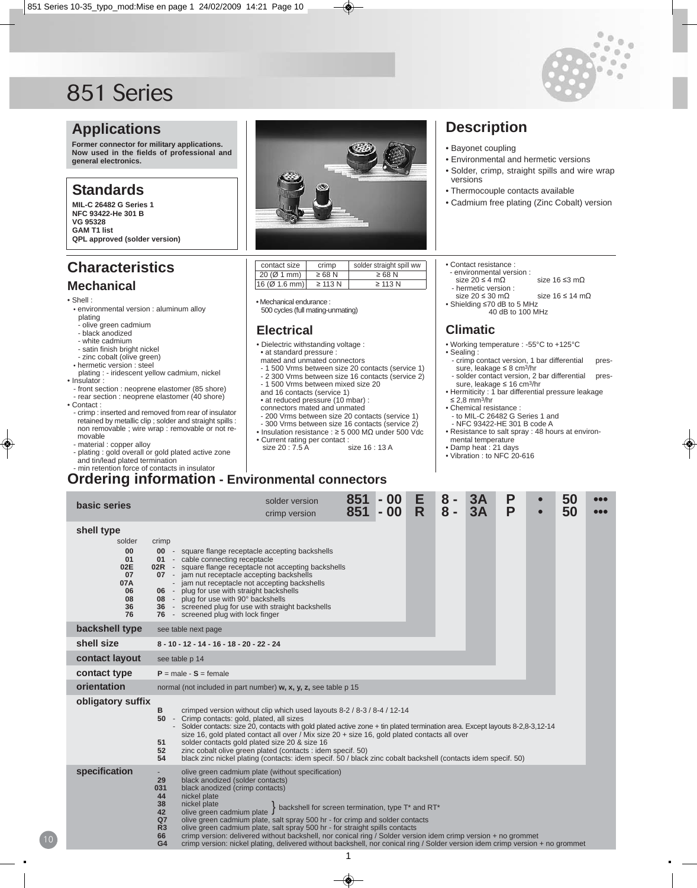# 851 Series

## Applications

**Former connector for military applications. Now used in the fields of professional and general electronics.**

## Standards

**MIL-C 26482 G Series 1**
**NFC 93422-He 301 B**
**VG 95328**
**GAM T1 list**
**QPL approved (solder version)**

## Description

- Bayonet coupling
- Environmental and hermetic versions
- Solder, crimp, straight spills and wire wrap versions
- Thermocouple contacts available
- Cadmium free plating (Zinc Cobalt) version

## Characteristics

### Mechanical

- Shell :
  - environmental version : aluminum alloy plating
    - olive green cadmium
    - black anodized
    - white cadmium
    - satin finish bright nickel
    - zinc cobalt (olive green)
  - hermetic version : steel plating : - iridescent yellow cadmium, nickel
- Insulator :
  - front section : neoprene elastomer (85 shore)
  - rear section : neoprene elastomer (40 shore)
- Contact :
  - crimp : inserted and removed from rear of insulator retained by metallic clip ; solder and straight spills : non removable ; wire wrap : removable or not removable
  - material : copper alloy
  - plating : gold overall or gold plated active zone and tin/lead plated termination
  - min retention force of contacts in insulator

| contact size | crimp | solder straight spill ww |
|---|---|---|
| 20 (Ø 1 mm) | ≥ 68 N | ≥ 68 N |
| 16 (Ø 1.6 mm) | ≥ 113 N | ≥ 113 N |

- Mechanical endurance : 500 cycles (full mating-unmating)

### Electrical

- Dielectric withstanding voltage :
  - at standard pressure : mated and unmated connectors
    - 1 500 Vrms between size 20 contacts (service 1)
    - 2 300 Vrms between size 16 contacts (service 2)
    - 1 500 Vrms between mixed size 20 and 16 contacts (service 1)
  - at reduced pressure (10 mbar) : connectors mated and unmated
    - 200 Vrms between size 20 contacts (service 1)
    - 300 Vrms between size 16 contacts (service 2)
- Insulation resistance : ≥ 5 000 MΩ under 500 Vdc
- Current rating per contact : size 20 : 7.5 A size 16 : 13 A
- Contact resistance :
  - environmental version : size 20 ≤ 4 mΩ size 16 ≤3 mΩ
  - hermetic version : size 20 ≤ 30 mΩ size 16 ≤ 14 mΩ
- Shielding ≤70 dB to 5 MHz, 40 dB to 100 MHz

### Climatic

- Working temperature : -55°C to +125°C
- Sealing :
  - crimp contact version, 1 bar differential pressure, leakage ≤ 8 cm³/hr
  - solder contact version, 2 bar differential pressure, leakage ≤ 16 cm³/hr
- Hermiticity : 1 bar differential pressure leakage ≤ 2,8 mm³/hr
- Chemical resistance :
  - to MIL-C 26482 G Series 1 and
  - NFC 93422-HE 301 B code A
- Resistance to salt spray : 48 hours at environmental temperature
- Damp heat : 21 days
- Vibration : to NFC 20-616

## Ordering information - Environmental connectors

| basic series | solder version | 851 | - 00 | E | 8 - | 3A | P | • | 50 | ••• |
|---|---|---|---|---|---|---|---|---|---|---|
| | crimp version | 851 | - 00 | R | 8 - | 3A | P | • | 50 | ••• |

**shell type**

| solder | crimp | |
|---|---|---|
| 00 | 00 | - square flange receptacle accepting backshells |
| 01 | 01 | - cable connecting receptacle |
| 02E | 02R | - square flange receptacle not accepting backshells |
| 07 | 07 | - jam nut receptacle accepting backshells |
| 07A | | - jam nut receptacle not accepting backshells |
| 06 | 06 | - plug for use with straight backshells |
| 08 | 08 | - plug for use with 90° backshells |
| 36 | 36 | - screened plug for use with straight backshells |
| 76 | 76 | - screened plug with lock finger |

**backshell type** see table next page

**shell size** 8 - 10 - 12 - 14 - 16 - 18 - 20 - 22 - 24

**contact layout** see table p 14

**contact type** **P** = male - **S** = female

**orientation** normal (not included in part number) **w, x, y, z,** see table p 15

**obligatory suffix**

- **B** crimped version without clip which used layouts 8-2 / 8-3 / 8-4 / 12-14
- **50** - Crimp contacts: gold, plated, all sizes
  - Solder contacts: size 20, contacts with gold plated active zone + tin plated termination area. Except layouts 8-2,8-3,12-14 size 16, gold plated contact all over / Mix size 20 + size 16, gold plated contacts all over
- **51** solder contacts gold plated size 20 & size 16
- **52** zinc cobalt olive green plated (contacts : idem specif. 50)
- **54** black zinc nickel plating (contacts: idem specif. 50 / black zinc cobalt backshell (contacts idem specif. 50)

**specification**

- **-** olive green cadmium plate (without specification)
- **29** black anodized (solder contacts)
- **031** black anodized (crimp contacts)
- **44** nickel plate
- **38** nickel plate } backshell for screen termination, type T* and RT*
- **42** olive green cadmium plate } backshell for screen termination, type T* and RT*
- **Q7** olive green cadmium plate, salt spray 500 hr - for crimp and solder contacts
- **R3** olive green cadmium plate, salt spray 500 hr - for straight spills contacts
- **66** crimp version: delivered without backshell, nor conical ring / Solder version idem crimp version + no grommet
- **G4** crimp version: nickel plating, delivered without backshell, nor conical ring / Solder version idem crimp version + no grommet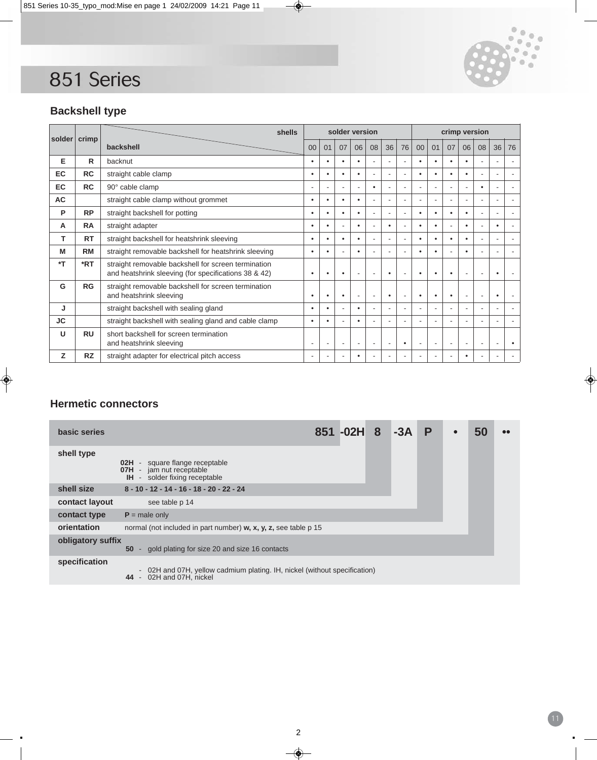# 851 Series

## Backshell type

| solder | crimp | backshell \ shells | solder version 00 | 01 | 07 | 06 | 08 | 36 | 76 | crimp version 00 | 01 | 07 | 06 | 08 | 36 | 76 |
|---|---|---|---|---|---|---|---|---|---|---|---|---|---|---|---|---|
| **E** | **R** | backnut | • | • | • | • | - | - | - | • | • | • | • | - | - | - |
| **EC** | **RC** | straight cable clamp | • | • | • | • | - | - | - | • | • | • | • | - | - | - |
| **EC** | **RC** | 90° cable clamp | - | - | - | - | • | - | - | - | - | - | - | • | - | - |
| **AC** | | straight cable clamp without grommet | • | • | • | • | - | - | - | - | - | - | - | - | - | - |
| **P** | **RP** | straight backshell for potting | • | • | • | • | - | - | - | • | • | • | • | - | - | - |
| **A** | **RA** | straight adapter | • | • | - | • | - | • | - | • | • | - | • | - | • | - |
| **T** | **RT** | straight backshell for heatshrink sleeving | • | • | • | • | - | - | - | • | • | • | • | - | - | - |
| **M** | **RM** | straight removable backshell for heatshrink sleeving | • | • | - | • | - | - | - | • | • | - | • | - | - | - |
| **\*T** | **\*RT** | straight removable backshell for screen termination and heatshrink sleeving (for specifications 38 & 42) | • | • | • | - | - | • | - | • | • | • | - | - | • | - |
| **G** | **RG** | straight removable backshell for screen termination and heatshrink sleeving | • | • | • | - | - | • | - | • | • | • | - | - | • | - |
| **J** | | straight backshell with sealing gland | • | • | - | • | - | - | - | - | - | - | - | - | - | - |
| **JC** | | straight backshell with sealing gland and cable clamp | • | • | - | • | - | - | - | - | - | - | - | - | - | - |
| **U** | **RU** | short backshell for screen termination and heatshrink sleeving | - | - | - | - | - | - | • | - | - | - | - | - | - | • |
| **Z** | **RZ** | straight adapter for electrical pitch access | - | - | - | • | - | - | - | - | - | - | • | - | - | - |

## Hermetic connectors

| basic series | 851 | -02H | 8 | -3A | P | • | 50 | •• |
|---|---|---|---|---|---|---|---|---|

- **shell type**
  - **02H** - square flange receptable
  - **07H** - jam nut receptable
  - **IH** - solder fixing receptable
- **shell size**: **8 - 10 - 12 - 14 - 16 - 18 - 20 - 22 - 24**
- **contact layout**: see table p 14
- **contact type**: **P** = male only
- **orientation**: normal (not included in part number) **w, x, y, z,** see table p 15
- **obligatory suffix**
  - **50** - gold plating for size 20 and size 16 contacts
- **specification**
  - \- 02H and 07H, yellow cadmium plating. IH, nickel (without specification)
  - **44** - 02H and 07H, nickel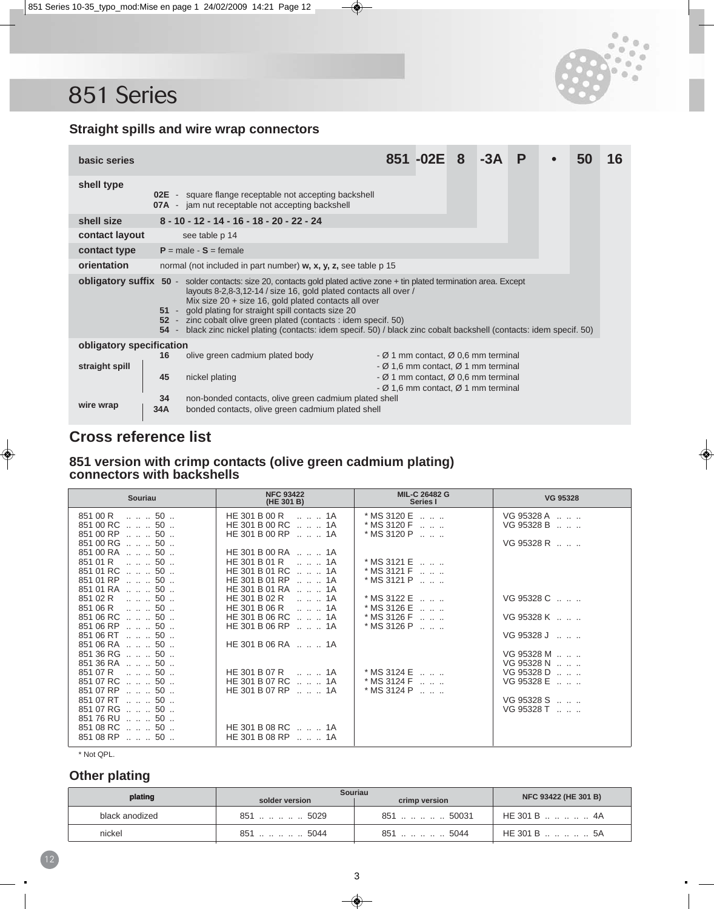# 851 Series

## Straight spills and wire wrap connectors

| basic series | 851 | -02E | 8 | -3A | P | • | 50 | 16 |
|---|---|---|---|---|---|---|---|---|

**shell type**
- **02E** - square flange receptable not accepting backshell
- **07A** - jam nut receptable not accepting backshell

**shell size** 8 - 10 - 12 - 14 - 16 - 18 - 20 - 22 - 24

**contact layout** see table p 14

**contact type** **P** = male - **S** = female

**orientation** normal (not included in part number) **w, x, y, z,** see table p 15

**obligatory suffix**
- **50** - solder contacts: size 20, contacts gold plated active zone + tin plated termination area. Except layouts 8-2,8-3,12-14 / size 16, gold plated contacts all over / Mix size 20 + size 16, gold plated contacts all over
- **51** - gold plating for straight spill contacts size 20
- **52** - zinc cobalt olive green plated (contacts : idem specif. 50)
- **54** - black zinc nickel plating (contacts: idem specif. 50) / black zinc cobalt backshell (contacts: idem specif. 50)

**obligatory specification**

| | | | |
|---|---|---|---|
| straight spill | 16 | olive green cadmium plated body | - Ø 1 mm contact, Ø 0,6 mm terminal |
| | | | - Ø 1,6 mm contact, Ø 1 mm terminal |
| | 45 | nickel plating | - Ø 1 mm contact, Ø 0,6 mm terminal |
| | | | - Ø 1,6 mm contact, Ø 1 mm terminal |
| wire wrap | 34 | non-bonded contacts, olive green cadmium plated shell | |
| | 34A | bonded contacts, olive green cadmium plated shell | |

## Cross reference list

### 851 version with crimp contacts (olive green cadmium plating) connectors with backshells

| Souriau | NFC 93422 (HE 301 B) | MIL-C 26482 G Series I | VG 95328 |
|---|---|---|---|
| 851 00 R .. .. .. 50 .. | HE 301 B 00 R .. .. .. 1A | * MS 3120 E .. .. .. | VG 95328 A .. .. .. |
| 851 00 RC .. .. .. 50 .. | HE 301 B 00 RC .. .. .. 1A | * MS 3120 F .. .. .. | VG 95328 B .. .. .. |
| 851 00 RP .. .. .. 50 .. | HE 301 B 00 RP .. .. .. 1A | * MS 3120 P .. .. .. | |
| 851 00 RG .. .. .. 50 .. | | | VG 95328 R .. .. .. |
| 851 00 RA .. .. .. 50 .. | HE 301 B 00 RA .. .. .. 1A | | |
| 851 01 R .. .. .. 50 .. | HE 301 B 01 R .. .. .. 1A | * MS 3121 E .. .. .. | |
| 851 01 RC .. .. .. 50 .. | HE 301 B 01 RC .. .. .. 1A | * MS 3121 F .. .. .. | |
| 851 01 RP .. .. .. 50 .. | HE 301 B 01 RP .. .. .. 1A | * MS 3121 P .. .. .. | |
| 851 01 RA .. .. .. 50 .. | HE 301 B 01 RA .. .. .. 1A | | |
| 851 02 R .. .. .. 50 .. | HE 301 B 02 R .. .. .. 1A | * MS 3122 E .. .. .. | VG 95328 C .. .. .. |
| 851 06 R .. .. .. 50 .. | HE 301 B 06 R .. .. .. 1A | * MS 3126 E .. .. .. | |
| 851 06 RC .. .. .. 50 .. | HE 301 B 06 RC .. .. .. 1A | * MS 3126 F .. .. .. | VG 95328 K .. .. .. |
| 851 06 RP .. .. .. 50 .. | HE 301 B 06 RP .. .. .. 1A | * MS 3126 P .. .. .. | |
| 851 06 RT .. .. .. 50 .. | | | VG 95328 J .. .. .. |
| 851 06 RA .. .. .. 50 .. | HE 301 B 06 RA .. .. .. 1A | | |
| 851 36 RG .. .. .. 50 .. | | | VG 95328 M .. .. .. |
| 851 36 RA .. .. .. 50 .. | | | VG 95328 N .. .. .. |
| 851 07 R .. .. .. 50 .. | HE 301 B 07 R .. .. .. 1A | * MS 3124 E .. .. .. | VG 95328 D .. .. .. |
| 851 07 RC .. .. .. 50 .. | HE 301 B 07 RC .. .. .. 1A | * MS 3124 F .. .. .. | VG 95328 E .. .. .. |
| 851 07 RP .. .. .. 50 .. | HE 301 B 07 RP .. .. .. 1A | * MS 3124 P .. .. .. | |
| 851 07 RT .. .. .. 50 .. | | | VG 95328 S .. .. .. |
| 851 07 RG .. .. .. 50 .. | | | VG 95328 T .. .. .. |
| 851 76 RU .. .. .. 50 .. | | | |
| 851 08 RC .. .. .. 50 .. | HE 301 B 08 RC .. .. .. 1A | | |
| 851 08 RP .. .. .. 50 .. | HE 301 B 08 RP .. .. .. 1A | | |

\* Not QPL.

## Other plating

| plating | Souriau | | NFC 93422 (HE 301 B) |
|---|---|---|---|
| | solder version | crimp version | |
| black anodized | 851 .. .. .. .. .. 5029 | 851 .. .. .. .. .. 50031 | HE 301 B .. .. .. .. .. 4A |
| nickel | 851 .. .. .. .. .. 5044 | 851 .. .. .. .. .. 5044 | HE 301 B .. .. .. .. .. 5A |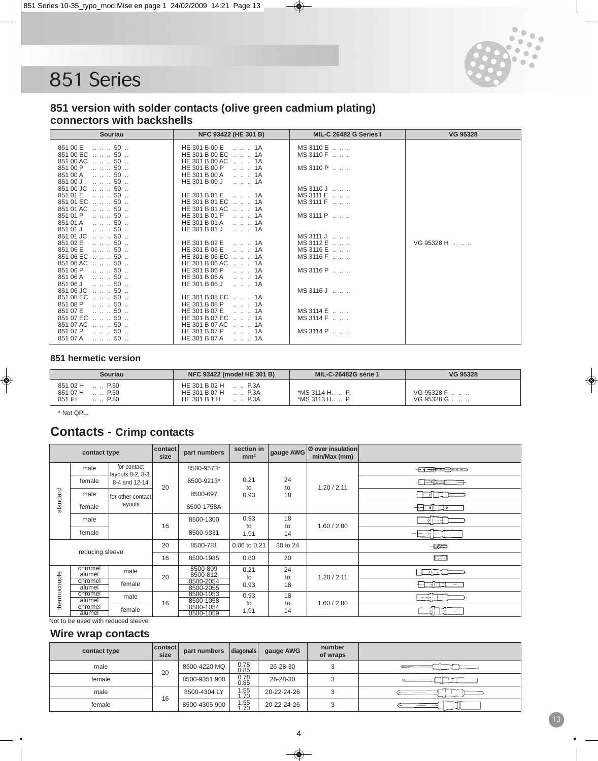# 851 Series

## 851 version with solder contacts (olive green cadmium plating) connectors with backshells

| Souriau | NFC 93422 (HE 301 B) | MIL-C 26482 G Series I | VG 95328 |
|---|---|---|---|
| 851 00 E .. .. .. 50 .. | HE 301 B 00 E .. .. .. 1A | MS 3110 E .. .. .. | |
| 851 00 EC .. .. .. 50 .. | HE 301 B 00 EC .. .. .. 1A | MS 3110 F .. .. .. | |
| 851 00 AC .. .. .. 50 .. | HE 301 B 00 AC .. .. .. 1A | | |
| 851 00 P .. .. .. 50 .. | HE 301 B 00 P .. .. .. 1A | MS 3110 P .. .. .. | |
| 851 00 A .. .. .. 50 .. | HE 301 B 00 A .. .. .. 1A | | |
| 851 00 J .. .. .. 50 .. | HE 301 B 00 J .. .. .. 1A | | |
| 851 00 JC .. .. .. 50 .. | | MS 3110 J .. .. .. | |
| 851 01 E .. .. .. 50 .. | HE 301 B 01 E .. .. .. 1A | MS 3111 E .. .. .. | |
| 851 01 EC .. .. .. 50 .. | HE 301 B 01 EC .. .. .. 1A | MS 3111 F .. .. .. | |
| 851 01 AC .. .. .. 50 .. | HE 301 B 01 AC .. .. .. 1A | | |
| 851 01 P .. .. .. 50 .. | HE 301 B 01 P .. .. .. 1A | MS 3111 P .. .. .. | |
| 851 01 A .. .. .. 50 .. | HE 301 B 01 A .. .. .. 1A | | |
| 851 01 J .. .. .. 50 .. | HE 301 B 01 J .. .. .. 1A | | |
| 851 01 JC .. .. .. 50 .. | | MS 3111 J .. .. .. | |
| 851 02 E .. .. .. 50 .. | HE 301 B 02 E .. .. .. 1A | MS 3112 E .. .. .. | VG 95328 H .. .. .. |
| 851 06 E .. .. .. 50 .. | HE 301 B 06 E .. .. .. 1A | MS 3116 E .. .. .. | |
| 851 06 EC .. .. .. 50 .. | HE 301 B 06 EC .. .. .. 1A | MS 3116 F .. .. .. | |
| 851 06 AC .. .. .. 50 .. | HE 301 B 06 AC .. .. .. 1A | | |
| 851 06 P .. .. .. 50 .. | HE 301 B 06 P .. .. .. 1A | MS 3116 P .. .. .. | |
| 851 06 A .. .. .. 50 .. | HE 301 B 06 A .. .. .. 1A | | |
| 851 06 J .. .. .. 50 .. | HE 301 B 06 J .. .. .. 1A | | |
| 851 06 JC .. .. .. 50 .. | | MS 3116 J .. .. .. | |
| 851 08 EC .. .. .. 50 .. | HE 301 B 08 EC .. .. .. 1A | | |
| 851 08 P .. .. .. 50 .. | HE 301 B 08 P .. .. .. 1A | | |
| 851 07 E .. .. .. 50 .. | HE 301 B 07 E .. .. .. 1A | MS 3114 E .. .. .. | |
| 851 07 EC .. .. .. 50 .. | HE 301 B 07 EC .. .. .. 1A | MS 3114 F .. .. .. | |
| 851 07 AC .. .. .. 50 .. | HE 301 B 07 AC .. .. .. 1A | | |
| 851 07 P .. .. .. 50 .. | HE 301 B 07 P .. .. .. 1A | MS 3114 P .. .. .. | |
| 851 07 A .. .. .. 50 .. | HE 301 B 07 A .. .. .. 1A | | |

## 851 hermetic version

| Souriau | NFC 93422 (model HE 301 B) | MIL-C-26482G série 1 | VG 95328 |
|---|---|---|---|
| 851 02 H .. .. P.50 | HE 301 B 02 H .. .. P.3A | | |
| 851 07 H .. .. P.50 | HE 301 B 07 H .. .. P.3A | *MS 3114 H.. .. P. | VG 95328 F .. .. .. |
| 851 IH .. .. P.50 | HE 301 B 1 H .. .. P.3A | *MS 3113 H.. .. P. | VG 95328 G .. .. .. |

\* Not QPL.

## Contacts - Crimp contacts

| contact type | | | contact size | part numbers | section in mm² | gauge AWG | Ø over insulation min/Max (mm) |
|---|---|---|---|---|---|---|---|
| standard | male | for contact layouts 8-2, 8-3, 8-4 and 12-14 | 20 | 8500-9573* | 0.21 to 0.93 | 24 to 18 | 1.20 / 2.11 |
| standard | female | for contact layouts 8-2, 8-3, 8-4 and 12-14 | 20 | 8500-9213* | 0.21 to 0.93 | 24 to 18 | 1.20 / 2.11 |
| standard | male | for other contact layouts | 20 | 8500-697 | 0.21 to 0.93 | 24 to 18 | 1.20 / 2.11 |
| standard | female | for other contact layouts | 20 | 8500-1758A | 0.21 to 0.93 | 24 to 18 | 1.20 / 2.11 |
| standard | male | | 16 | 8500-1300 | 0.93 to 1.91 | 18 to 14 | 1.60 / 2.80 |
| standard | female | | 16 | 8500-9331 | 0.93 to 1.91 | 18 to 14 | 1.60 / 2.80 |
| reducing sleeve | | | 20 | 8500-781 | 0.06 to 0.21 | 30 to 24 | |
| reducing sleeve | | | 16 | 8500-1985 | 0.60 | 20 | |
| thermocouple | chromel | male | 20 | 8500-809 | 0.21 to 0.93 | 24 to 18 | 1.20 / 2.11 |
| thermocouple | alumel | male | 20 | 8500-812 | 0.21 to 0.93 | 24 to 18 | 1.20 / 2.11 |
| thermocouple | chromel | female | 20 | 8500-2054 | 0.21 to 0.93 | 24 to 18 | 1.20 / 2.11 |
| thermocouple | alumel | female | 20 | 8500-2055 | 0.21 to 0.93 | 24 to 18 | 1.20 / 2.11 |
| thermocouple | chromel | male | 16 | 8500-1053 | 0.93 to 1.91 | 18 to 14 | 1.60 / 2.80 |
| thermocouple | alumel | male | 16 | 8500-1058 | 0.93 to 1.91 | 18 to 14 | 1.60 / 2.80 |
| thermocouple | chromel | female | 16 | 8500-1054 | 0.93 to 1.91 | 18 to 14 | 1.60 / 2.80 |
| thermocouple | alumel | female | 16 | 8500-1059 | 0.93 to 1.91 | 18 to 14 | 1.60 / 2.80 |

Not to be used with reduced sleeve

## Wire wrap contacts

| contact type | contact size | part numbers | diagonals | gauge AWG | number of wraps |
|---|---|---|---|---|---|
| male | 20 | 8500-4220 MQ | 0.78 0.85 | 26-28-30 | 3 |
| female | 20 | 8500-9351 900 | 0.78 0.85 | 26-28-30 | 3 |
| male | 16 | 8500-4304 LY | 1.55 1.70 | 20-22-24-26 | 3 |
| female | 16 | 8500-4305 900 | 1.55 1.70 | 20-22-24-26 | 3 |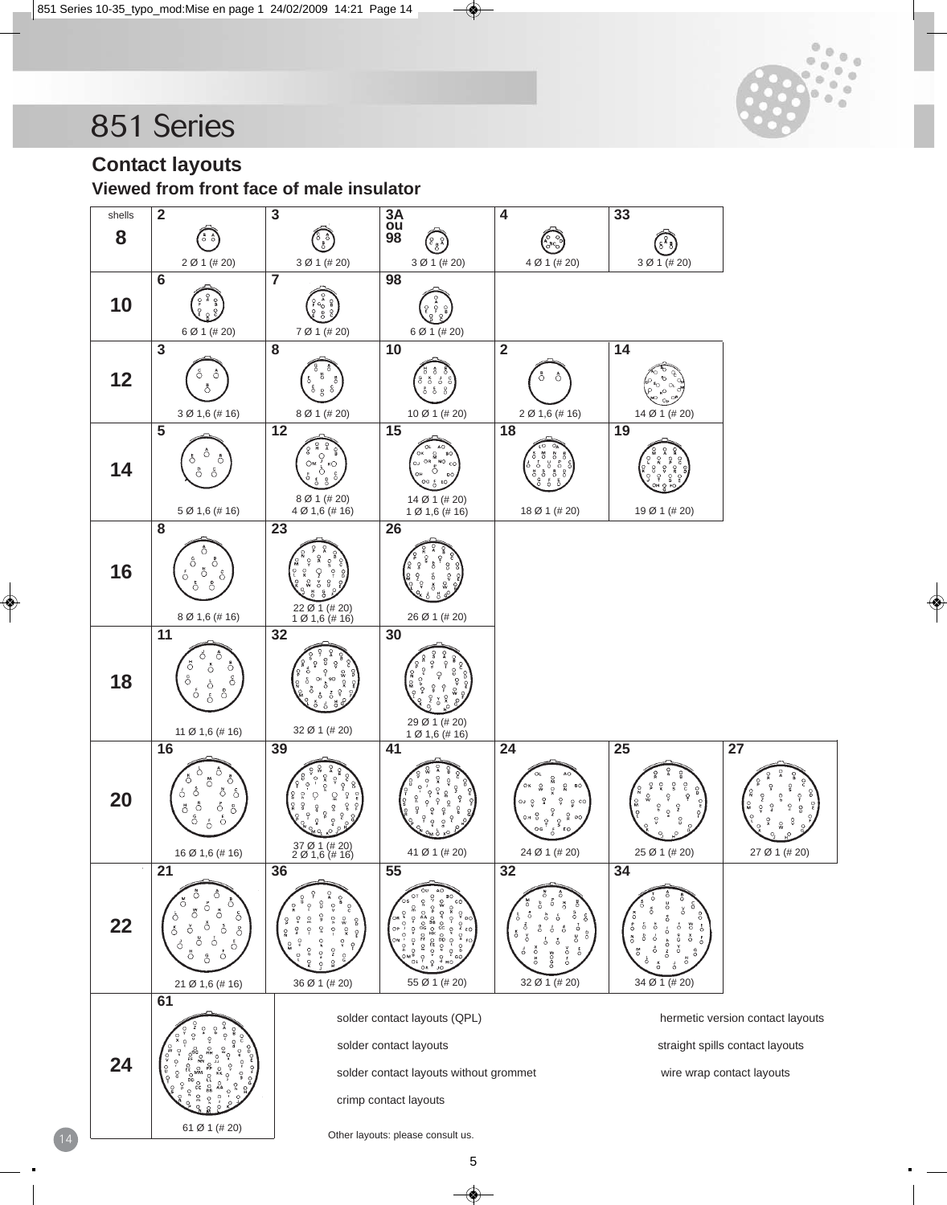# 851 Series

## Contact layouts

### Viewed from front face of male insulator

| shells | | | | | | |
|---|---|---|---|---|---|---|
| **8** | **2** — 2 Ø 1 (# 20) | **3** — 3 Ø 1 (# 20) | **3A ou 98** — 3 Ø 1 (# 20) | **4** — 4 Ø 1 (# 20) | **33** — 3 Ø 1 (# 20) | |
| **10** | **6** — 6 Ø 1 (# 20) | **7** — 7 Ø 1 (# 20) | **98** — 6 Ø 1 (# 20) | | | |
| **12** | **3** — 3 Ø 1,6 (# 16) | **8** — 8 Ø 1 (# 20) | **10** — 10 Ø 1 (# 20) | **2** — 2 Ø 1,6 (# 16) | **14** — 14 Ø 1 (# 20) | |
| **14** | **5** — 5 Ø 1,6 (# 16) | **12** — 8 Ø 1 (# 20) 4 Ø 1,6 (# 16) | **15** — 14 Ø 1 (# 20) 1 Ø 1,6 (# 16) | **18** — 18 Ø 1 (# 20) | **19** — 19 Ø 1 (# 20) | |
| **16** | **8** — 8 Ø 1,6 (# 16) | **23** — 22 Ø 1 (# 20) 1 Ø 1,6 (# 16) | **26** — 26 Ø 1 (# 20) | | | |
| **18** | **11** — 11 Ø 1,6 (# 16) | **32** — 32 Ø 1 (# 20) | **30** — 29 Ø 1 (# 20) 1 Ø 1,6 (# 16) | | | |
| **20** | **16** — 16 Ø 1,6 (# 16) | **39** — 37 Ø 1 (# 20) 2 Ø 1,6 (# 16) | **41** — 41 Ø 1 (# 20) | **24** — 24 Ø 1 (# 20) | **25** — 25 Ø 1 (# 20) | **27** — 27 Ø 1 (# 20) |
| **22** | **21** — 21 Ø 1,6 (# 16) | **36** — 36 Ø 1 (# 20) | **55** — 55 Ø 1 (# 20) | **32** — 32 Ø 1 (# 20) | **34** — 34 Ø 1 (# 20) | |
| **24** | **61** — 61 Ø 1 (# 20) | | | | | |

- solder contact layouts (QPL)
- solder contact layouts
- solder contact layouts without grommet
- crimp contact layouts
- hermetic version contact layouts
- straight spills contact layouts
- wire wrap contact layouts

Other layouts: please consult us.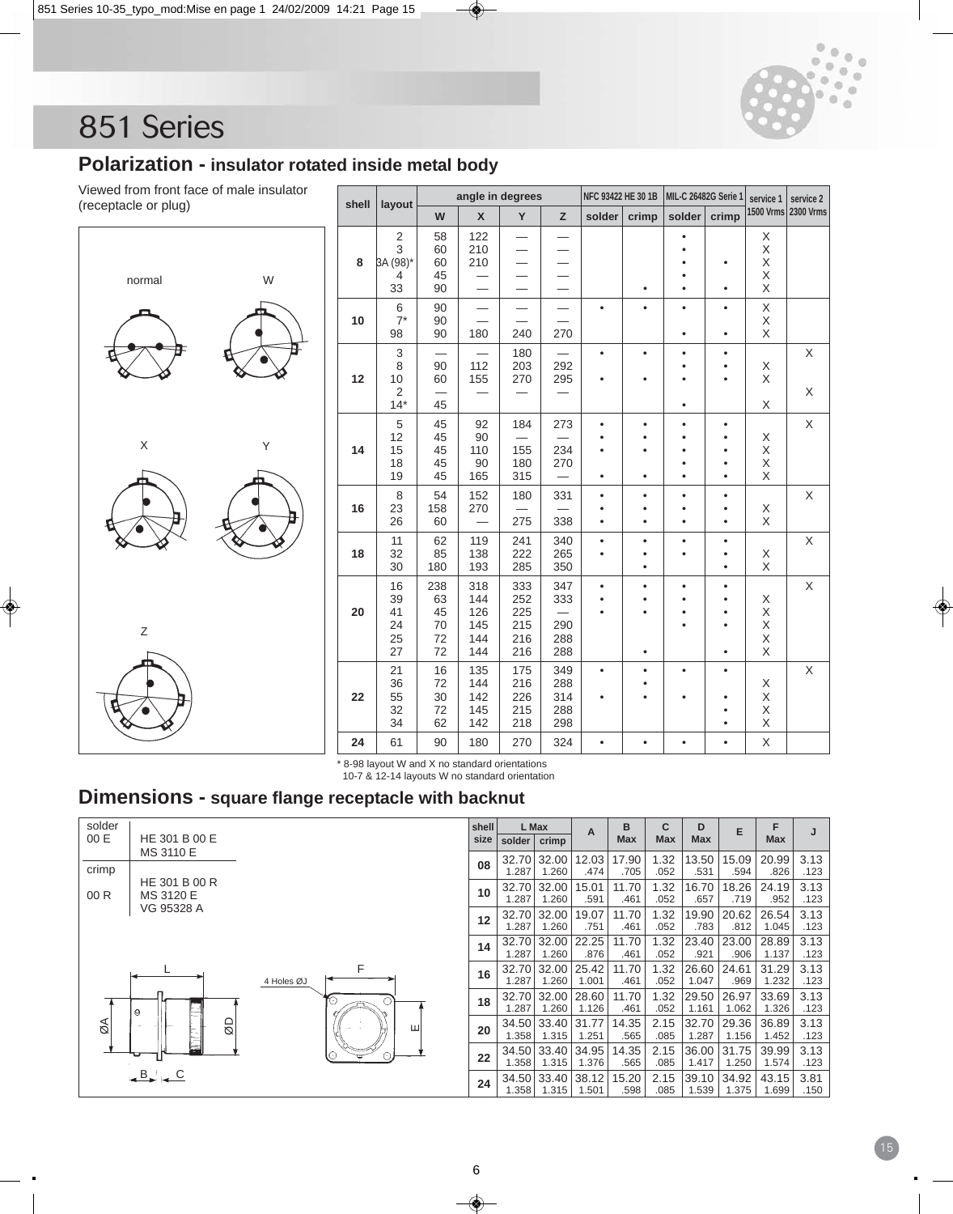# 851 Series

## Polarization - insulator rotated inside metal body

Viewed from front face of male insulator (receptacle or plug)

normal W

X Y

Z

| shell | layout | angle in degrees | | | | NFC 93422 HE 30 1B | | MIL-C 26482G Serie 1 | | service 1 1500 Vrms | service 2 2300 Vrms |
|---|---|---|---|---|---|---|---|---|---|---|---|
| | | W | X | Y | Z | solder | crimp | solder | crimp | | |
| 8 | 2 | 58 | 122 | — | — | | | • | | X | |
| | 3 | 60 | 210 | — | — | | | • | | X | |
| | 3A (98)* | 60 | 210 | — | — | | | • | • | X | |
| | 4 | 45 | — | — | — | | | • | | X | |
| | 33 | 90 | — | — | — | | • | • | • | X | |
| 10 | 6 | 90 | — | — | — | • | • | • | • | X | |
| | 7* | 90 | — | — | — | | | | | X | |
| | 98 | 90 | 180 | 240 | 270 | | | • | • | X | |
| 12 | 3 | — | — | 180 | — | • | • | • | • | | X |
| | 8 | 90 | 112 | 203 | 292 | | | • | • | X | |
| | 10 | 60 | 155 | 270 | 295 | • | • | • | • | X | |
| | 2 | — | — | — | — | | | | | | X |
| | 14* | 45 | | | | | | • | | X | |
| 14 | 5 | 45 | 92 | 184 | 273 | • | • | • | • | | X |
| | 12 | 45 | 90 | — | — | • | • | • | • | X | |
| | 15 | 45 | 110 | 155 | 234 | • | • | • | • | X | |
| | 18 | 45 | 90 | 180 | 270 | | | • | • | X | |
| | 19 | 45 | 165 | 315 | — | • | • | • | • | X | |
| 16 | 8 | 54 | 152 | 180 | 331 | • | • | • | • | | X |
| | 23 | 158 | 270 | — | — | • | • | • | • | X | |
| | 26 | 60 | — | 275 | 338 | • | • | • | • | X | |
| 18 | 11 | 62 | 119 | 241 | 340 | • | • | • | • | | X |
| | 32 | 85 | 138 | 222 | 265 | • | • | • | • | X | |
| | 30 | 180 | 193 | 285 | 350 | | • | | • | X | |
| 20 | 16 | 238 | 318 | 333 | 347 | • | • | • | • | | X |
| | 39 | 63 | 144 | 252 | 333 | • | • | • | • | X | |
| | 41 | 45 | 126 | 225 | — | • | • | • | • | X | |
| | 24 | 70 | 145 | 215 | 290 | | | • | • | X | |
| | 25 | 72 | 144 | 216 | 288 | | | | | X | |
| | 27 | 72 | 144 | 216 | 288 | | • | | • | X | |
| 22 | 21 | 16 | 135 | 175 | 349 | • | • | • | • | | X |
| | 36 | 72 | 144 | 216 | 288 | | • | | | X | |
| | 55 | 30 | 142 | 226 | 314 | • | • | • | • | X | |
| | 32 | 72 | 145 | 215 | 288 | | | | • | X | |
| | 34 | 62 | 142 | 218 | 298 | | | | • | X | |
| 24 | 61 | 90 | 180 | 270 | 324 | • | • | • | • | X | |

\* 8-98 layout W and X no standard orientations
10-7 & 12-14 layouts W no standard orientation

## Dimensions - square flange receptacle with backnut

| | |
|---|---|
| solder 00 E | HE 301 B 00 E<br>MS 3110 E |
| crimp 00 R | HE 301 B 00 R<br>MS 3120 E<br>VG 95328 A |

| shell size | L Max | | A | B Max | C Max | D Max | E | F Max | J |
|---|---|---|---|---|---|---|---|---|---|
| | solder | crimp | | | | | | | |
| 08 | 32.70<br>1.287 | 32.00<br>1.260 | 12.03<br>.474 | 17.90<br>.705 | 1.32<br>.052 | 13.50<br>.531 | 15.09<br>.594 | 20.99<br>.826 | 3.13<br>.123 |
| 10 | 32.70<br>1.287 | 32.00<br>1.260 | 15.01<br>.591 | 11.70<br>.461 | 1.32<br>.052 | 16.70<br>.657 | 18.26<br>.719 | 24.19<br>.952 | 3.13<br>.123 |
| 12 | 32.70<br>1.287 | 32.00<br>1.260 | 19.07<br>.751 | 11.70<br>.461 | 1.32<br>.052 | 19.90<br>.783 | 20.62<br>.812 | 26.54<br>1.045 | 3.13<br>.123 |
| 14 | 32.70<br>1.287 | 32.00<br>1.260 | 22.25<br>.876 | 11.70<br>.461 | 1.32<br>.052 | 23.40<br>.921 | 23.00<br>.906 | 28.89<br>1.137 | 3.13<br>.123 |
| 16 | 32.70<br>1.287 | 32.00<br>1.260 | 25.42<br>1.001 | 11.70<br>.461 | 1.32<br>.052 | 26.60<br>1.047 | 24.61<br>.969 | 31.29<br>1.232 | 3.13<br>.123 |
| 18 | 32.70<br>1.287 | 32.00<br>1.260 | 28.60<br>1.126 | 11.70<br>.461 | 1.32<br>.052 | 29.50<br>1.161 | 26.97<br>1.062 | 33.69<br>1.326 | 3.13<br>.123 |
| 20 | 34.50<br>1.358 | 33.40<br>1.315 | 31.77<br>1.251 | 14.35<br>.565 | 2.15<br>.085 | 32.70<br>1.287 | 29.36<br>1.156 | 36.89<br>1.452 | 3.13<br>.123 |
| 22 | 34.50<br>1.358 | 33.40<br>1.315 | 34.95<br>1.376 | 14.35<br>.565 | 2.15<br>.085 | 36.00<br>1.417 | 31.75<br>1.250 | 39.99<br>1.574 | 3.13<br>.123 |
| 24 | 34.50<br>1.358 | 33.40<br>1.315 | 38.12<br>1.501 | 15.20<br>.598 | 2.15<br>.085 | 39.10<br>1.539 | 34.92<br>1.375 | 43.15<br>1.699 | 3.81<br>.150 |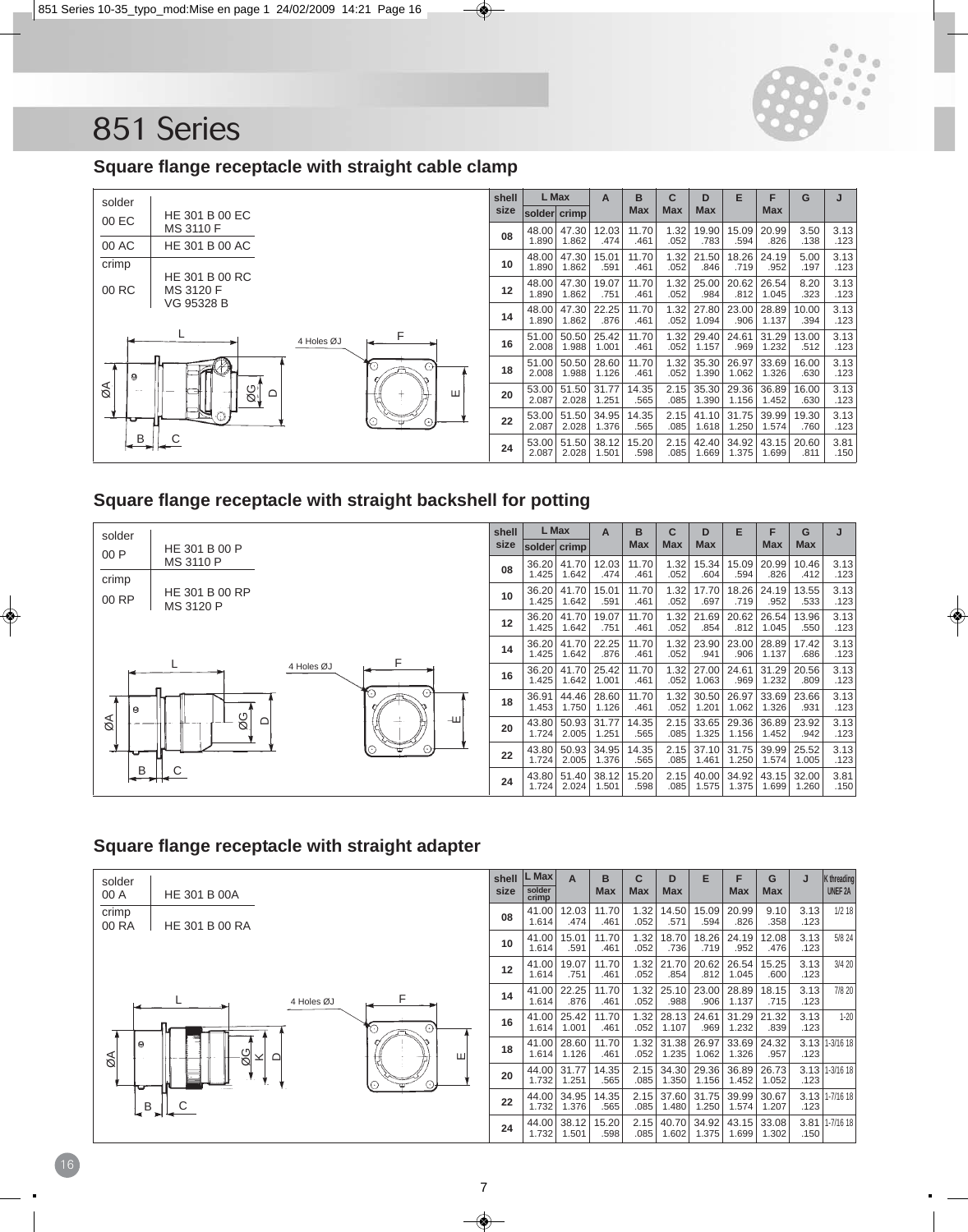# 851 Series

## Square flange receptacle with straight cable clamp

| solder | |
|---|---|
| 00 EC | HE 301 B 00 EC<br>MS 3110 F |
| 00 AC | HE 301 B 00 AC |
| crimp | |
| 00 RC | HE 301 B 00 RC<br>MS 3120 F<br>VG 95328 B |

| shell size | L Max | | A | B Max | C Max | D Max | E | F Max | G | J |
|---|---|---|---|---|---|---|---|---|---|---|
| | solder | crimp | | | | | | | | |
| 08 | 48.00<br>1.890 | 47.30<br>1.862 | 12.03<br>.474 | 11.70<br>.461 | 1.32<br>.052 | 19.90<br>.783 | 15.09<br>.594 | 20.99<br>.826 | 3.50<br>.138 | 3.13<br>.123 |
| 10 | 48.00<br>1.890 | 47.30<br>1.862 | 15.01<br>.591 | 11.70<br>.461 | 1.32<br>.052 | 21.50<br>.846 | 18.26<br>.719 | 24.19<br>.952 | 5.00<br>.197 | 3.13<br>.123 |
| 12 | 48.00<br>1.890 | 47.30<br>1.862 | 19.07<br>.751 | 11.70<br>.461 | 1.32<br>.052 | 25.00<br>.984 | 20.62<br>.812 | 26.54<br>1.045 | 8.20<br>.323 | 3.13<br>.123 |
| 14 | 48.00<br>1.890 | 47.30<br>1.862 | 22.25<br>.876 | 11.70<br>.461 | 1.32<br>.052 | 27.80<br>1.094 | 23.00<br>.906 | 28.89<br>1.137 | 10.00<br>.394 | 3.13<br>.123 |
| 16 | 51.00<br>2.008 | 50.50<br>1.988 | 25.42<br>1.001 | 11.70<br>.461 | 1.32<br>.052 | 29.40<br>1.157 | 24.61<br>.969 | 31.29<br>1.232 | 13.00<br>.512 | 3.13<br>.123 |
| 18 | 51.00<br>2.008 | 50.50<br>1.988 | 28.60<br>1.126 | 11.70<br>.461 | 1.32<br>.052 | 35.30<br>1.390 | 26.97<br>1.062 | 33.69<br>1.326 | 16.00<br>.630 | 3.13<br>.123 |
| 20 | 53.00<br>2.087 | 51.50<br>2.028 | 31.77<br>1.251 | 14.35<br>.565 | 2.15<br>.085 | 35.30<br>1.390 | 29.36<br>1.156 | 36.89<br>1.452 | 16.00<br>.630 | 3.13<br>.123 |
| 22 | 53.00<br>2.087 | 51.50<br>2.028 | 34.95<br>1.376 | 14.35<br>.565 | 2.15<br>.085 | 41.10<br>1.618 | 31.75<br>1.250 | 39.99<br>1.574 | 19.30<br>.760 | 3.13<br>.123 |
| 24 | 53.00<br>2.087 | 51.50<br>2.028 | 38.12<br>1.501 | 15.20<br>.598 | 2.15<br>.085 | 42.40<br>1.669 | 34.92<br>1.375 | 43.15<br>1.699 | 20.60<br>.811 | 3.81<br>.150 |

## Square flange receptacle with straight backshell for potting

| solder | |
|---|---|
| 00 P | HE 301 B 00 P<br>MS 3110 P |
| crimp | |
| 00 RP | HE 301 B 00 RP<br>MS 3120 P |

| shell size | L Max | | A | B Max | C Max | D Max | E | F Max | G Max | J |
|---|---|---|---|---|---|---|---|---|---|---|
| | solder | crimp | | | | | | | | |
| 08 | 36.20<br>1.425 | 41.70<br>1.642 | 12.03<br>.474 | 11.70<br>.461 | 1.32<br>.052 | 15.34<br>.604 | 15.09<br>.594 | 20.99<br>.826 | 10.46<br>.412 | 3.13<br>.123 |
| 10 | 36.20<br>1.425 | 41.70<br>1.642 | 15.01<br>.591 | 11.70<br>.461 | 1.32<br>.052 | 17.70<br>.697 | 18.26<br>.719 | 24.19<br>.952 | 13.55<br>.533 | 3.13<br>.123 |
| 12 | 36.20<br>1.425 | 41.70<br>1.642 | 19.07<br>.751 | 11.70<br>.461 | 1.32<br>.052 | 21.69<br>.854 | 20.62<br>.812 | 26.54<br>1.045 | 13.96<br>.550 | 3.13<br>.123 |
| 14 | 36.20<br>1.425 | 41.70<br>1.642 | 22.25<br>.876 | 11.70<br>.461 | 1.32<br>.052 | 23.90<br>.941 | 23.00<br>.906 | 28.89<br>1.137 | 17.42<br>.686 | 3.13<br>.123 |
| 16 | 36.20<br>1.425 | 41.70<br>1.642 | 25.42<br>1.001 | 11.70<br>.461 | 1.32<br>.052 | 27.00<br>1.063 | 24.61<br>.969 | 31.29<br>1.232 | 20.56<br>.809 | 3.13<br>.123 |
| 18 | 36.91<br>1.453 | 44.46<br>1.750 | 28.60<br>1.126 | 11.70<br>.461 | 1.32<br>.052 | 30.50<br>1.201 | 26.97<br>1.062 | 33.69<br>1.326 | 23.66<br>.931 | 3.13<br>.123 |
| 20 | 43.80<br>1.724 | 50.93<br>2.005 | 31.77<br>1.251 | 14.35<br>.565 | 2.15<br>.085 | 33.65<br>1.325 | 29.36<br>1.156 | 36.89<br>1.452 | 23.92<br>.942 | 3.13<br>.123 |
| 22 | 43.80<br>1.724 | 50.93<br>2.005 | 34.95<br>1.376 | 14.35<br>.565 | 2.15<br>.085 | 37.10<br>1.461 | 31.75<br>1.250 | 39.99<br>1.574 | 25.52<br>1.005 | 3.13<br>.123 |
| 24 | 43.80<br>1.724 | 51.40<br>2.024 | 38.12<br>1.501 | 15.20<br>.598 | 2.15<br>.085 | 40.00<br>1.575 | 34.92<br>1.375 | 43.15<br>1.699 | 32.00<br>1.260 | 3.81<br>.150 |

## Square flange receptacle with straight adapter

| solder | |
|---|---|
| 00 A | HE 301 B 00A |
| crimp | |
| 00 RA | HE 301 B 00 RA |

| shell size | L Max solder crimp | A | B Max | C Max | D Max | E | F Max | G Max | J | K threading UNEF 2A |
|---|---|---|---|---|---|---|---|---|---|---|
| 08 | 41.00<br>1.614 | 12.03<br>.474 | 11.70<br>.461 | 1.32<br>.052 | 14.50<br>.571 | 15.09<br>.594 | 20.99<br>.826 | 9.10<br>.358 | 3.13<br>.123 | 1/2 18 |
| 10 | 41.00<br>1.614 | 15.01<br>.591 | 11.70<br>.461 | 1.32<br>.052 | 18.70<br>.736 | 18.26<br>.719 | 24.19<br>.952 | 12.08<br>.476 | 3.13<br>.123 | 5/8 24 |
| 12 | 41.00<br>1.614 | 19.07<br>.751 | 11.70<br>.461 | 1.32<br>.052 | 21.70<br>.854 | 20.62<br>.812 | 26.54<br>1.045 | 15.25<br>.600 | 3.13<br>.123 | 3/4 20 |
| 14 | 41.00<br>1.614 | 22.25<br>.876 | 11.70<br>.461 | 1.32<br>.052 | 25.10<br>.988 | 23.00<br>.906 | 28.89<br>1.137 | 18.15<br>.715 | 3.13<br>.123 | 7/8 20 |
| 16 | 41.00<br>1.614 | 25.42<br>1.001 | 11.70<br>.461 | 1.32<br>.052 | 28.13<br>1.107 | 24.61<br>.969 | 31.29<br>1.232 | 21.32<br>.839 | 3.13<br>.123 | 1-20 |
| 18 | 41.00<br>1.614 | 28.60<br>1.126 | 11.70<br>.461 | 1.32<br>.052 | 31.38<br>1.235 | 26.97<br>1.062 | 33.69<br>1.326 | 24.32<br>.957 | 3.13<br>.123 | 1-3/16 18 |
| 20 | 44.00<br>1.732 | 31.77<br>1.251 | 14.35<br>.565 | 2.15<br>.085 | 34.30<br>1.350 | 29.36<br>1.156 | 36.89<br>1.452 | 26.73<br>1.052 | 3.13<br>.123 | 1-3/16 18 |
| 22 | 44.00<br>1.732 | 34.95<br>1.376 | 14.35<br>.565 | 2.15<br>.085 | 37.60<br>1.480 | 31.75<br>1.250 | 39.99<br>1.574 | 30.67<br>1.207 | 3.13<br>.123 | 1-7/16 18 |
| 24 | 44.00<br>1.732 | 38.12<br>1.501 | 15.20<br>.598 | 2.15<br>.085 | 40.70<br>1.602 | 34.92<br>1.375 | 43.15<br>1.699 | 33.08<br>1.302 | 3.81<br>.150 | 1-7/16 18 |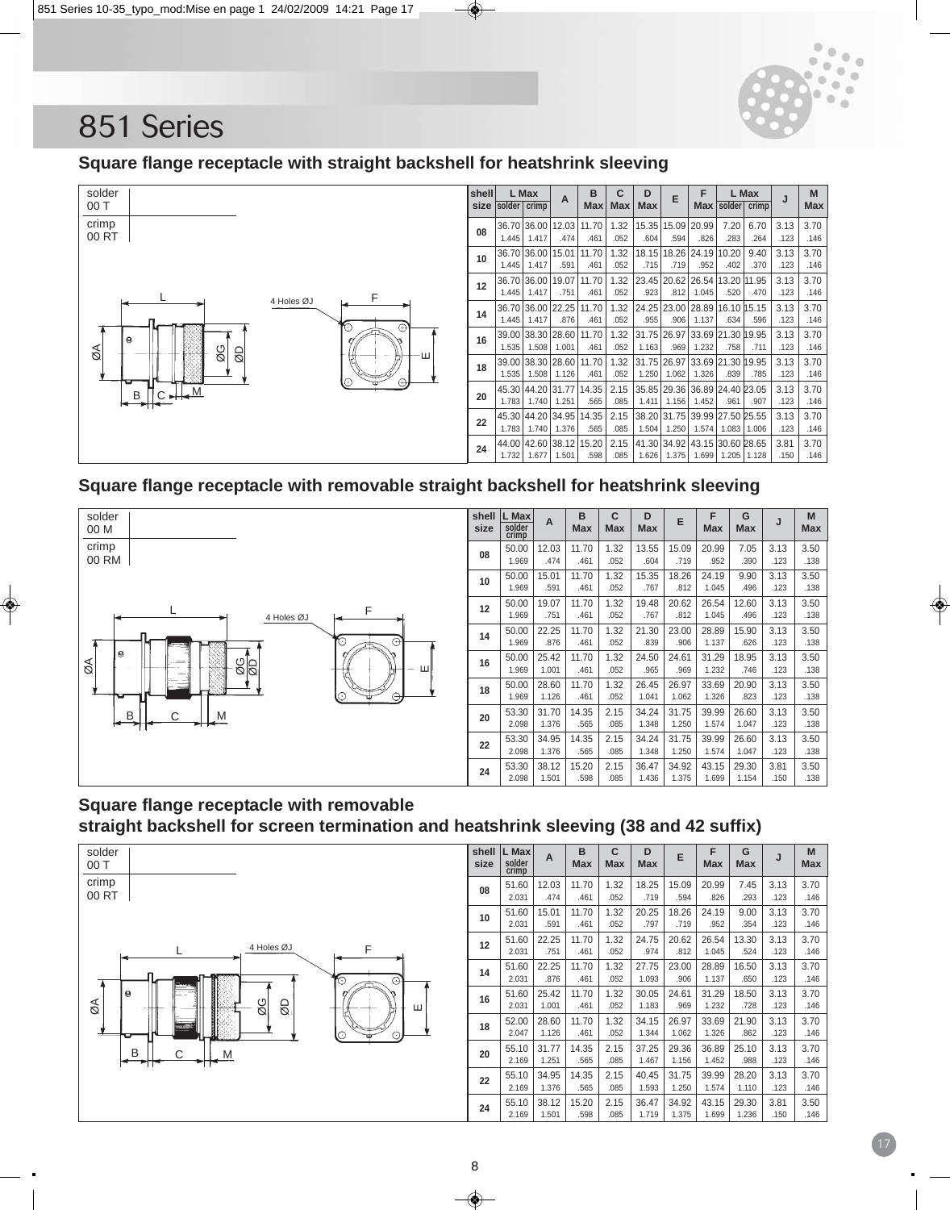# 851 Series

## Square flange receptacle with straight backshell for heatshrink sleeving

solder
00 T

crimp
00 RT

| shell size | L Max solder | L Max crimp | A | B Max | C Max | D Max | E | F Max | L Max solder | L Max crimp | J | M Max |
|---|---|---|---|---|---|---|---|---|---|---|---|---|
| 08 | 36.70 1.445 | 36.00 1.417 | 12.03 .474 | 11.70 .461 | 1.32 .052 | 15.35 .604 | 15.09 .594 | 20.99 .826 | 7.20 .283 | 6.70 .264 | 3.13 .123 | 3.70 .146 |
| 10 | 36.70 1.445 | 36.00 1.417 | 15.01 .591 | 11.70 .461 | 1.32 .052 | 18.15 .715 | 18.26 .719 | 24.19 .952 | 10.20 .402 | 9.40 .370 | 3.13 .123 | 3.70 .146 |
| 12 | 36.70 1.445 | 36.00 1.417 | 19.07 .751 | 11.70 .461 | 1.32 .052 | 23.45 .923 | 20.62 .812 | 26.54 1.045 | 13.20 .520 | 11.95 .470 | 3.13 .123 | 3.70 .146 |
| 14 | 36.70 1.445 | 36.00 1.417 | 22.25 .876 | 11.70 .461 | 1.32 .052 | 24.25 .955 | 23.00 .906 | 28.89 1.137 | 16.10 .634 | 15.15 .596 | 3.13 .123 | 3.70 .146 |
| 16 | 39.00 1.535 | 38.30 1.508 | 28.60 1.001 | 11.70 .461 | 1.32 .052 | 31.75 1.163 | 26.97 .969 | 33.69 1.232 | 21.30 .758 | 19.95 .711 | 3.13 .123 | 3.70 .146 |
| 18 | 39.00 1.535 | 38.30 1.508 | 28.60 1.126 | 11.70 .461 | 1.32 .052 | 31.75 1.250 | 26.97 1.062 | 33.69 1.326 | 21.30 .839 | 19.95 .785 | 3.13 .123 | 3.70 .146 |
| 20 | 45.30 1.783 | 44.20 1.740 | 31.77 1.251 | 14.35 .565 | 2.15 .085 | 35.85 1.411 | 29.36 1.156 | 36.89 1.452 | 24.40 .961 | 23.05 .907 | 3.13 .123 | 3.70 .146 |
| 22 | 45.30 1.783 | 44.20 1.740 | 34.95 1.376 | 14.35 .565 | 2.15 .085 | 38.20 1.504 | 31.75 1.250 | 39.99 1.574 | 27.50 1.083 | 25.55 1.006 | 3.13 .123 | 3.70 .146 |
| 24 | 44.00 1.732 | 42.60 1.677 | 38.12 1.501 | 15.20 .598 | 2.15 .085 | 41.30 1.626 | 34.92 1.375 | 43.15 1.699 | 30.60 1.205 | 28.65 1.128 | 3.81 .150 | 3.70 .146 |

## Square flange receptacle with removable straight backshell for heatshrink sleeving

solder
00 M

crimp
00 RM

| shell size | L Max solder crimp | A | B Max | C Max | D Max | E | F Max | G Max | J | M Max |
|---|---|---|---|---|---|---|---|---|---|---|
| 08 | 50.00 1.969 | 12.03 .474 | 11.70 .461 | 1.32 .052 | 13.55 .604 | 15.09 .719 | 20.99 .952 | 7.05 .390 | 3.13 .123 | 3.50 .138 |
| 10 | 50.00 1.969 | 15.01 .591 | 11.70 .461 | 1.32 .052 | 15.35 .767 | 18.26 .812 | 24.19 1.045 | 9.90 .496 | 3.13 .123 | 3.50 .138 |
| 12 | 50.00 1.969 | 19.07 .751 | 11.70 .461 | 1.32 .052 | 19.48 .767 | 20.62 .812 | 26.54 1.045 | 12.60 .496 | 3.13 .123 | 3.50 .138 |
| 14 | 50.00 1.969 | 22.25 .876 | 11.70 .461 | 1.32 .052 | 21.30 .839 | 23.00 .906 | 28.89 1.137 | 15.90 .626 | 3.13 .123 | 3.50 .138 |
| 16 | 50.00 1.969 | 25.42 1.001 | 11.70 .461 | 1.32 .052 | 24.50 .965 | 24.61 .969 | 31.29 1.232 | 18.95 .746 | 3.13 .123 | 3.50 .138 |
| 18 | 50.00 1.969 | 28.60 1.126 | 11.70 .461 | 1.32 .052 | 26.45 1.041 | 26.97 1.062 | 33.69 1.326 | 20.90 .823 | 3.13 .123 | 3.50 .138 |
| 20 | 53.30 2.098 | 31.70 1.376 | 14.35 .565 | 2.15 .085 | 34.24 1.348 | 31.75 1.250 | 39.99 1.574 | 26.60 1.047 | 3.13 .123 | 3.50 .138 |
| 22 | 53.30 2.098 | 34.95 1.376 | 14.35 .565 | 2.15 .085 | 34.24 1.348 | 31.75 1.250 | 39.99 1.574 | 26.60 1.047 | 3.13 .123 | 3.50 .138 |
| 24 | 53.30 2.098 | 38.12 1.501 | 15.20 .598 | 2.15 .085 | 36.47 1.436 | 34.92 1.375 | 43.15 1.699 | 29.30 1.154 | 3.81 .150 | 3.50 .138 |

## Square flange receptacle with removable straight backshell for screen termination and heatshrink sleeving (38 and 42 suffix)

solder
00 T

crimp
00 RT

| shell size | L Max solder crimp | A | B Max | C Max | D Max | E | F Max | G Max | J | M Max |
|---|---|---|---|---|---|---|---|---|---|---|
| 08 | 51.60 2.031 | 12.03 .474 | 11.70 .461 | 1.32 .052 | 18.25 .719 | 15.09 .594 | 20.99 .826 | 7.45 .293 | 3.13 .123 | 3.70 .146 |
| 10 | 51.60 2.031 | 15.01 .591 | 11.70 .461 | 1.32 .052 | 20.25 .797 | 18.26 .719 | 24.19 .952 | 9.00 .354 | 3.13 .123 | 3.70 .146 |
| 12 | 51.60 2.031 | 22.25 .751 | 11.70 .461 | 1.32 .052 | 24.75 .974 | 20.62 .812 | 26.54 1.045 | 13.30 .524 | 3.13 .123 | 3.70 .146 |
| 14 | 51.60 2.031 | 22.25 .876 | 11.70 .461 | 1.32 .052 | 27.75 1.093 | 23.00 .906 | 28.89 1.137 | 16.50 .650 | 3.13 .123 | 3.70 .146 |
| 16 | 51.60 2.031 | 25.42 1.001 | 11.70 .461 | 1.32 .052 | 30.05 1.183 | 24.61 .969 | 31.29 1.232 | 18.50 .728 | 3.13 .123 | 3.70 .146 |
| 18 | 52.00 2.047 | 28.60 1.126 | 11.70 .461 | 1.32 .052 | 34.15 1.344 | 26.97 1.062 | 33.69 1.326 | 21.90 .862 | 3.13 .123 | 3.70 .146 |
| 20 | 55.10 2.169 | 31.77 1.251 | 14.35 .565 | 2.15 .085 | 37.25 1.467 | 29.36 1.156 | 36.89 1.452 | 25.10 .988 | 3.13 .123 | 3.70 .146 |
| 22 | 55.10 2.169 | 34.95 1.376 | 14.35 .565 | 2.15 .085 | 40.45 1.593 | 31.75 1.250 | 39.99 1.574 | 28.20 1.110 | 3.13 .123 | 3.70 .146 |
| 24 | 55.10 2.169 | 38.12 1.501 | 15.20 .598 | 2.15 .085 | 36.47 1.719 | 34.92 1.375 | 43.15 1.699 | 29.30 1.236 | 3.81 .150 | 3.50 .146 |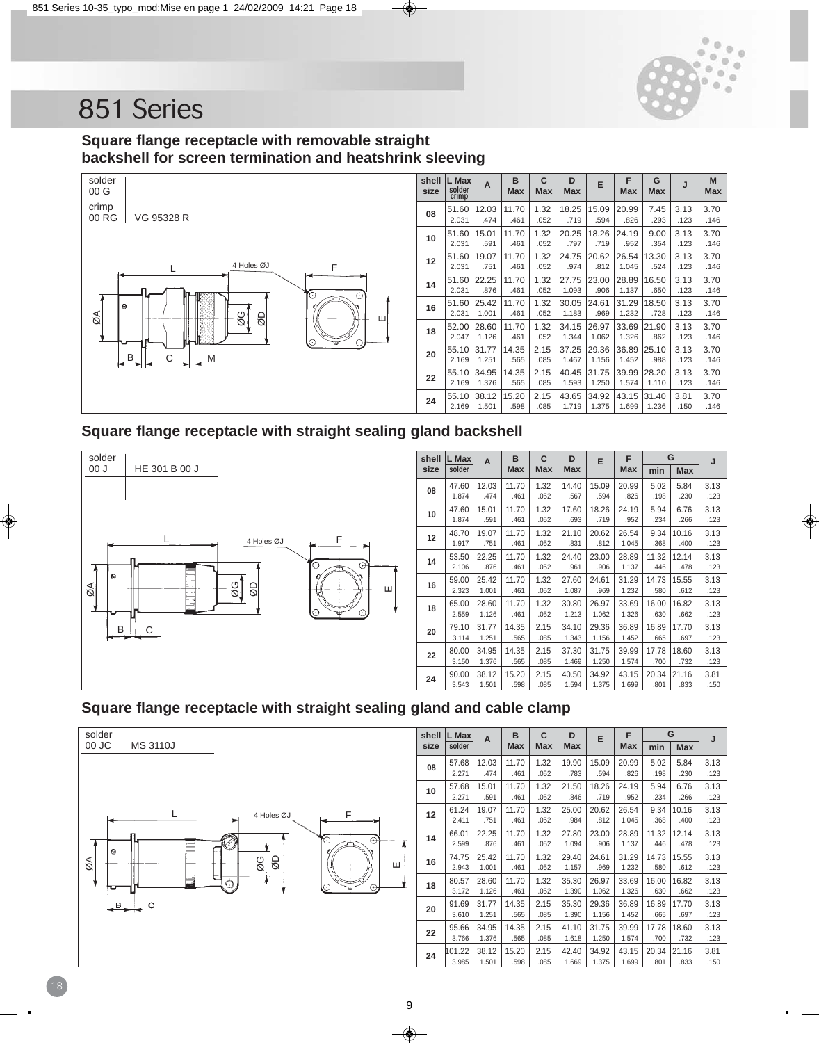# 851 Series

## Square flange receptacle with removable straight backshell for screen termination and heatshrink sleeving

| solder | |
|---|---|
| 00 G | |
| crimp | |
| 00 RG | VG 95328 R |

| shell size | L Max solder crimp | A | B Max | C Max | D Max | E | F Max | G Max | J | M Max |
|---|---|---|---|---|---|---|---|---|---|---|
| 08 | 51.60 2.031 | 12.03 .474 | 11.70 .461 | 1.32 .052 | 18.25 .719 | 15.09 .594 | 20.99 .826 | 7.45 .293 | 3.13 .123 | 3.70 .146 |
| 10 | 51.60 2.031 | 15.01 .591 | 11.70 .461 | 1.32 .052 | 20.25 .797 | 18.26 .719 | 24.19 .952 | 9.00 .354 | 3.13 .123 | 3.70 .146 |
| 12 | 51.60 2.031 | 19.07 .751 | 11.70 .461 | 1.32 .052 | 24.75 .974 | 20.62 .812 | 26.54 1.045 | 13.30 .524 | 3.13 .123 | 3.70 .146 |
| 14 | 51.60 2.031 | 22.25 .876 | 11.70 .461 | 1.32 .052 | 27.75 1.093 | 23.00 .906 | 28.89 1.137 | 16.50 .650 | 3.13 .123 | 3.70 .146 |
| 16 | 51.60 2.031 | 25.42 1.001 | 11.70 .461 | 1.32 .052 | 30.05 1.183 | 24.61 .969 | 31.29 1.232 | 18.50 .728 | 3.13 .123 | 3.70 .146 |
| 18 | 52.00 2.047 | 28.60 1.126 | 11.70 .461 | 1.32 .052 | 34.15 1.344 | 26.97 1.062 | 33.69 1.326 | 21.90 .862 | 3.13 .123 | 3.70 .146 |
| 20 | 55.10 2.169 | 31.77 1.251 | 14.35 .565 | 2.15 .085 | 37.25 1.467 | 29.36 1.156 | 36.89 1.452 | 25.10 .988 | 3.13 .123 | 3.70 .146 |
| 22 | 55.10 2.169 | 34.95 1.376 | 14.35 .565 | 2.15 .085 | 40.45 1.593 | 31.75 1.250 | 39.99 1.574 | 28.20 1.110 | 3.13 .123 | 3.70 .146 |
| 24 | 55.10 2.169 | 38.12 1.501 | 15.20 .598 | 2.15 .085 | 43.65 1.719 | 34.92 1.375 | 43.15 1.699 | 31.40 1.236 | 3.81 .150 | 3.70 .146 |

## Square flange receptacle with straight sealing gland backshell

| solder | |
|---|---|
| 00 J | HE 301 B 00 J |

| shell size | L Max solder | A | B Max | C Max | D Max | E | F Max | G min | G Max | J |
|---|---|---|---|---|---|---|---|---|---|---|
| 08 | 47.60 1.874 | 12.03 .474 | 11.70 .461 | 1.32 .052 | 14.40 .567 | 15.09 .594 | 20.99 .826 | 5.02 .198 | 5.84 .230 | 3.13 .123 |
| 10 | 47.60 1.874 | 15.01 .591 | 11.70 .461 | 1.32 .052 | 17.60 .693 | 18.26 .719 | 24.19 .952 | 5.94 .234 | 6.76 .266 | 3.13 .123 |
| 12 | 48.70 1.917 | 19.07 .751 | 11.70 .461 | 1.32 .052 | 21.10 .831 | 20.62 .812 | 26.54 1.045 | 9.34 .368 | 10.16 .400 | 3.13 .123 |
| 14 | 53.50 2.106 | 22.25 .876 | 11.70 .461 | 1.32 .052 | 24.40 .961 | 23.00 .906 | 28.89 1.137 | 11.32 .446 | 12.14 .478 | 3.13 .123 |
| 16 | 59.00 2.323 | 25.42 1.001 | 11.70 .461 | 1.32 .052 | 27.60 1.087 | 24.61 .969 | 31.29 1.232 | 14.73 .580 | 15.55 .612 | 3.13 .123 |
| 18 | 65.00 2.559 | 28.60 1.126 | 11.70 .461 | 1.32 .052 | 30.80 1.213 | 26.97 1.062 | 33.69 1.326 | 16.00 .630 | 16.82 .662 | 3.13 .123 |
| 20 | 79.10 3.114 | 31.77 1.251 | 14.35 .565 | 2.15 .085 | 34.10 1.343 | 29.36 1.156 | 36.89 1.452 | 16.89 .665 | 17.70 .697 | 3.13 .123 |
| 22 | 80.00 3.150 | 34.95 1.376 | 14.35 .565 | 2.15 .085 | 37.30 1.469 | 31.75 1.250 | 39.99 1.574 | 17.78 .700 | 18.60 .732 | 3.13 .123 |
| 24 | 90.00 3.543 | 38.12 1.501 | 15.20 .598 | 2.15 .085 | 40.50 1.594 | 34.92 1.375 | 43.15 1.699 | 20.34 .801 | 21.16 .833 | 3.81 .150 |

## Square flange receptacle with straight sealing gland and cable clamp

| solder | |
|---|---|
| 00 JC | MS 3110J |

| shell size | L Max solder | A | B Max | C Max | D Max | E | F Max | G min | G Max | J |
|---|---|---|---|---|---|---|---|---|---|---|
| 08 | 57.68 2.271 | 12.03 .474 | 11.70 .461 | 1.32 .052 | 19.90 .783 | 15.09 .594 | 20.99 .826 | 5.02 .198 | 5.84 .230 | 3.13 .123 |
| 10 | 57.68 2.271 | 15.01 .591 | 11.70 .461 | 1.32 .052 | 21.50 .846 | 18.26 .719 | 24.19 .952 | 5.94 .234 | 6.76 .266 | 3.13 .123 |
| 12 | 61.24 2.411 | 19.07 .751 | 11.70 .461 | 1.32 .052 | 25.00 .984 | 20.62 .812 | 26.54 1.045 | 9.34 .368 | 10.16 .400 | 3.13 .123 |
| 14 | 66.01 2.599 | 22.25 .876 | 11.70 .461 | 1.32 .052 | 27.80 1.094 | 23.00 .906 | 28.89 1.137 | 11.32 .446 | 12.14 .478 | 3.13 .123 |
| 16 | 74.75 2.943 | 25.42 1.001 | 11.70 .461 | 1.32 .052 | 29.40 1.157 | 24.61 .969 | 31.29 1.232 | 14.73 .580 | 15.55 .612 | 3.13 .123 |
| 18 | 80.57 3.172 | 28.60 1.126 | 11.70 .461 | 1.32 .052 | 35.30 1.390 | 26.97 1.062 | 33.69 1.326 | 16.00 .630 | 16.82 .662 | 3.13 .123 |
| 20 | 91.69 3.610 | 31.77 1.251 | 14.35 .565 | 2.15 .085 | 35.30 1.390 | 29.36 1.156 | 36.89 1.452 | 16.89 .665 | 17.70 .697 | 3.13 .123 |
| 22 | 95.66 3.766 | 34.95 1.376 | 14.35 .565 | 2.15 .085 | 41.10 1.618 | 31.75 1.250 | 39.99 1.574 | 17.78 .700 | 18.60 .732 | 3.13 .123 |
| 24 | 101.22 3.985 | 38.12 1.501 | 15.20 .598 | 2.15 .085 | 42.40 1.669 | 34.92 1.375 | 43.15 1.699 | 20.34 .801 | 21.16 .833 | 3.81 .150 |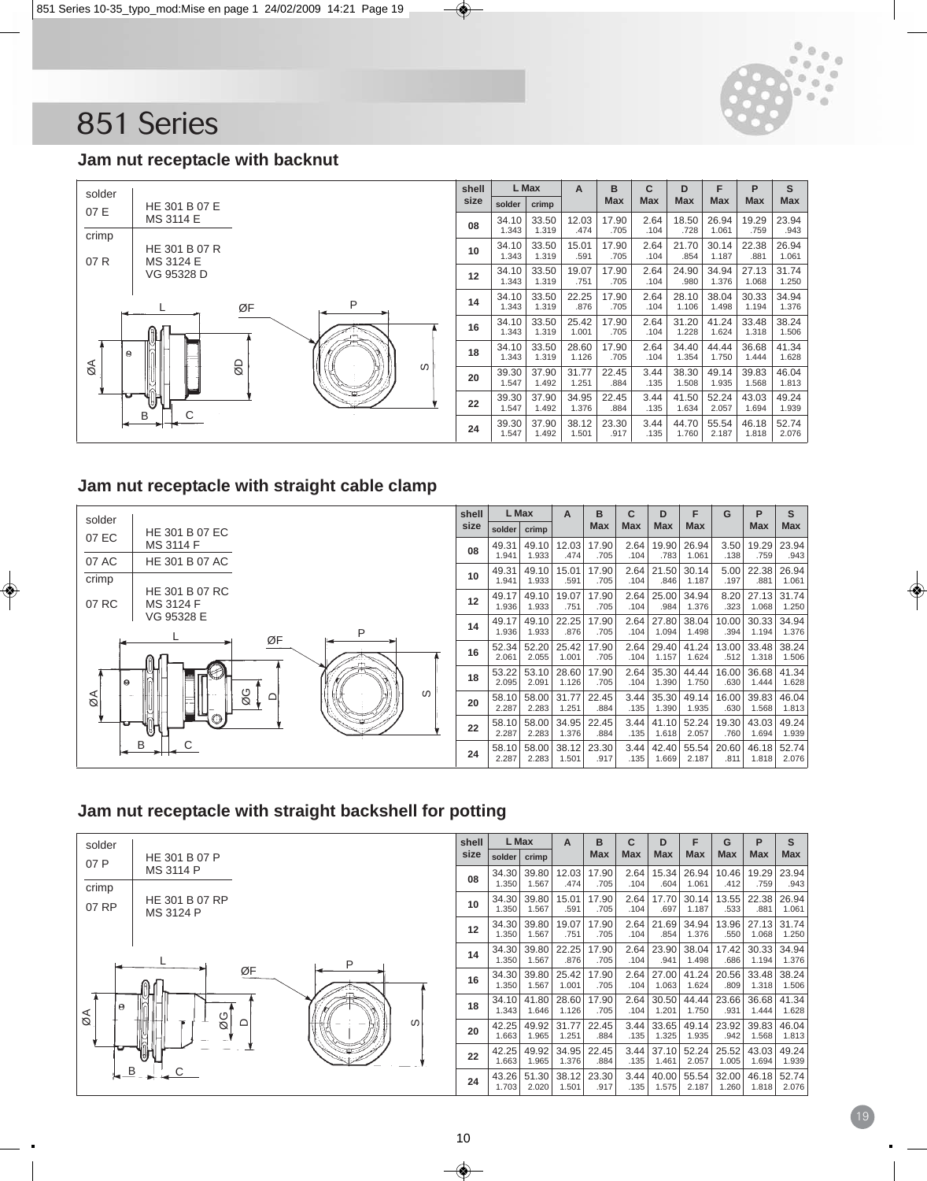# 851 Series

## Jam nut receptacle with backnut

| solder | |
|---|---|
| 07 E | HE 301 B 07 E<br>MS 3114 E |
| crimp | |
| 07 R | HE 301 B 07 R<br>MS 3124 E<br>VG 95328 D |

| shell size | L Max | | A | B Max | C Max | D Max | F Max | P Max | S Max |
|---|---|---|---|---|---|---|---|---|---|
| | solder | crimp | | | | | | | |
| 08 | 34.10<br>1.343 | 33.50<br>1.319 | 12.03<br>.474 | 17.90<br>.705 | 2.64<br>.104 | 18.50<br>.728 | 26.94<br>1.061 | 19.29<br>.759 | 23.94<br>.943 |
| 10 | 34.10<br>1.343 | 33.50<br>1.319 | 15.01<br>.591 | 17.90<br>.705 | 2.64<br>.104 | 21.70<br>.854 | 30.14<br>1.187 | 22.38<br>.881 | 26.94<br>1.061 |
| 12 | 34.10<br>1.343 | 33.50<br>1.319 | 19.07<br>.751 | 17.90<br>.705 | 2.64<br>.104 | 24.90<br>.980 | 34.94<br>1.376 | 27.13<br>1.068 | 31.74<br>1.250 |
| 14 | 34.10<br>1.343 | 33.50<br>1.319 | 22.25<br>.876 | 17.90<br>.705 | 2.64<br>.104 | 28.10<br>1.106 | 38.04<br>1.498 | 30.33<br>1.194 | 34.94<br>1.376 |
| 16 | 34.10<br>1.343 | 33.50<br>1.319 | 25.42<br>1.001 | 17.90<br>.705 | 2.64<br>.104 | 31.20<br>1.228 | 41.24<br>1.624 | 33.48<br>1.318 | 38.24<br>1.506 |
| 18 | 34.10<br>1.343 | 33.50<br>1.319 | 28.60<br>1.126 | 17.90<br>.705 | 2.64<br>.104 | 34.40<br>1.354 | 44.44<br>1.750 | 36.68<br>1.444 | 41.34<br>1.628 |
| 20 | 39.30<br>1.547 | 37.90<br>1.492 | 31.77<br>1.251 | 22.45<br>.884 | 3.44<br>.135 | 38.30<br>1.508 | 49.14<br>1.935 | 39.83<br>1.568 | 46.04<br>1.813 |
| 22 | 39.30<br>1.547 | 37.90<br>1.492 | 34.95<br>1.376 | 22.45<br>.884 | 3.44<br>.135 | 41.50<br>1.634 | 52.24<br>2.057 | 43.03<br>1.694 | 49.24<br>1.939 |
| 24 | 39.30<br>1.547 | 37.90<br>1.492 | 38.12<br>1.501 | 23.30<br>.917 | 3.44<br>.135 | 44.70<br>1.760 | 55.54<br>2.187 | 46.18<br>1.818 | 52.74<br>2.076 |

## Jam nut receptacle with straight cable clamp

| solder | |
|---|---|
| 07 EC | HE 301 B 07 EC<br>MS 3114 F |
| 07 AC | HE 301 B 07 AC |
| crimp | |
| 07 RC | HE 301 B 07 RC<br>MS 3124 F<br>VG 95328 E |

| shell size | L Max | | A | B Max | C Max | D Max | F Max | G | P Max | S Max |
|---|---|---|---|---|---|---|---|---|---|---|
| | solder | crimp | | | | | | | | |
| 08 | 49.31<br>1.941 | 49.10<br>1.933 | 12.03<br>.474 | 17.90<br>.705 | 2.64<br>.104 | 19.90<br>.783 | 26.94<br>1.061 | 3.50<br>.138 | 19.29<br>.759 | 23.94<br>.943 |
| 10 | 49.31<br>1.941 | 49.10<br>1.933 | 15.01<br>.591 | 17.90<br>.705 | 2.64<br>.104 | 21.50<br>.846 | 30.14<br>1.187 | 5.00<br>.197 | 22.38<br>.881 | 26.94<br>1.061 |
| 12 | 49.17<br>1.936 | 49.10<br>1.933 | 19.07<br>.751 | 17.90<br>.705 | 2.64<br>.104 | 25.00<br>.984 | 34.94<br>1.376 | 8.20<br>.323 | 27.13<br>1.068 | 31.74<br>1.250 |
| 14 | 49.17<br>1.936 | 49.10<br>1.933 | 22.25<br>.876 | 17.90<br>.705 | 2.64<br>.104 | 27.80<br>1.094 | 38.04<br>1.498 | 10.00<br>.394 | 30.33<br>1.194 | 34.94<br>1.376 |
| 16 | 52.34<br>2.061 | 52.20<br>2.055 | 25.42<br>1.001 | 17.90<br>.705 | 2.64<br>.104 | 29.40<br>1.157 | 41.24<br>1.624 | 13.00<br>.512 | 33.48<br>1.318 | 38.24<br>1.506 |
| 18 | 53.22<br>2.095 | 53.10<br>2.091 | 28.60<br>1.126 | 17.90<br>.705 | 2.64<br>.104 | 35.30<br>1.390 | 44.44<br>1.750 | 16.00<br>.630 | 36.68<br>1.444 | 41.34<br>1.628 |
| 20 | 58.10<br>2.287 | 58.00<br>2.283 | 31.77<br>1.251 | 22.45<br>.884 | 3.44<br>.135 | 35.30<br>1.390 | 49.14<br>1.935 | 16.00<br>.630 | 39.83<br>1.568 | 46.04<br>1.813 |
| 22 | 58.10<br>2.287 | 58.00<br>2.283 | 34.95<br>1.376 | 22.45<br>.884 | 3.44<br>.135 | 41.10<br>1.618 | 52.24<br>2.057 | 19.30<br>.760 | 43.03<br>1.694 | 49.24<br>1.939 |
| 24 | 58.10<br>2.287 | 58.00<br>2.283 | 38.12<br>1.501 | 23.30<br>.917 | 3.44<br>.135 | 42.40<br>1.669 | 55.54<br>2.187 | 20.60<br>.811 | 46.18<br>1.818 | 52.74<br>2.076 |

## Jam nut receptacle with straight backshell for potting

| solder | |
|---|---|
| 07 P | HE 301 B 07 P<br>MS 3114 P |
| crimp | |
| 07 RP | HE 301 B 07 RP<br>MS 3124 P |

| shell size | L Max | | A | B Max | C Max | D Max | F Max | G Max | P Max | S Max |
|---|---|---|---|---|---|---|---|---|---|---|
| | solder | crimp | | | | | | | | |
| 08 | 34.30<br>1.350 | 39.80<br>1.567 | 12.03<br>.474 | 17.90<br>.705 | 2.64<br>.104 | 15.34<br>.604 | 26.94<br>1.061 | 10.46<br>.412 | 19.29<br>.759 | 23.94<br>.943 |
| 10 | 34.30<br>1.350 | 39.80<br>1.567 | 15.01<br>.591 | 17.90<br>.705 | 2.64<br>.104 | 17.70<br>.697 | 30.14<br>1.187 | 13.55<br>.533 | 22.38<br>.881 | 26.94<br>1.061 |
| 12 | 34.30<br>1.350 | 39.80<br>1.567 | 19.07<br>.751 | 17.90<br>.705 | 2.64<br>.104 | 21.69<br>.854 | 34.94<br>1.376 | 13.96<br>.550 | 27.13<br>1.068 | 31.74<br>1.250 |
| 14 | 34.30<br>1.350 | 39.80<br>1.567 | 22.25<br>.876 | 17.90<br>.705 | 2.64<br>.104 | 23.90<br>.941 | 38.04<br>1.498 | 17.42<br>.686 | 30.33<br>1.194 | 34.94<br>1.376 |
| 16 | 34.30<br>1.350 | 39.80<br>1.567 | 25.42<br>1.001 | 17.90<br>.705 | 2.64<br>.104 | 27.00<br>1.063 | 41.24<br>1.624 | 20.56<br>.809 | 33.48<br>1.318 | 38.24<br>1.506 |
| 18 | 34.10<br>1.343 | 41.80<br>1.646 | 28.60<br>1.126 | 17.90<br>.705 | 2.64<br>.104 | 30.50<br>1.201 | 44.44<br>1.750 | 23.66<br>.931 | 36.68<br>1.444 | 41.34<br>1.628 |
| 20 | 42.25<br>1.663 | 49.92<br>1.965 | 31.77<br>1.251 | 22.45<br>.884 | 3.44<br>.135 | 33.65<br>1.325 | 49.14<br>1.935 | 23.92<br>.942 | 39.83<br>1.568 | 46.04<br>1.813 |
| 22 | 42.25<br>1.663 | 49.92<br>1.965 | 34.95<br>1.376 | 22.45<br>.884 | 3.44<br>.135 | 37.10<br>1.461 | 52.24<br>2.057 | 25.52<br>1.005 | 43.03<br>1.694 | 49.24<br>1.939 |
| 24 | 43.26<br>1.703 | 51.30<br>2.020 | 38.12<br>1.501 | 23.30<br>.917 | 3.44<br>.135 | 40.00<br>1.575 | 55.54<br>2.187 | 32.00<br>1.260 | 46.18<br>1.818 | 52.74<br>2.076 |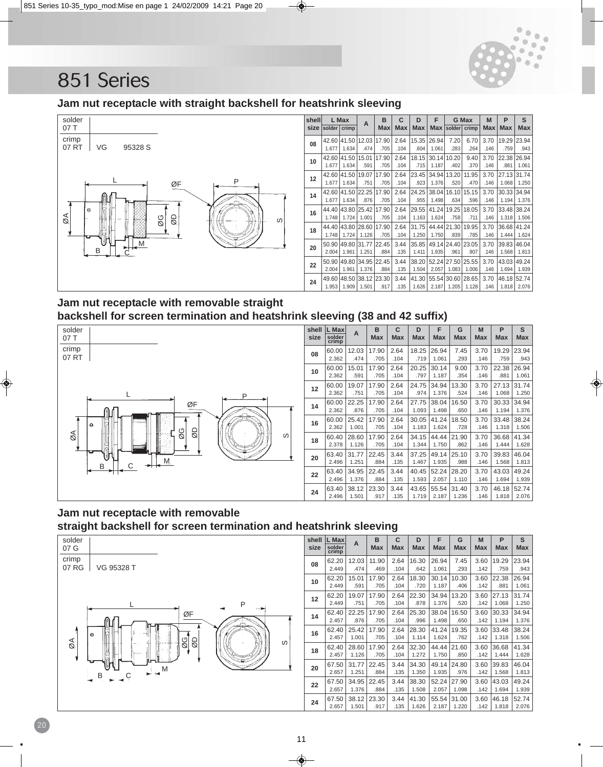# 851 Series

## Jam nut receptacle with straight backshell for heatshrink sleeving

solder 07 T

crimp 07 RT | VG 95328 S

| shell size | L Max solder | L Max crimp | A | B Max | C Max | D Max | F Max | G Max solder | G Max crimp | M Max | P Max | S Max |
|---|---|---|---|---|---|---|---|---|---|---|---|---|
| 08 | 42.60 1.677 | 41.50 1.634 | 12.03 .474 | 17.90 .705 | 2.64 .104 | 15.35 .604 | 26.94 1.061 | 7.20 .283 | 6.70 .264 | 3.70 .146 | 19.29 .759 | 23.94 .943 |
| 10 | 42.60 1.677 | 41.50 1.634 | 15.01 .591 | 17.90 .705 | 2.64 .104 | 18.15 .715 | 30.14 1.187 | 10.20 .402 | 9.40 .370 | 3.70 .146 | 22.38 .881 | 26.94 1.061 |
| 12 | 42.60 1.677 | 41.50 1.634 | 19.07 .751 | 17.90 .705 | 2.64 .104 | 23.45 .923 | 34.94 1.376 | 13.20 .520 | 11.95 .470 | 3.70 .146 | 27.13 1.068 | 31.74 1.250 |
| 14 | 42.60 1.677 | 41.50 1.634 | 22.25 .876 | 17.90 .705 | 2.64 .104 | 24.25 .955 | 38.04 1.498 | 16.10 .634 | 15.15 .596 | 3.70 .146 | 30.33 1.194 | 34.94 1.376 |
| 16 | 44.40 1.748 | 43.80 1.724 | 25.42 1.001 | 17.90 .705 | 2.64 .104 | 29.55 1.163 | 41.24 1.624 | 19.25 .758 | 18.05 .711 | 3.70 .146 | 33.48 1.318 | 38.24 1.506 |
| 18 | 44.40 1.748 | 43.80 1.724 | 28.60 1.126 | 17.90 .705 | 2.64 .104 | 31.75 1.250 | 44.44 1.750 | 21.30 .839 | 19.95 .785 | 3.70 .146 | 36.68 1.444 | 41.24 1.624 |
| 20 | 50.90 2.004 | 49.80 1.961 | 31.77 1.251 | 22.45 .884 | 3.44 .135 | 35.85 1.411 | 49.14 1.935 | 24.40 .961 | 23.05 .907 | 3.70 .146 | 39.83 1.568 | 46.04 1.813 |
| 22 | 50.90 2.004 | 49.80 1.961 | 34.95 1.376 | 22.45 .884 | 3.44 .135 | 38.20 1.504 | 52.24 2.057 | 27.50 1.083 | 25.55 1.006 | 3.70 .146 | 43.03 1.694 | 49.24 1.939 |
| 24 | 49.60 1.953 | 48.50 1.909 | 38.12 1.501 | 23.30 .917 | 3.44 .135 | 41.30 1.626 | 55.54 2.187 | 30.60 1.205 | 28.65 1.128 | 3.70 .146 | 46.18 1.818 | 52.74 2.076 |

## Jam nut receptacle with removable straight backshell for screen termination and heatshrink sleeving (38 and 42 suffix)

solder 07 T

crimp 07 RT

| shell size | L Max solder crimp | A | B Max | C Max | D Max | F Max | G Max | M Max | P Max | S Max |
|---|---|---|---|---|---|---|---|---|---|---|
| 08 | 60.00 2.362 | 12.03 .474 | 17.90 .705 | 2.64 .104 | 18.25 .719 | 26.94 1.061 | 7.45 .293 | 3.70 .146 | 19.29 .759 | 23.94 .943 |
| 10 | 60.00 2.362 | 15.01 .591 | 17.90 .705 | 2.64 .104 | 20.25 .797 | 30.14 1.187 | 9.00 .354 | 3.70 .146 | 22.38 .881 | 26.94 1.061 |
| 12 | 60.00 2.362 | 19.07 .751 | 17.90 .705 | 2.64 .104 | 24.75 .974 | 34.94 1.376 | 13.30 .524 | 3.70 .146 | 27.13 1.068 | 31.74 1.250 |
| 14 | 60.00 2.362 | 22.25 .876 | 17.90 .705 | 2.64 .104 | 27.75 1.093 | 38.04 1.498 | 16.50 .650 | 3.70 .146 | 30.33 1.194 | 34.94 1.376 |
| 16 | 60.00 2.362 | 25.42 1.001 | 17.90 .705 | 2.64 .104 | 30.05 1.183 | 41.24 1.624 | 18.50 .728 | 3.70 .146 | 33.48 1.318 | 38.24 1.506 |
| 18 | 60.40 2.378 | 28.60 1.126 | 17.90 .705 | 2.64 .104 | 34.15 1.344 | 44.44 1.750 | 21.90 .862 | 3.70 .146 | 36.68 1.444 | 41.34 1.628 |
| 20 | 63.40 2.496 | 31.77 1.251 | 22.45 .884 | 3.44 .135 | 37.25 1.467 | 49.14 1.935 | 25.10 .988 | 3.70 .146 | 39.83 1.568 | 46.04 1.813 |
| 22 | 63.40 2.496 | 34.95 1.376 | 22.45 .884 | 3.44 .135 | 40.45 1.593 | 52.24 2.057 | 28.20 1.110 | 3.70 .146 | 43.03 1.694 | 49.24 1.939 |
| 24 | 63.40 2.496 | 38.12 1.501 | 23.30 .917 | 3.44 .135 | 43.65 1.719 | 55.54 2.187 | 31.40 1.236 | 3.70 .146 | 46.18 1.818 | 52.74 2.076 |

## Jam nut receptacle with removable straight backshell for screen termination and heatshrink sleeving

solder 07 G

crimp 07 RG | VG 95328 T

| shell size | L Max solder crimp | A | B Max | C Max | D Max | F Max | G Max | M Max | P Max | S Max |
|---|---|---|---|---|---|---|---|---|---|---|
| 08 | 62.20 2.449 | 12.03 .474 | 11.90 .469 | 2.64 .104 | 16.30 .642 | 26.94 1.061 | 7.45 .293 | 3.60 .142 | 19.29 .759 | 23.94 .943 |
| 10 | 62.20 2.449 | 15.01 .591 | 17.90 .705 | 2.64 .104 | 18.30 .720 | 30.14 1.187 | 10.30 .406 | 3.60 .142 | 22.38 .881 | 26.94 1.061 |
| 12 | 62.20 2.449 | 19.07 .751 | 17.90 .705 | 2.64 .104 | 22.30 .878 | 34.94 1.376 | 13.20 .520 | 3.60 .142 | 27.13 1.068 | 31.74 1.250 |
| 14 | 62.40 2.457 | 22.25 .876 | 17.90 .705 | 2.64 .104 | 25.30 .996 | 38.04 1.498 | 16.50 .650 | 3.60 .142 | 30.33 1.194 | 34.94 1.376 |
| 16 | 62.40 2.457 | 25.42 1.001 | 17.90 .705 | 2.64 .104 | 28.30 1.114 | 41.24 1.624 | 19.35 .762 | 3.60 .142 | 33.48 1.318 | 38.24 1.506 |
| 18 | 62.40 2.457 | 28.60 1.126 | 17.90 .705 | 2.64 .104 | 32.30 1.272 | 44.44 1.750 | 21.60 .850 | 3.60 .142 | 36.68 1.444 | 41.34 1.628 |
| 20 | 67.50 2.657 | 31.77 1.251 | 22.45 .884 | 3.44 .135 | 34.30 1.350 | 49.14 1.935 | 24.80 .976 | 3.60 .142 | 39.83 1.568 | 46.04 1.813 |
| 22 | 67.50 2.657 | 34.95 1.376 | 22.45 .884 | 3.44 .135 | 38.30 1.508 | 52.24 2.057 | 27.90 1.098 | 3.60 .142 | 43.03 1.694 | 49.24 1.939 |
| 24 | 67.50 2.657 | 38.12 1.501 | 23.30 .917 | 3.44 .135 | 41.30 1.626 | 55.54 2.187 | 31.00 1.220 | 3.60 .142 | 46.18 1.818 | 52.74 2.076 |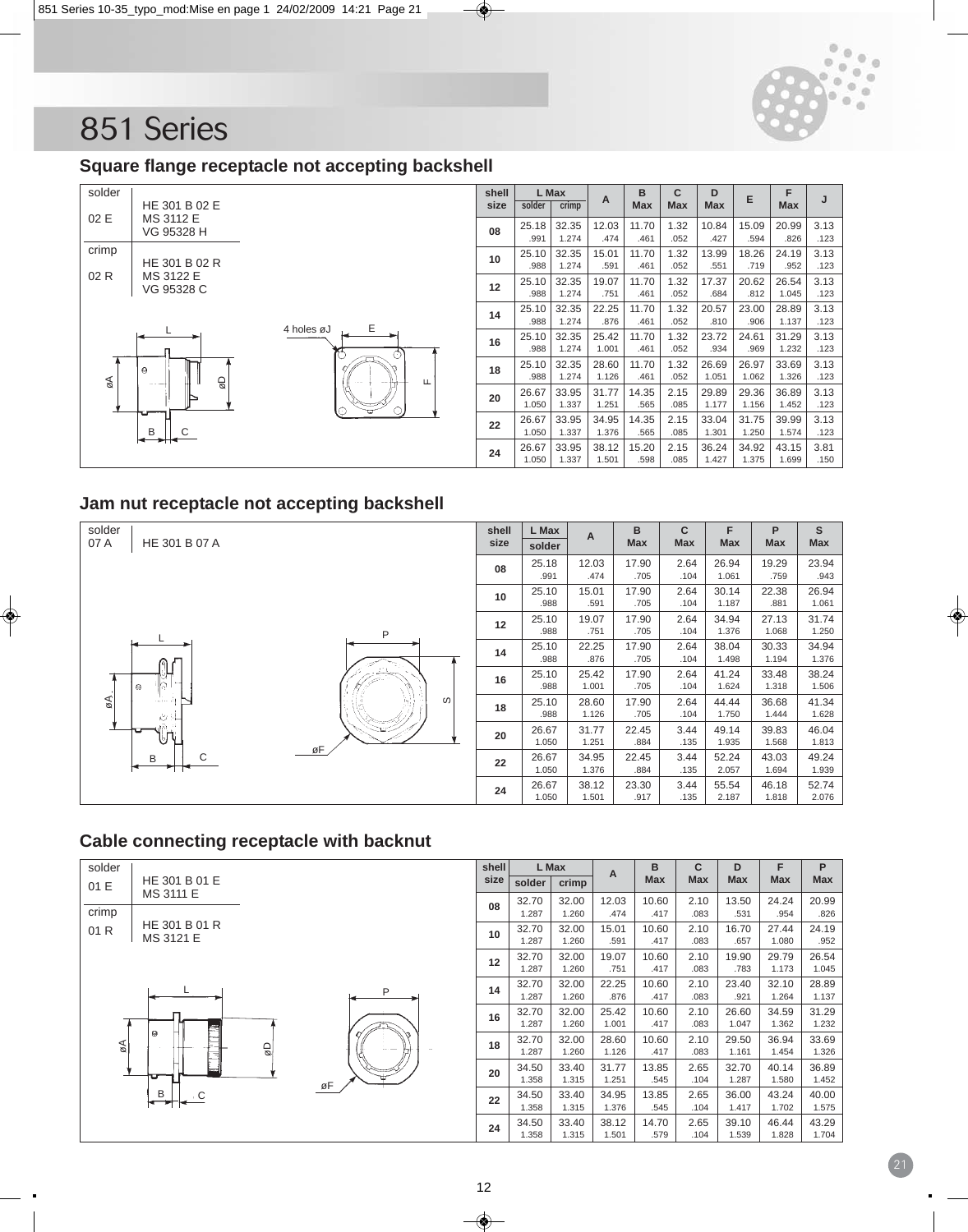# 851 Series

## Square flange receptacle not accepting backshell

| | |
|---|---|
| solder 02 E | HE 301 B 02 E<br>MS 3112 E<br>VG 95328 H |
| crimp 02 R | HE 301 B 02 R<br>MS 3122 E<br>VG 95328 C |

| shell size | L Max solder | L Max crimp | A | B Max | C Max | D Max | E | F Max | J |
|---|---|---|---|---|---|---|---|---|---|
| 08 | 25.18<br>.991 | 32.35<br>1.274 | 12.03<br>.474 | 11.70<br>.461 | 1.32<br>.052 | 10.84<br>.427 | 15.09<br>.594 | 20.99<br>.826 | 3.13<br>.123 |
| 10 | 25.10<br>.988 | 32.35<br>1.274 | 15.01<br>.591 | 11.70<br>.461 | 1.32<br>.052 | 13.99<br>.551 | 18.26<br>.719 | 24.19<br>.952 | 3.13<br>.123 |
| 12 | 25.10<br>.988 | 32.35<br>1.274 | 19.07<br>.751 | 11.70<br>.461 | 1.32<br>.052 | 17.37<br>.684 | 20.62<br>.812 | 26.54<br>1.045 | 3.13<br>.123 |
| 14 | 25.10<br>.988 | 32.35<br>1.274 | 22.25<br>.876 | 11.70<br>.461 | 1.32<br>.052 | 20.57<br>.810 | 23.00<br>.906 | 28.89<br>1.137 | 3.13<br>.123 |
| 16 | 25.10<br>.988 | 32.35<br>1.274 | 25.42<br>1.001 | 11.70<br>.461 | 1.32<br>.052 | 23.72<br>.934 | 24.61<br>.969 | 31.29<br>1.232 | 3.13<br>.123 |
| 18 | 25.10<br>.988 | 32.35<br>1.274 | 28.60<br>1.126 | 11.70<br>.461 | 1.32<br>.052 | 26.69<br>1.051 | 26.97<br>1.062 | 33.69<br>1.326 | 3.13<br>.123 |
| 20 | 26.67<br>1.050 | 33.95<br>1.337 | 31.77<br>1.251 | 14.35<br>.565 | 2.15<br>.085 | 29.89<br>1.177 | 29.36<br>1.156 | 36.89<br>1.452 | 3.13<br>.123 |
| 22 | 26.67<br>1.050 | 33.95<br>1.337 | 34.95<br>1.376 | 14.35<br>.565 | 2.15<br>.085 | 33.04<br>1.301 | 31.75<br>1.250 | 39.99<br>1.574 | 3.13<br>.123 |
| 24 | 26.67<br>1.050 | 33.95<br>1.337 | 38.12<br>1.501 | 15.20<br>.598 | 2.15<br>.085 | 36.24<br>1.427 | 34.92<br>1.375 | 43.15<br>1.699 | 3.81<br>.150 |

## Jam nut receptacle not accepting backshell

| | |
|---|---|
| solder 07 A | HE 301 B 07 A |

| shell size | L Max solder | A | B Max | C Max | F Max | P Max | S Max |
|---|---|---|---|---|---|---|---|
| 08 | 25.18<br>.991 | 12.03<br>.474 | 17.90<br>.705 | 2.64<br>.104 | 26.94<br>1.061 | 19.29<br>.759 | 23.94<br>.943 |
| 10 | 25.10<br>.988 | 15.01<br>.591 | 17.90<br>.705 | 2.64<br>.104 | 30.14<br>1.187 | 22.38<br>.881 | 26.94<br>1.061 |
| 12 | 25.10<br>.988 | 19.07<br>.751 | 17.90<br>.705 | 2.64<br>.104 | 34.94<br>1.376 | 27.13<br>1.068 | 31.74<br>1.250 |
| 14 | 25.10<br>.988 | 22.25<br>.876 | 17.90<br>.705 | 2.64<br>.104 | 38.04<br>1.498 | 30.33<br>1.194 | 34.94<br>1.376 |
| 16 | 25.10<br>.988 | 25.42<br>1.001 | 17.90<br>.705 | 2.64<br>.104 | 41.24<br>1.624 | 33.48<br>1.318 | 38.24<br>1.506 |
| 18 | 25.10<br>.988 | 28.60<br>1.126 | 17.90<br>.705 | 2.64<br>.104 | 44.44<br>1.750 | 36.68<br>1.444 | 41.34<br>1.628 |
| 20 | 26.67<br>1.050 | 31.77<br>1.251 | 22.45<br>.884 | 3.44<br>.135 | 49.14<br>1.935 | 39.83<br>1.568 | 46.04<br>1.813 |
| 22 | 26.67<br>1.050 | 34.95<br>1.376 | 22.45<br>.884 | 3.44<br>.135 | 52.24<br>2.057 | 43.03<br>1.694 | 49.24<br>1.939 |
| 24 | 26.67<br>1.050 | 38.12<br>1.501 | 23.30<br>.917 | 3.44<br>.135 | 55.54<br>2.187 | 46.18<br>1.818 | 52.74<br>2.076 |

## Cable connecting receptacle with backnut

| | |
|---|---|
| solder 01 E | HE 301 B 01 E<br>MS 3111 E |
| crimp 01 R | HE 301 B 01 R<br>MS 3121 E |

| shell size | L Max solder | L Max crimp | A | B Max | C Max | D Max | F Max | P Max |
|---|---|---|---|---|---|---|---|---|
| 08 | 32.70<br>1.287 | 32.00<br>1.260 | 12.03<br>.474 | 10.60<br>.417 | 2.10<br>.083 | 13.50<br>.531 | 24.24<br>.954 | 20.99<br>.826 |
| 10 | 32.70<br>1.287 | 32.00<br>1.260 | 15.01<br>.591 | 10.60<br>.417 | 2.10<br>.083 | 16.70<br>.657 | 27.44<br>1.080 | 24.19<br>.952 |
| 12 | 32.70<br>1.287 | 32.00<br>1.260 | 19.07<br>.751 | 10.60<br>.417 | 2.10<br>.083 | 19.90<br>.783 | 29.79<br>1.173 | 26.54<br>1.045 |
| 14 | 32.70<br>1.287 | 32.00<br>1.260 | 22.25<br>.876 | 10.60<br>.417 | 2.10<br>.083 | 23.40<br>.921 | 32.10<br>1.264 | 28.89<br>1.137 |
| 16 | 32.70<br>1.287 | 32.00<br>1.260 | 25.42<br>1.001 | 10.60<br>.417 | 2.10<br>.083 | 26.60<br>1.047 | 34.59<br>1.362 | 31.29<br>1.232 |
| 18 | 32.70<br>1.287 | 32.00<br>1.260 | 28.60<br>1.126 | 10.60<br>.417 | 2.10<br>.083 | 29.50<br>1.161 | 36.94<br>1.454 | 33.69<br>1.326 |
| 20 | 34.50<br>1.358 | 33.40<br>1.315 | 31.77<br>1.251 | 13.85<br>.545 | 2.65<br>.104 | 32.70<br>1.287 | 40.14<br>1.580 | 36.89<br>1.452 |
| 22 | 34.50<br>1.358 | 33.40<br>1.315 | 34.95<br>1.376 | 13.85<br>.545 | 2.65<br>.104 | 36.00<br>1.417 | 43.24<br>1.702 | 40.00<br>1.575 |
| 24 | 34.50<br>1.358 | 33.40<br>1.315 | 38.12<br>1.501 | 14.70<br>.579 | 2.65<br>.104 | 39.10<br>1.539 | 46.44<br>1.828 | 43.29<br>1.704 |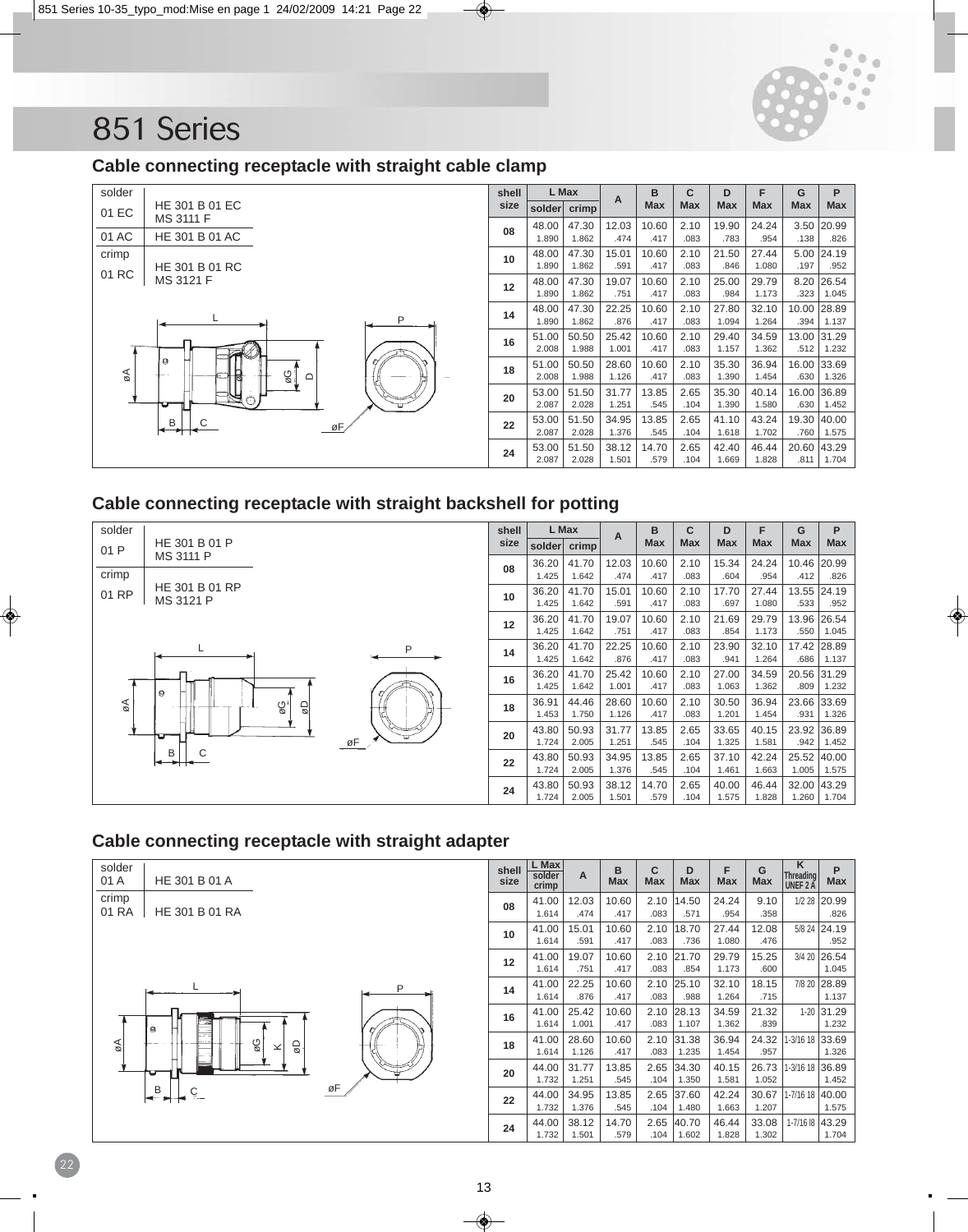# 851 Series

## Cable connecting receptacle with straight cable clamp

| | |
|---|---|
| solder | |
| 01 EC | HE 301 B 01 EC<br>MS 3111 F |
| 01 AC | HE 301 B 01 AC |
| crimp | |
| 01 RC | HE 301 B 01 RC<br>MS 3121 F |

| shell size | L Max solder | L Max crimp | A | B Max | C Max | D Max | F Max | G Max | P Max |
|---|---|---|---|---|---|---|---|---|---|
| 08 | 48.00<br>1.890 | 47.30<br>1.862 | 12.03<br>.474 | 10.60<br>.417 | 2.10<br>.083 | 19.90<br>.783 | 24.24<br>.954 | 3.50<br>.138 | 20.99<br>.826 |
| 10 | 48.00<br>1.890 | 47.30<br>1.862 | 15.01<br>.591 | 10.60<br>.417 | 2.10<br>.083 | 21.50<br>.846 | 27.44<br>1.080 | 5.00<br>.197 | 24.19<br>.952 |
| 12 | 48.00<br>1.890 | 47.30<br>1.862 | 19.07<br>.751 | 10.60<br>.417 | 2.10<br>.083 | 25.00<br>.984 | 29.79<br>1.173 | 8.20<br>.323 | 26.54<br>1.045 |
| 14 | 48.00<br>1.890 | 47.30<br>1.862 | 22.25<br>.876 | 10.60<br>.417 | 2.10<br>.083 | 27.80<br>1.094 | 32.10<br>1.264 | 10.00<br>.394 | 28.89<br>1.137 |
| 16 | 51.00<br>2.008 | 50.50<br>1.988 | 25.42<br>1.001 | 10.60<br>.417 | 2.10<br>.083 | 29.40<br>1.157 | 34.59<br>1.362 | 13.00<br>.512 | 31.29<br>1.232 |
| 18 | 51.00<br>2.008 | 50.50<br>1.988 | 28.60<br>1.126 | 10.60<br>.417 | 2.10<br>.083 | 35.30<br>1.390 | 36.94<br>1.454 | 16.00<br>.630 | 33.69<br>1.326 |
| 20 | 53.00<br>2.087 | 51.50<br>2.028 | 31.77<br>1.251 | 13.85<br>.545 | 2.65<br>.104 | 35.30<br>1.390 | 40.14<br>1.580 | 16.00<br>.630 | 36.89<br>1.452 |
| 22 | 53.00<br>2.087 | 51.50<br>2.028 | 34.95<br>1.376 | 13.85<br>.545 | 2.65<br>.104 | 41.10<br>1.618 | 43.24<br>1.702 | 19.30<br>.760 | 40.00<br>1.575 |
| 24 | 53.00<br>2.087 | 51.50<br>2.028 | 38.12<br>1.501 | 14.70<br>.579 | 2.65<br>.104 | 42.40<br>1.669 | 46.44<br>1.828 | 20.60<br>.811 | 43.29<br>1.704 |

## Cable connecting receptacle with straight backshell for potting

| | |
|---|---|
| solder | |
| 01 P | HE 301 B 01 P<br>MS 3111 P |
| crimp | |
| 01 RP | HE 301 B 01 RP<br>MS 3121 P |

| shell size | L Max solder | L Max crimp | A | B Max | C Max | D Max | F Max | G Max | P Max |
|---|---|---|---|---|---|---|---|---|---|
| 08 | 36.20<br>1.425 | 41.70<br>1.642 | 12.03<br>.474 | 10.60<br>.417 | 2.10<br>.083 | 15.34<br>.604 | 24.24<br>.954 | 10.46<br>.412 | 20.99<br>.826 |
| 10 | 36.20<br>1.425 | 41.70<br>1.642 | 15.01<br>.591 | 10.60<br>.417 | 2.10<br>.083 | 17.70<br>.697 | 27.44<br>1.080 | 13.55<br>.533 | 24.19<br>.952 |
| 12 | 36.20<br>1.425 | 41.70<br>1.642 | 19.07<br>.751 | 10.60<br>.417 | 2.10<br>.083 | 21.69<br>.854 | 29.79<br>1.173 | 13.96<br>.550 | 26.54<br>1.045 |
| 14 | 36.20<br>1.425 | 41.70<br>1.642 | 22.25<br>.876 | 10.60<br>.417 | 2.10<br>.083 | 23.90<br>.941 | 32.10<br>1.264 | 17.42<br>.686 | 28.89<br>1.137 |
| 16 | 36.20<br>1.425 | 41.70<br>1.642 | 25.42<br>1.001 | 10.60<br>.417 | 2.10<br>.083 | 27.00<br>1.063 | 34.59<br>1.362 | 20.56<br>.809 | 31.29<br>1.232 |
| 18 | 36.91<br>1.453 | 44.46<br>1.750 | 28.60<br>1.126 | 10.60<br>.417 | 2.10<br>.083 | 30.50<br>1.201 | 36.94<br>1.454 | 23.66<br>.931 | 33.69<br>1.326 |
| 20 | 43.80<br>1.724 | 50.93<br>2.005 | 31.77<br>1.251 | 13.85<br>.545 | 2.65<br>.104 | 33.65<br>1.325 | 40.15<br>1.581 | 23.92<br>.942 | 36.89<br>1.452 |
| 22 | 43.80<br>1.724 | 50.93<br>2.005 | 34.95<br>1.376 | 13.85<br>.545 | 2.65<br>.104 | 37.10<br>1.461 | 42.24<br>1.663 | 25.52<br>1.005 | 40.00<br>1.575 |
| 24 | 43.80<br>1.724 | 50.93<br>2.005 | 38.12<br>1.501 | 14.70<br>.579 | 2.65<br>.104 | 40.00<br>1.575 | 46.44<br>1.828 | 32.00<br>1.260 | 43.29<br>1.704 |

## Cable connecting receptacle with straight adapter

| | |
|---|---|
| solder | |
| 01 A | HE 301 B 01 A |
| crimp | |
| 01 RA | HE 301 B 01 RA |

| shell size | L Max solder crimp | A | B Max | C Max | D Max | F Max | G Max | K Threading UNEF 2 A | P Max |
|---|---|---|---|---|---|---|---|---|---|
| 08 | 41.00<br>1.614 | 12.03<br>.474 | 10.60<br>.417 | 2.10<br>.083 | 14.50<br>.571 | 24.24<br>.954 | 9.10<br>.358 | 1/2 28 | 20.99<br>.826 |
| 10 | 41.00<br>1.614 | 15.01<br>.591 | 10.60<br>.417 | 2.10<br>.083 | 18.70<br>.736 | 27.44<br>1.080 | 12.08<br>.476 | 5/8 24 | 24.19<br>.952 |
| 12 | 41.00<br>1.614 | 19.07<br>.751 | 10.60<br>.417 | 2.10<br>.083 | 21.70<br>.854 | 29.79<br>1.173 | 15.25<br>.600 | 3/4 20 | 26.54<br>1.045 |
| 14 | 41.00<br>1.614 | 22.25<br>.876 | 10.60<br>.417 | 2.10<br>.083 | 25.10<br>.988 | 32.10<br>1.264 | 18.15<br>.715 | 7/8 20 | 28.89<br>1.137 |
| 16 | 41.00<br>1.614 | 25.42<br>1.001 | 10.60<br>.417 | 2.10<br>.083 | 28.13<br>1.107 | 34.59<br>1.362 | 21.32<br>.839 | 1-20 | 31.29<br>1.232 |
| 18 | 41.00<br>1.614 | 28.60<br>1.126 | 10.60<br>.417 | 2.10<br>.083 | 31.38<br>1.235 | 36.94<br>1.454 | 24.32<br>.957 | 1-3/16 18 | 33.69<br>1.326 |
| 20 | 44.00<br>1.732 | 31.77<br>1.251 | 13.85<br>.545 | 2.65<br>.104 | 34.30<br>1.350 | 40.15<br>1.581 | 26.73<br>1.052 | 1-3/16 18 | 36.89<br>1.452 |
| 22 | 44.00<br>1.732 | 34.95<br>1.376 | 13.85<br>.545 | 2.65<br>.104 | 37.60<br>1.480 | 42.24<br>1.663 | 30.67<br>1.207 | 1-7/16 18 | 40.00<br>1.575 |
| 24 | 44.00<br>1.732 | 38.12<br>1.501 | 14.70<br>.579 | 2.65<br>.104 | 40.70<br>1.602 | 46.44<br>1.828 | 33.08<br>1.302 | 1-7/16 18 | 43.29<br>1.704 |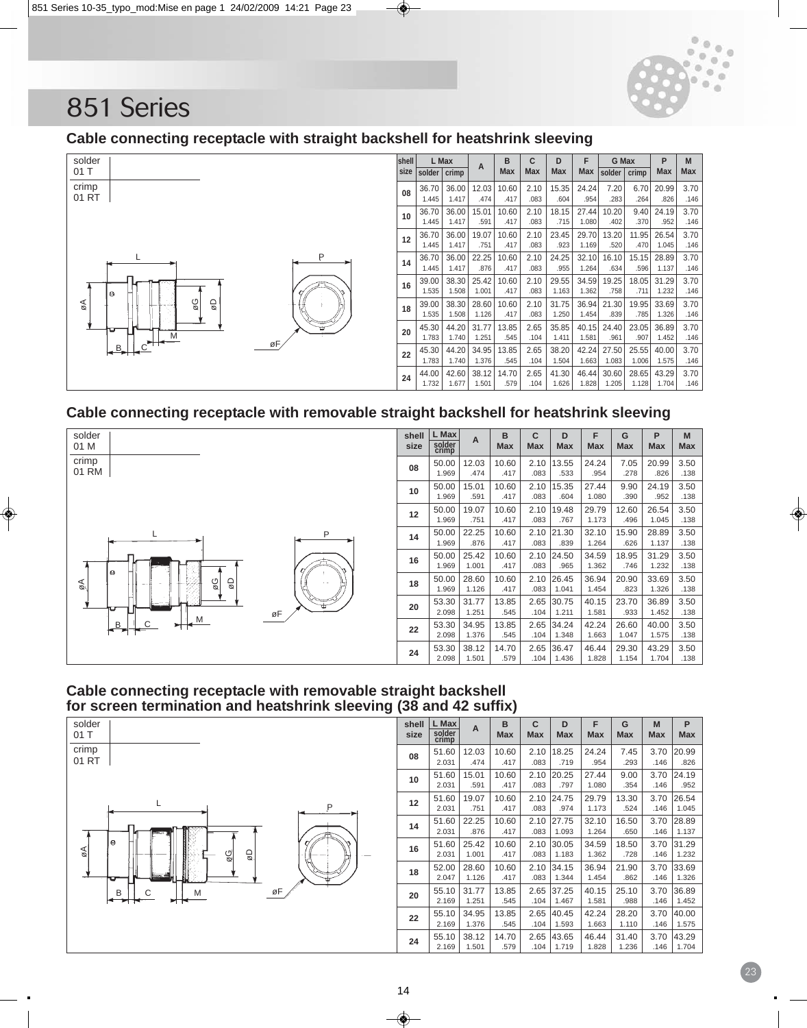# 851 Series

## Cable connecting receptacle with straight backshell for heatshrink sleeving

solder 01 T

crimp 01 RT

| shell size | L Max solder | L Max crimp | A | B Max | C Max | D Max | F Max | G Max solder | G Max crimp | P Max | M Max |
|---|---|---|---|---|---|---|---|---|---|---|---|
| 08 | 36.70 1.445 | 36.00 1.417 | 12.03 .474 | 10.60 .417 | 2.10 .083 | 15.35 .604 | 24.24 .954 | 7.20 .283 | 6.70 .264 | 20.99 .826 | 3.70 .146 |
| 10 | 36.70 1.445 | 36.00 1.417 | 15.01 .591 | 10.60 .417 | 2.10 .083 | 18.15 .715 | 27.44 1.080 | 10.20 .402 | 9.40 .370 | 24.19 .952 | 3.70 .146 |
| 12 | 36.70 1.445 | 36.00 1.417 | 19.07 .751 | 10.60 .417 | 2.10 .083 | 23.45 .923 | 29.70 1.169 | 13.20 .520 | 11.95 .470 | 26.54 1.045 | 3.70 .146 |
| 14 | 36.70 1.445 | 36.00 1.417 | 22.25 .876 | 10.60 .417 | 2.10 .083 | 24.25 .955 | 32.10 1.264 | 16.10 .634 | 15.15 .596 | 28.89 1.137 | 3.70 .146 |
| 16 | 39.00 1.535 | 38.30 1.508 | 25.42 1.001 | 10.60 .417 | 2.10 .083 | 29.55 1.163 | 34.59 1.362 | 19.25 .758 | 18.05 .711 | 31.29 1.232 | 3.70 .146 |
| 18 | 39.00 1.535 | 38.30 1.508 | 28.60 1.126 | 10.60 .417 | 2.10 .083 | 31.75 1.250 | 36.94 1.454 | 21.30 .839 | 19.95 .785 | 33.69 1.326 | 3.70 .146 |
| 20 | 45.30 1.783 | 44.20 1.740 | 31.77 1.251 | 13.85 .545 | 2.65 .104 | 35.85 1.411 | 40.15 1.581 | 24.40 .961 | 23.05 .907 | 36.89 1.452 | 3.70 .146 |
| 22 | 45.30 1.783 | 44.20 1.740 | 34.95 1.376 | 13.85 .545 | 2.65 .104 | 38.20 1.504 | 42.24 1.663 | 27.50 1.083 | 25.55 1.006 | 40.00 1.575 | 3.70 .146 |
| 24 | 44.00 1.732 | 42.60 1.677 | 38.12 1.501 | 14.70 .579 | 2.65 .104 | 41.30 1.626 | 46.44 1.828 | 30.60 1.205 | 28.65 1.128 | 43.29 1.704 | 3.70 .146 |

## Cable connecting receptacle with removable straight backshell for heatshrink sleeving

solder 01 M

crimp 01 RM

| shell size | L Max solder crimp | A | B Max | C Max | D Max | F Max | G Max | P Max | M Max |
|---|---|---|---|---|---|---|---|---|---|
| 08 | 50.00 1.969 | 12.03 .474 | 10.60 .417 | 2.10 .083 | 13.55 .533 | 24.24 .954 | 7.05 .278 | 20.99 .826 | 3.50 .138 |
| 10 | 50.00 1.969 | 15.01 .591 | 10.60 .417 | 2.10 .083 | 15.35 .604 | 27.44 1.080 | 9.90 .390 | 24.19 .952 | 3.50 .138 |
| 12 | 50.00 1.969 | 19.07 .751 | 10.60 .417 | 2.10 .083 | 19.48 .767 | 29.79 1.173 | 12.60 .496 | 26.54 1.045 | 3.50 .138 |
| 14 | 50.00 1.969 | 22.25 .876 | 10.60 .417 | 2.10 .083 | 21.30 .839 | 32.10 1.264 | 15.90 .626 | 28.89 1.137 | 3.50 .138 |
| 16 | 50.00 1.969 | 25.42 1.001 | 10.60 .417 | 2.10 .083 | 24.50 .965 | 34.59 1.362 | 18.95 .746 | 31.29 1.232 | 3.50 .138 |
| 18 | 50.00 1.969 | 28.60 1.126 | 10.60 .417 | 2.10 .083 | 26.45 1.041 | 36.94 1.454 | 20.90 .823 | 33.69 1.326 | 3.50 .138 |
| 20 | 53.30 2.098 | 31.77 1.251 | 13.85 .545 | 2.65 .104 | 30.75 1.211 | 40.15 1.581 | 23.70 .933 | 36.89 1.452 | 3.50 .138 |
| 22 | 53.30 2.098 | 34.95 1.376 | 13.85 .545 | 2.65 .104 | 34.24 1.348 | 42.24 1.663 | 26.60 1.047 | 40.00 1.575 | 3.50 .138 |
| 24 | 53.30 2.098 | 38.12 1.501 | 14.70 .579 | 2.65 .104 | 36.47 1.436 | 46.44 1.828 | 29.30 1.154 | 43.29 1.704 | 3.50 .138 |

## Cable connecting receptacle with removable straight backshell for screen termination and heatshrink sleeving (38 and 42 suffix)

solder 01 T

crimp 01 RT

| shell size | L Max solder crimp | A | B Max | C Max | D Max | F Max | G Max | M Max | P Max |
|---|---|---|---|---|---|---|---|---|---|
| 08 | 51.60 2.031 | 12.03 .474 | 10.60 .417 | 2.10 .083 | 18.25 .719 | 24.24 .954 | 7.45 .293 | 3.70 .146 | 20.99 .826 |
| 10 | 51.60 2.031 | 15.01 .591 | 10.60 .417 | 2.10 .083 | 20.25 .797 | 27.44 1.080 | 9.00 .354 | 3.70 .146 | 24.19 .952 |
| 12 | 51.60 2.031 | 19.07 .751 | 10.60 .417 | 2.10 .083 | 24.75 .974 | 29.79 1.173 | 13.30 .524 | 3.70 .146 | 26.54 1.045 |
| 14 | 51.60 2.031 | 22.25 .876 | 10.60 .417 | 2.10 .083 | 27.75 1.093 | 32.10 1.264 | 16.50 .650 | 3.70 .146 | 28.89 1.137 |
| 16 | 51.60 2.031 | 25.42 1.001 | 10.60 .417 | 2.10 .083 | 30.05 1.183 | 34.59 1.362 | 18.50 .728 | 3.70 .146 | 31.29 1.232 |
| 18 | 52.00 2.047 | 28.60 1.126 | 10.60 .417 | 2.10 .083 | 34.15 1.344 | 36.94 1.454 | 21.90 .862 | 3.70 .146 | 33.69 1.326 |
| 20 | 55.10 2.169 | 31.77 1.251 | 13.85 .545 | 2.65 .104 | 37.25 1.467 | 40.15 1.581 | 25.10 .988 | 3.70 .146 | 36.89 1.452 |
| 22 | 55.10 2.169 | 34.95 1.376 | 13.85 .545 | 2.65 .104 | 40.45 1.593 | 42.24 1.663 | 28.20 1.110 | 3.70 .146 | 40.00 1.575 |
| 24 | 55.10 2.169 | 38.12 1.501 | 14.70 .579 | 2.65 .104 | 43.65 1.719 | 46.44 1.828 | 31.40 1.236 | 3.70 .146 | 43.29 1.704 |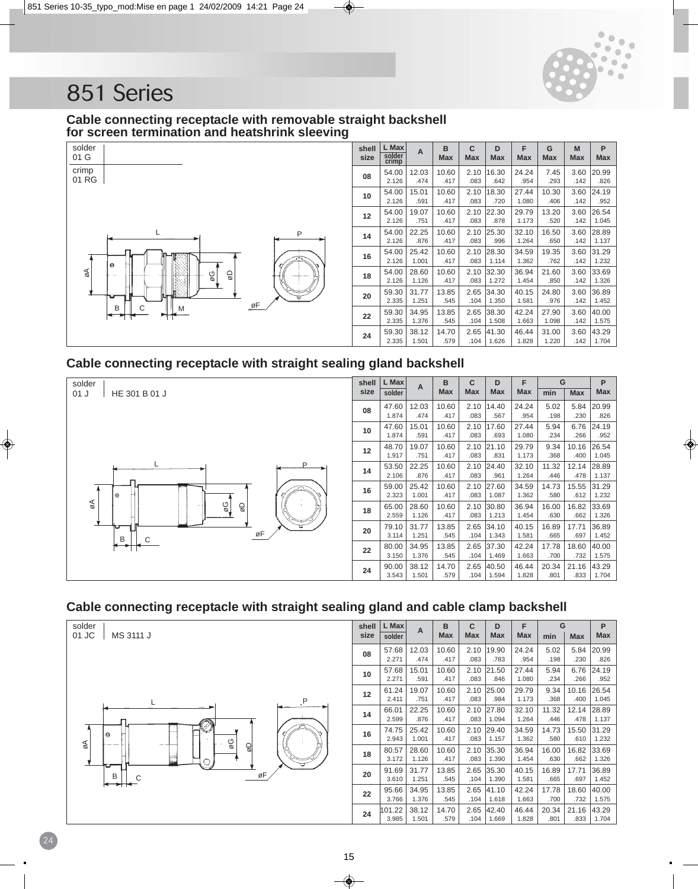# 851 Series

## Cable connecting receptacle with removable straight backshell for screen termination and heatshrink sleeving

solder 01 G
crimp 01 RG

| shell size | L Max solder crimp | A | B Max | C Max | D Max | F Max | G Max | M Max | P Max |
|---|---|---|---|---|---|---|---|---|---|
| 08 | 54.00 2.126 | 12.03 .474 | 10.60 .417 | 2.10 .083 | 16.30 .642 | 24.24 .954 | 7.45 .293 | 3.60 .142 | 20.99 .826 |
| 10 | 54.00 2.126 | 15.01 .591 | 10.60 .417 | 2.10 .083 | 18.30 .720 | 27.44 1.080 | 10.30 .406 | 3.60 .142 | 24.19 .952 |
| 12 | 54.00 2.126 | 19.07 .751 | 10.60 .417 | 2.10 .083 | 22.30 .878 | 29.79 1.173 | 13.20 .520 | 3.60 .142 | 26.54 1.045 |
| 14 | 54.00 2.126 | 22.25 .876 | 10.60 .417 | 2.10 .083 | 25.30 .996 | 32.10 1.264 | 16.50 .650 | 3.60 .142 | 28.89 1.137 |
| 16 | 54.00 2.126 | 25.42 1.001 | 10.60 .417 | 2.10 .083 | 28.30 1.114 | 34.59 1.362 | 19.35 .762 | 3.60 .142 | 31.29 1.232 |
| 18 | 54.00 2.126 | 28.60 1.126 | 10.60 .417 | 2.10 .083 | 32.30 1.272 | 36.94 1.454 | 21.60 .850 | 3.60 .142 | 33.69 1.326 |
| 20 | 59.30 2.335 | 31.77 1.251 | 13.85 .545 | 2.65 .104 | 34.30 1.350 | 40.15 1.581 | 24.80 .976 | 3.60 .142 | 36.89 1.452 |
| 22 | 59.30 2.335 | 34.95 1.376 | 13.85 .545 | 2.65 .104 | 38.30 1.508 | 42.24 1.663 | 27.90 1.098 | 3.60 .142 | 40.00 1.575 |
| 24 | 59.30 2.335 | 38.12 1.501 | 14.70 .579 | 2.65 .104 | 41.30 1.626 | 46.44 1.828 | 31.00 1.220 | 3.60 .142 | 43.29 1.704 |

## Cable connecting receptacle with straight sealing gland backshell

solder 01 J — HE 301 B 01 J

| shell size | L Max solder | A | B Max | C Max | D Max | F Max | G min | G Max | P Max |
|---|---|---|---|---|---|---|---|---|---|
| 08 | 47.60 1.874 | 12.03 .474 | 10.60 .417 | 2.10 .083 | 14.40 .567 | 24.24 .954 | 5.02 .198 | 5.84 .230 | 20.99 .826 |
| 10 | 47.60 1.874 | 15.01 .591 | 10.60 .417 | 2.10 .083 | 17.60 .693 | 27.44 1.080 | 5.94 .234 | 6.76 .266 | 24.19 .952 |
| 12 | 48.70 1.917 | 19.07 .751 | 10.60 .417 | 2.10 .083 | 21.10 .831 | 29.79 1.173 | 9.34 .368 | 10.16 .400 | 26.54 1.045 |
| 14 | 53.50 2.106 | 22.25 .876 | 10.60 .417 | 2.10 .083 | 24.40 .961 | 32.10 1.264 | 11.32 .446 | 12.14 .478 | 28.89 1.137 |
| 16 | 59.00 2.323 | 25.42 1.001 | 10.60 .417 | 2.10 .083 | 27.60 1.087 | 34.59 1.362 | 14.73 .580 | 15.55 .612 | 31.29 1.232 |
| 18 | 65.00 2.559 | 28.60 1.126 | 10.60 .417 | 2.10 .083 | 30.80 1.213 | 36.94 1.454 | 16.00 .630 | 16.82 .662 | 33.69 1.326 |
| 20 | 79.10 3.114 | 31.77 1.251 | 13.85 .545 | 2.65 .104 | 34.10 1.343 | 40.15 1.581 | 16.89 .665 | 17.71 .697 | 36.89 1.452 |
| 22 | 80.00 3.150 | 34.95 1.376 | 13.85 .545 | 2.65 .104 | 37.30 1.469 | 42.24 1.663 | 17.78 .700 | 18.60 .732 | 40.00 1.575 |
| 24 | 90.00 3.543 | 38.12 1.501 | 14.70 .579 | 2.65 .104 | 40.50 1.594 | 46.44 1.828 | 20.34 .801 | 21.16 .833 | 43.29 1.704 |

## Cable connecting receptacle with straight sealing gland and cable clamp backshell

solder 01 JC — MS 3111 J

| shell size | L Max solder | A | B Max | C Max | D Max | F Max | G min | G Max | P Max |
|---|---|---|---|---|---|---|---|---|---|
| 08 | 57.68 2.271 | 12.03 .474 | 10.60 .417 | 2.10 .083 | 19.90 .783 | 24.24 .954 | 5.02 .198 | 5.84 .230 | 20.99 .826 |
| 10 | 57.68 2.271 | 15.01 .591 | 10.60 .417 | 2.10 .083 | 21.50 .846 | 27.44 1.080 | 5.94 .234 | 6.76 .266 | 24.19 .952 |
| 12 | 61.24 2.411 | 19.07 .751 | 10.60 .417 | 2.10 .083 | 25.00 .984 | 29.79 1.173 | 9.34 .368 | 10.16 .400 | 26.54 1.045 |
| 14 | 66.01 2.599 | 22.25 .876 | 10.60 .417 | 2.10 .083 | 27.80 1.094 | 32.10 1.264 | 11.32 .446 | 12.14 .478 | 28.89 1.137 |
| 16 | 74.75 2.943 | 25.42 1.001 | 10.60 .417 | 2.10 .083 | 29.40 1.157 | 34.59 1.362 | 14.73 .580 | 15.50 .610 | 31.29 1.232 |
| 18 | 80.57 3.172 | 28.60 1.126 | 10.60 .417 | 2.10 .083 | 35.30 1.390 | 36.94 1.454 | 16.00 .630 | 16.82 .662 | 33.69 1.326 |
| 20 | 91.69 3.610 | 31.77 1.251 | 13.85 .545 | 2.65 .104 | 35.30 1.390 | 40.15 1.581 | 16.89 .665 | 17.71 .697 | 36.89 1.452 |
| 22 | 95.66 3.766 | 34.95 1.376 | 13.85 .545 | 2.65 .104 | 41.10 1.618 | 42.24 1.663 | 17.78 .700 | 18.60 .732 | 40.00 1.575 |
| 24 | 101.22 3.985 | 38.12 1.501 | 14.70 .579 | 2.65 .104 | 42.40 1.669 | 46.44 1.828 | 20.34 .801 | 21.16 .833 | 43.29 1.704 |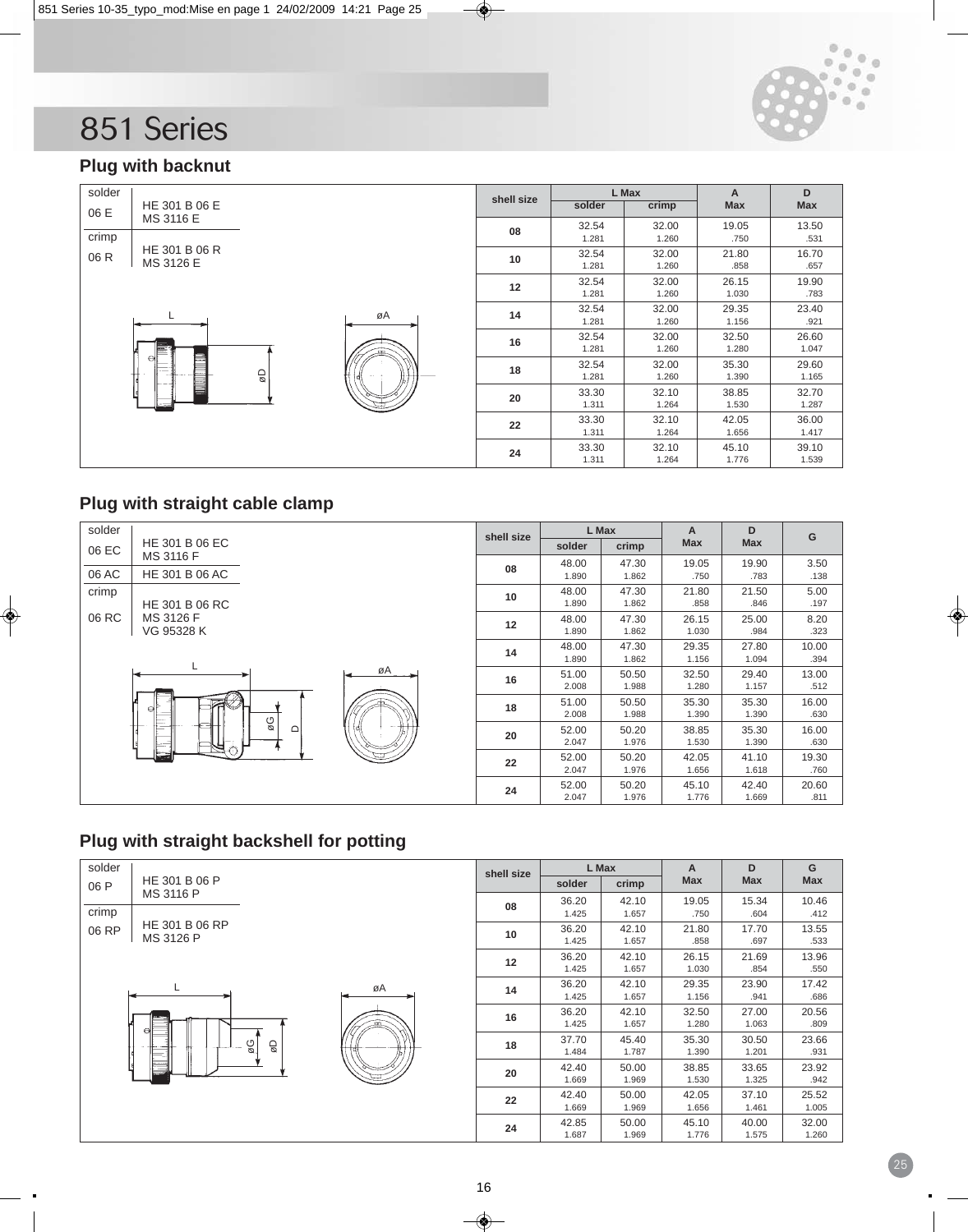# 851 Series

## Plug with backnut

| | | |
|---|---|---|
| solder | 06 E | HE 301 B 06 E<br>MS 3116 E |
| crimp | 06 R | HE 301 B 06 R<br>MS 3126 E |

| shell size | L Max | | A | D |
|---|---|---|---|---|
| | solder | crimp | Max | Max |
| 08 | 32.54<br>1.281 | 32.00<br>1.260 | 19.05<br>.750 | 13.50<br>.531 |
| 10 | 32.54<br>1.281 | 32.00<br>1.260 | 21.80<br>.858 | 16.70<br>.657 |
| 12 | 32.54<br>1.281 | 32.00<br>1.260 | 26.15<br>1.030 | 19.90<br>.783 |
| 14 | 32.54<br>1.281 | 32.00<br>1.260 | 29.35<br>1.156 | 23.40<br>.921 |
| 16 | 32.54<br>1.281 | 32.00<br>1.260 | 32.50<br>1.280 | 26.60<br>1.047 |
| 18 | 32.54<br>1.281 | 32.00<br>1.260 | 35.30<br>1.390 | 29.60<br>1.165 |
| 20 | 33.30<br>1.311 | 32.10<br>1.264 | 38.85<br>1.530 | 32.70<br>1.287 |
| 22 | 33.30<br>1.311 | 32.10<br>1.264 | 42.05<br>1.656 | 36.00<br>1.417 |
| 24 | 33.30<br>1.311 | 32.10<br>1.264 | 45.10<br>1.776 | 39.10<br>1.539 |

## Plug with straight cable clamp

| | | |
|---|---|---|
| solder | 06 EC | HE 301 B 06 EC<br>MS 3116 F |
| | 06 AC | HE 301 B 06 AC |
| crimp | 06 RC | HE 301 B 06 RC<br>MS 3126 F<br>VG 95328 K |

| shell size | L Max | | A | D | G |
|---|---|---|---|---|---|
| | solder | crimp | Max | Max | |
| 08 | 48.00<br>1.890 | 47.30<br>1.862 | 19.05<br>.750 | 19.90<br>.783 | 3.50<br>.138 |
| 10 | 48.00<br>1.890 | 47.30<br>1.862 | 21.80<br>.858 | 21.50<br>.846 | 5.00<br>.197 |
| 12 | 48.00<br>1.890 | 47.30<br>1.862 | 26.15<br>1.030 | 25.00<br>.984 | 8.20<br>.323 |
| 14 | 48.00<br>1.890 | 47.30<br>1.862 | 29.35<br>1.156 | 27.80<br>1.094 | 10.00<br>.394 |
| 16 | 51.00<br>2.008 | 50.50<br>1.988 | 32.50<br>1.280 | 29.40<br>1.157 | 13.00<br>.512 |
| 18 | 51.00<br>2.008 | 50.50<br>1.988 | 35.30<br>1.390 | 35.30<br>1.390 | 16.00<br>.630 |
| 20 | 52.00<br>2.047 | 50.20<br>1.976 | 38.85<br>1.530 | 35.30<br>1.390 | 16.00<br>.630 |
| 22 | 52.00<br>2.047 | 50.20<br>1.976 | 42.05<br>1.656 | 41.10<br>1.618 | 19.30<br>.760 |
| 24 | 52.00<br>2.047 | 50.20<br>1.976 | 45.10<br>1.776 | 42.40<br>1.669 | 20.60<br>.811 |

## Plug with straight backshell for potting

| | | |
|---|---|---|
| solder | 06 P | HE 301 B 06 P<br>MS 3116 P |
| crimp | 06 RP | HE 301 B 06 RP<br>MS 3126 P |

| shell size | L Max | | A | D | G |
|---|---|---|---|---|---|
| | solder | crimp | Max | Max | Max |
| 08 | 36.20<br>1.425 | 42.10<br>1.657 | 19.05<br>.750 | 15.34<br>.604 | 10.46<br>.412 |
| 10 | 36.20<br>1.425 | 42.10<br>1.657 | 21.80<br>.858 | 17.70<br>.697 | 13.55<br>.533 |
| 12 | 36.20<br>1.425 | 42.10<br>1.657 | 26.15<br>1.030 | 21.69<br>.854 | 13.96<br>.550 |
| 14 | 36.20<br>1.425 | 42.10<br>1.657 | 29.35<br>1.156 | 23.90<br>.941 | 17.42<br>.686 |
| 16 | 36.20<br>1.425 | 42.10<br>1.657 | 32.50<br>1.280 | 27.00<br>1.063 | 20.56<br>.809 |
| 18 | 37.70<br>1.484 | 45.40<br>1.787 | 35.30<br>1.390 | 30.50<br>1.201 | 23.66<br>.931 |
| 20 | 42.40<br>1.669 | 50.00<br>1.969 | 38.85<br>1.530 | 33.65<br>1.325 | 23.92<br>.942 |
| 22 | 42.40<br>1.669 | 50.00<br>1.969 | 42.05<br>1.656 | 37.10<br>1.461 | 25.52<br>1.005 |
| 24 | 42.85<br>1.687 | 50.00<br>1.969 | 45.10<br>1.776 | 40.00<br>1.575 | 32.00<br>1.260 |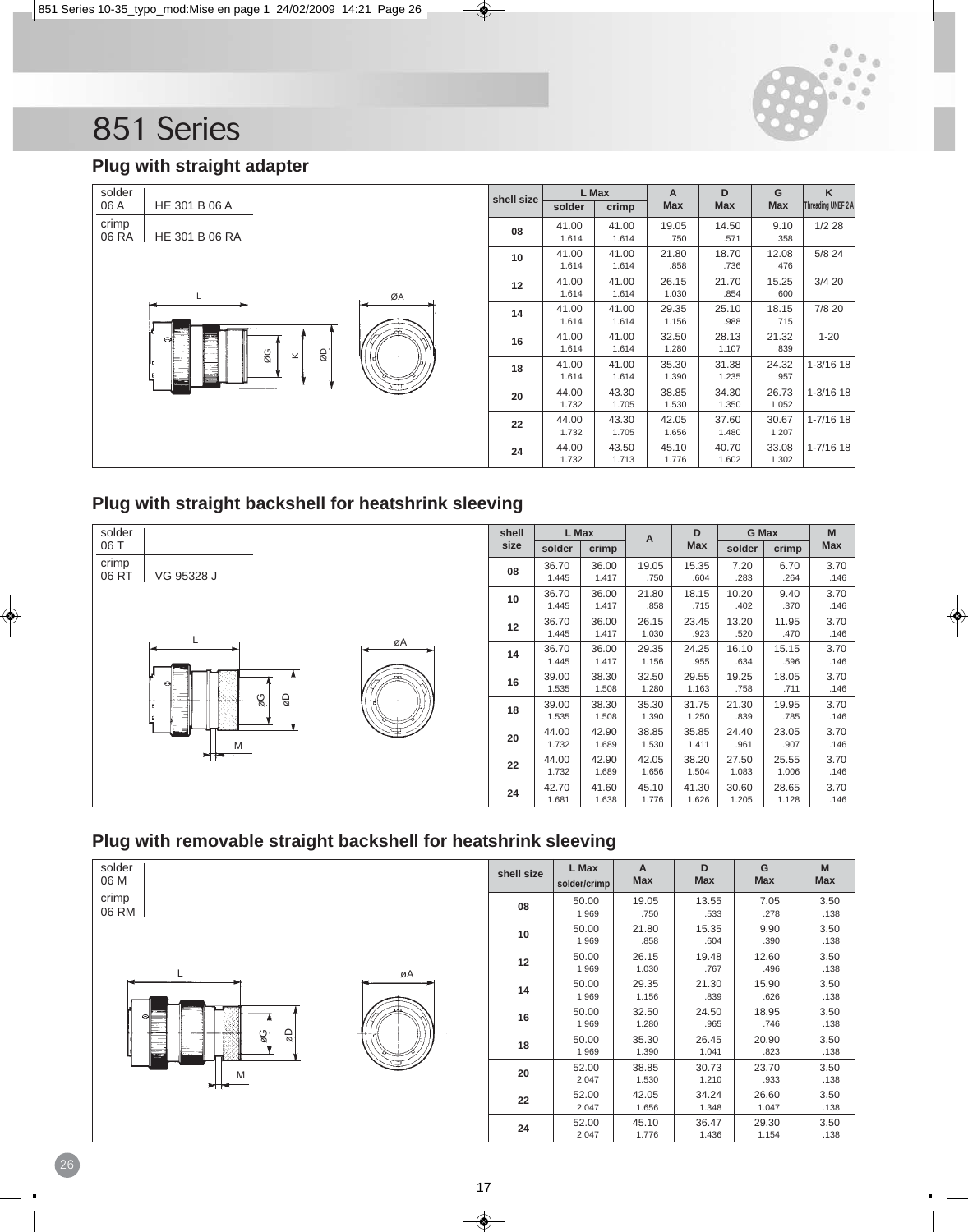# 851 Series

## Plug with straight adapter

| | |
|---|---|
| solder 06 A | HE 301 B 06 A |
| crimp 06 RA | HE 301 B 06 RA |

| shell size | L Max solder | L Max crimp | A Max | D Max | G Max | K Threading UNEF 2 A |
|---|---|---|---|---|---|---|
| 08 | 41.00 1.614 | 41.00 1.614 | 19.05 .750 | 14.50 .571 | 9.10 .358 | 1/2 28 |
| 10 | 41.00 1.614 | 41.00 1.614 | 21.80 .858 | 18.70 .736 | 12.08 .476 | 5/8 24 |
| 12 | 41.00 1.614 | 41.00 1.614 | 26.15 1.030 | 21.70 .854 | 15.25 .600 | 3/4 20 |
| 14 | 41.00 1.614 | 41.00 1.614 | 29.35 1.156 | 25.10 .988 | 18.15 .715 | 7/8 20 |
| 16 | 41.00 1.614 | 41.00 1.614 | 32.50 1.280 | 28.13 1.107 | 21.32 .839 | 1-20 |
| 18 | 41.00 1.614 | 41.00 1.614 | 35.30 1.390 | 31.38 1.235 | 24.32 .957 | 1-3/16 18 |
| 20 | 44.00 1.732 | 43.30 1.705 | 38.85 1.530 | 34.30 1.350 | 26.73 1.052 | 1-3/16 18 |
| 22 | 44.00 1.732 | 43.30 1.705 | 42.05 1.656 | 37.60 1.480 | 30.67 1.207 | 1-7/16 18 |
| 24 | 44.00 1.732 | 43.50 1.713 | 45.10 1.776 | 40.70 1.602 | 33.08 1.302 | 1-7/16 18 |

## Plug with straight backshell for heatshrink sleeving

| | |
|---|---|
| solder 06 T | |
| crimp 06 RT | VG 95328 J |

| shell size | L Max solder | L Max crimp | A | D Max | G Max solder | G Max crimp | M Max |
|---|---|---|---|---|---|---|---|
| 08 | 36.70 1.445 | 36.00 1.417 | 19.05 .750 | 15.35 .604 | 7.20 .283 | 6.70 .264 | 3.70 .146 |
| 10 | 36.70 1.445 | 36.00 1.417 | 21.80 .858 | 18.15 .715 | 10.20 .402 | 9.40 .370 | 3.70 .146 |
| 12 | 36.70 1.445 | 36.00 1.417 | 26.15 1.030 | 23.45 .923 | 13.20 .520 | 11.95 .470 | 3.70 .146 |
| 14 | 36.70 1.445 | 36.00 1.417 | 29.35 1.156 | 24.25 .955 | 16.10 .634 | 15.15 .596 | 3.70 .146 |
| 16 | 39.00 1.535 | 38.30 1.508 | 32.50 1.280 | 29.55 1.163 | 19.25 .758 | 18.05 .711 | 3.70 .146 |
| 18 | 39.00 1.535 | 38.30 1.508 | 35.30 1.390 | 31.75 1.250 | 21.30 .839 | 19.95 .785 | 3.70 .146 |
| 20 | 44.00 1.732 | 42.90 1.689 | 38.85 1.530 | 35.85 1.411 | 24.40 .961 | 23.05 .907 | 3.70 .146 |
| 22 | 44.00 1.732 | 42.90 1.689 | 42.05 1.656 | 38.20 1.504 | 27.50 1.083 | 25.55 1.006 | 3.70 .146 |
| 24 | 42.70 1.681 | 41.60 1.638 | 45.10 1.776 | 41.30 1.626 | 30.60 1.205 | 28.65 1.128 | 3.70 .146 |

## Plug with removable straight backshell for heatshrink sleeving

| | |
|---|---|
| solder 06 M | |
| crimp 06 RM | |

| shell size | L Max solder/crimp | A Max | D Max | G Max | M Max |
|---|---|---|---|---|---|
| 08 | 50.00 1.969 | 19.05 .750 | 13.55 .533 | 7.05 .278 | 3.50 .138 |
| 10 | 50.00 1.969 | 21.80 .858 | 15.35 .604 | 9.90 .390 | 3.50 .138 |
| 12 | 50.00 1.969 | 26.15 1.030 | 19.48 .767 | 12.60 .496 | 3.50 .138 |
| 14 | 50.00 1.969 | 29.35 1.156 | 21.30 .839 | 15.90 .626 | 3.50 .138 |
| 16 | 50.00 1.969 | 32.50 1.280 | 24.50 .965 | 18.95 .746 | 3.50 .138 |
| 18 | 50.00 1.969 | 35.30 1.390 | 26.45 1.041 | 20.90 .823 | 3.50 .138 |
| 20 | 52.00 2.047 | 38.85 1.530 | 30.73 1.210 | 23.70 .933 | 3.50 .138 |
| 22 | 52.00 2.047 | 42.05 1.656 | 34.24 1.348 | 26.60 1.047 | 3.50 .138 |
| 24 | 52.00 2.047 | 45.10 1.776 | 36.47 1.436 | 29.30 1.154 | 3.50 .138 |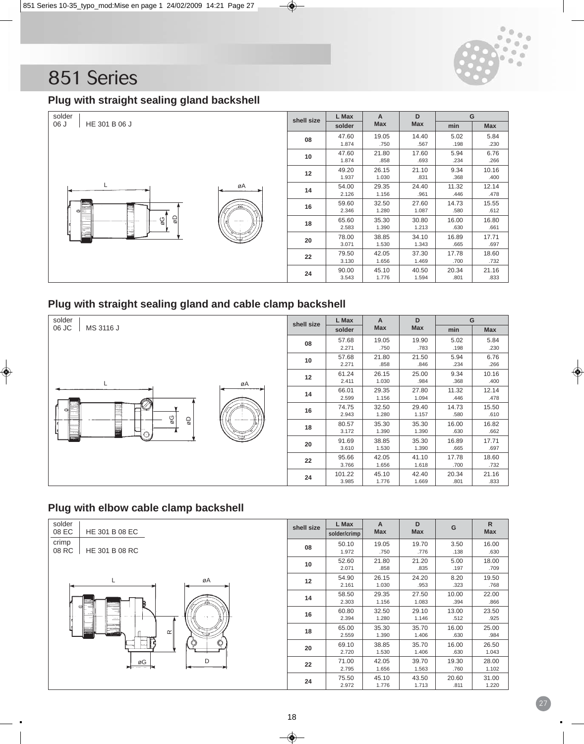# 851 Series

## Plug with straight sealing gland backshell

| solder | |
|---|---|
| 06 J | HE 301 B 06 J |

| shell size | L Max solder | A Max | D Max | G min | G Max |
|---|---|---|---|---|---|
| 08 | 47.60<br>1.874 | 19.05<br>.750 | 14.40<br>.567 | 5.02<br>.198 | 5.84<br>.230 |
| 10 | 47.60<br>1.874 | 21.80<br>.858 | 17.60<br>.693 | 5.94<br>.234 | 6.76<br>.266 |
| 12 | 49.20<br>1.937 | 26.15<br>1.030 | 21.10<br>.831 | 9.34<br>.368 | 10.16<br>.400 |
| 14 | 54.00<br>2.126 | 29.35<br>1.156 | 24.40<br>.961 | 11.32<br>.446 | 12.14<br>.478 |
| 16 | 59.60<br>2.346 | 32.50<br>1.280 | 27.60<br>1.087 | 14.73<br>.580 | 15.55<br>.612 |
| 18 | 65.60<br>2.583 | 35.30<br>1.390 | 30.80<br>1.213 | 16.00<br>.630 | 16.80<br>.661 |
| 20 | 78.00<br>3.071 | 38.85<br>1.530 | 34.10<br>1.343 | 16.89<br>.665 | 17.71<br>.697 |
| 22 | 79.50<br>3.130 | 42.05<br>1.656 | 37.30<br>1.469 | 17.78<br>.700 | 18.60<br>.732 |
| 24 | 90.00<br>3.543 | 45.10<br>1.776 | 40.50<br>1.594 | 20.34<br>.801 | 21.16<br>.833 |

## Plug with straight sealing gland and cable clamp backshell

| solder | |
|---|---|
| 06 JC | MS 3116 J |

| shell size | L Max solder | A Max | D Max | G min | G Max |
|---|---|---|---|---|---|
| 08 | 57.68<br>2.271 | 19.05<br>.750 | 19.90<br>.783 | 5.02<br>.198 | 5.84<br>.230 |
| 10 | 57.68<br>2.271 | 21.80<br>.858 | 21.50<br>.846 | 5.94<br>.234 | 6.76<br>.266 |
| 12 | 61.24<br>2.411 | 26.15<br>1.030 | 25.00<br>.984 | 9.34<br>.368 | 10.16<br>.400 |
| 14 | 66.01<br>2.599 | 29.35<br>1.156 | 27.80<br>1.094 | 11.32<br>.446 | 12.14<br>.478 |
| 16 | 74.75<br>2.943 | 32.50<br>1.280 | 29.40<br>1.157 | 14.73<br>.580 | 15.50<br>.610 |
| 18 | 80.57<br>3.172 | 35.30<br>1.390 | 35.30<br>1.390 | 16.00<br>.630 | 16.82<br>.662 |
| 20 | 91.69<br>3.610 | 38.85<br>1.530 | 35.30<br>1.390 | 16.89<br>.665 | 17.71<br>.697 |
| 22 | 95.66<br>3.766 | 42.05<br>1.656 | 41.10<br>1.618 | 17.78<br>.700 | 18.60<br>.732 |
| 24 | 101.22<br>3.985 | 45.10<br>1.776 | 42.40<br>1.669 | 20.34<br>.801 | 21.16<br>.833 |

## Plug with elbow cable clamp backshell

| solder | |
|---|---|
| 08 EC | HE 301 B 08 EC |
| crimp | |
| 08 RC | HE 301 B 08 RC |

| shell size | L Max solder/crimp | A Max | D Max | G | R Max |
|---|---|---|---|---|---|
| 08 | 50.10<br>1.972 | 19.05<br>.750 | 19.70<br>.776 | 3.50<br>.138 | 16.00<br>.630 |
| 10 | 52.60<br>2.071 | 21.80<br>.858 | 21.20<br>.835 | 5.00<br>.197 | 18.00<br>.709 |
| 12 | 54.90<br>2.161 | 26.15<br>1.030 | 24.20<br>.953 | 8.20<br>.323 | 19.50<br>.768 |
| 14 | 58.50<br>2.303 | 29.35<br>1.156 | 27.50<br>1.083 | 10.00<br>.394 | 22.00<br>.866 |
| 16 | 60.80<br>2.394 | 32.50<br>1.280 | 29.10<br>1.146 | 13.00<br>.512 | 23.50<br>.925 |
| 18 | 65.00<br>2.559 | 35.30<br>1.390 | 35.70<br>1.406 | 16.00<br>.630 | 25.00<br>.984 |
| 20 | 69.10<br>2.720 | 38.85<br>1.530 | 35.70<br>1.406 | 16.00<br>.630 | 26.50<br>1.043 |
| 22 | 71.00<br>2.795 | 42.05<br>1.656 | 39.70<br>1.563 | 19.30<br>.760 | 28.00<br>1.102 |
| 24 | 75.50<br>2.972 | 45.10<br>1.776 | 43.50<br>1.713 | 20.60<br>.811 | 31.00<br>1.220 |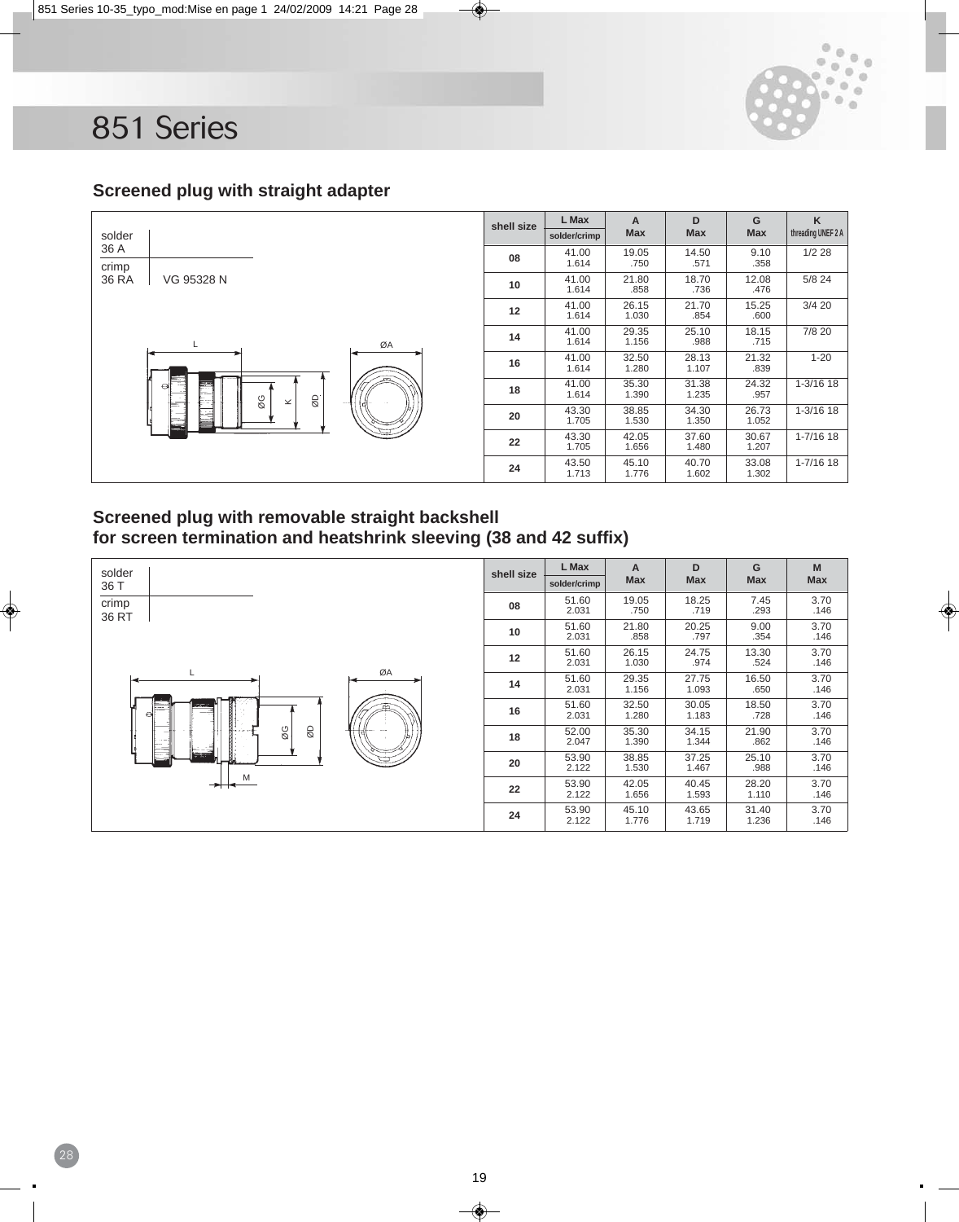# 851 Series

## Screened plug with straight adapter

| solder | |
|---|---|
| 36 A | |
| crimp | |
| 36 RA | VG 95328 N |

| shell size | L Max solder/crimp | A Max | D Max | G Max | K threading UNEF 2 A |
|---|---|---|---|---|---|
| 08 | 41.00 1.614 | 19.05 .750 | 14.50 .571 | 9.10 .358 | 1/2 28 |
| 10 | 41.00 1.614 | 21.80 .858 | 18.70 .736 | 12.08 .476 | 5/8 24 |
| 12 | 41.00 1.614 | 26.15 1.030 | 21.70 .854 | 15.25 .600 | 3/4 20 |
| 14 | 41.00 1.614 | 29.35 1.156 | 25.10 .988 | 18.15 .715 | 7/8 20 |
| 16 | 41.00 1.614 | 32.50 1.280 | 28.13 1.107 | 21.32 .839 | 1-20 |
| 18 | 41.00 1.614 | 35.30 1.390 | 31.38 1.235 | 24.32 .957 | 1-3/16 18 |
| 20 | 43.30 1.705 | 38.85 1.530 | 34.30 1.350 | 26.73 1.052 | 1-3/16 18 |
| 22 | 43.30 1.705 | 42.05 1.656 | 37.60 1.480 | 30.67 1.207 | 1-7/16 18 |
| 24 | 43.50 1.713 | 45.10 1.776 | 40.70 1.602 | 33.08 1.302 | 1-7/16 18 |

## Screened plug with removable straight backshell for screen termination and heatshrink sleeving (38 and 42 suffix)

| solder | |
|---|---|
| 36 T | |
| crimp | |
| 36 RT | |

| shell size | L Max solder/crimp | A Max | D Max | G Max | M Max |
|---|---|---|---|---|---|
| 08 | 51.60 2.031 | 19.05 .750 | 18.25 .719 | 7.45 .293 | 3.70 .146 |
| 10 | 51.60 2.031 | 21.80 .858 | 20.25 .797 | 9.00 .354 | 3.70 .146 |
| 12 | 51.60 2.031 | 26.15 1.030 | 24.75 .974 | 13.30 .524 | 3.70 .146 |
| 14 | 51.60 2.031 | 29.35 1.156 | 27.75 1.093 | 16.50 .650 | 3.70 .146 |
| 16 | 51.60 2.031 | 32.50 1.280 | 30.05 1.183 | 18.50 .728 | 3.70 .146 |
| 18 | 52.00 2.047 | 35.30 1.390 | 34.15 1.344 | 21.90 .862 | 3.70 .146 |
| 20 | 53.90 2.122 | 38.85 1.530 | 37.25 1.467 | 25.10 .988 | 3.70 .146 |
| 22 | 53.90 2.122 | 42.05 1.656 | 40.45 1.593 | 28.20 1.110 | 3.70 .146 |
| 24 | 53.90 2.122 | 45.10 1.776 | 43.65 1.719 | 31.40 1.236 | 3.70 .146 |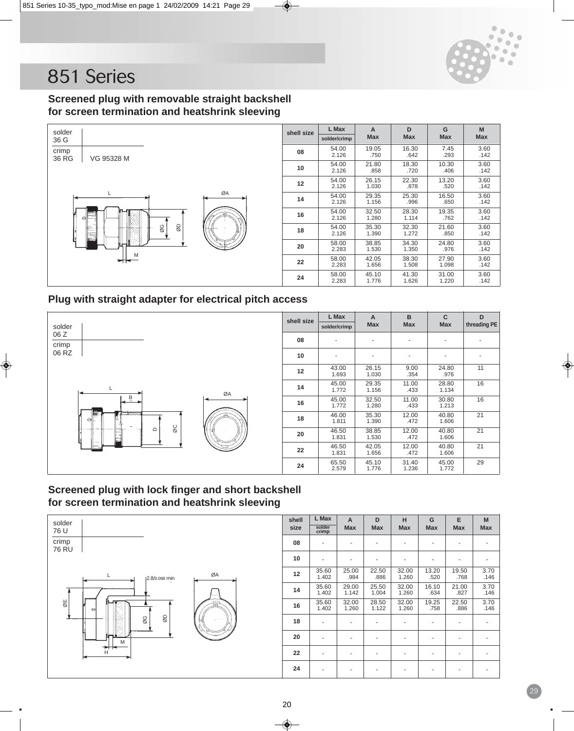# 851 Series

## Screened plug with removable straight backshell for screen termination and heatshrink sleeving

solder 36 G

crimp 36 RG VG 95328 M

| shell size | L Max solder/crimp | A Max | D Max | G Max | M Max |
|---|---|---|---|---|---|
| 08 | 54.00 2.126 | 19.05 .750 | 16.30 .642 | 7.45 .293 | 3.60 .142 |
| 10 | 54.00 2.126 | 21.80 .858 | 18.30 .720 | 10.30 .406 | 3.60 .142 |
| 12 | 54.00 2.126 | 26.15 1.030 | 22.30 .878 | 13.20 .520 | 3.60 .142 |
| 14 | 54.00 2.126 | 29.35 1.156 | 25.30 .996 | 16.50 .650 | 3.60 .142 |
| 16 | 54.00 2.126 | 32.50 1.280 | 28.30 1.114 | 19.35 .762 | 3.60 .142 |
| 18 | 54.00 2.126 | 35.30 1.390 | 32.30 1.272 | 21.60 .850 | 3.60 .142 |
| 20 | 58.00 2.283 | 38.85 1.530 | 34.30 1.350 | 24.80 .976 | 3.60 .142 |
| 22 | 58.00 2.283 | 42.05 1.656 | 38.30 1.508 | 27.90 1.098 | 3.60 .142 |
| 24 | 58.00 2.283 | 45.10 1.776 | 41.30 1.626 | 31.00 1.220 | 3.60 .142 |

## Plug with straight adapter for electrical pitch access

solder 06 Z

crimp 06 RZ

| shell size | L Max solder/crimp | A Max | B Max | C Max | D threading PE |
|---|---|---|---|---|---|
| 08 | - | - | - | - | - |
| 10 | - | - | - | - | - |
| 12 | 43.00 1.693 | 26.15 1.030 | 9.00 .354 | 24.80 .976 | 11 |
| 14 | 45.00 1.772 | 29.35 1.156 | 11.00 .433 | 28.80 1.134 | 16 |
| 16 | 45.00 1.772 | 32.50 1.280 | 11.00 .433 | 30.80 1.213 | 16 |
| 18 | 46.00 1.811 | 35.30 1.390 | 12.00 .472 | 40.80 1.606 | 21 |
| 20 | 46.50 1.831 | 38.85 1.530 | 12.00 .472 | 40.80 1.606 | 21 |
| 22 | 46.50 1.831 | 42.05 1.656 | 12.00 .472 | 40.80 1.606 | 21 |
| 24 | 65.50 2.579 | 45.10 1.776 | 31.40 1.236 | 45.00 1.772 | 29 |

## Screened plug with lock finger and short backshell for screen termination and heatshrink sleeving

solder 76 U

crimp 76 RU

2.8/0.098 min

| shell size | L Max solder crimp | A Max | D Max | H Max | G Max | E Max | M Max |
|---|---|---|---|---|---|---|---|
| 08 | - | - | - | - | - | - | - |
| 10 | - | - | - | - | - | - | - |
| 12 | 35.60 1.402 | 25.00 .984 | 22.50 .886 | 32.00 1.260 | 13.20 .520 | 19.50 .768 | 3.70 .146 |
| 14 | 35.60 1.402 | 29.00 1.142 | 25.50 1.004 | 32.00 1.260 | 16.10 .634 | 21.00 .827 | 3.70 .146 |
| 16 | 35.60 1.402 | 32.00 1.260 | 28.50 1.122 | 32.00 1.260 | 19.25 .758 | 22.50 .886 | 3.70 .146 |
| 18 | - | - | - | - | - | - | - |
| 20 | - | - | - | - | - | - | - |
| 22 | - | - | - | - | - | - | - |
| 24 | - | - | - | - | - | - | - |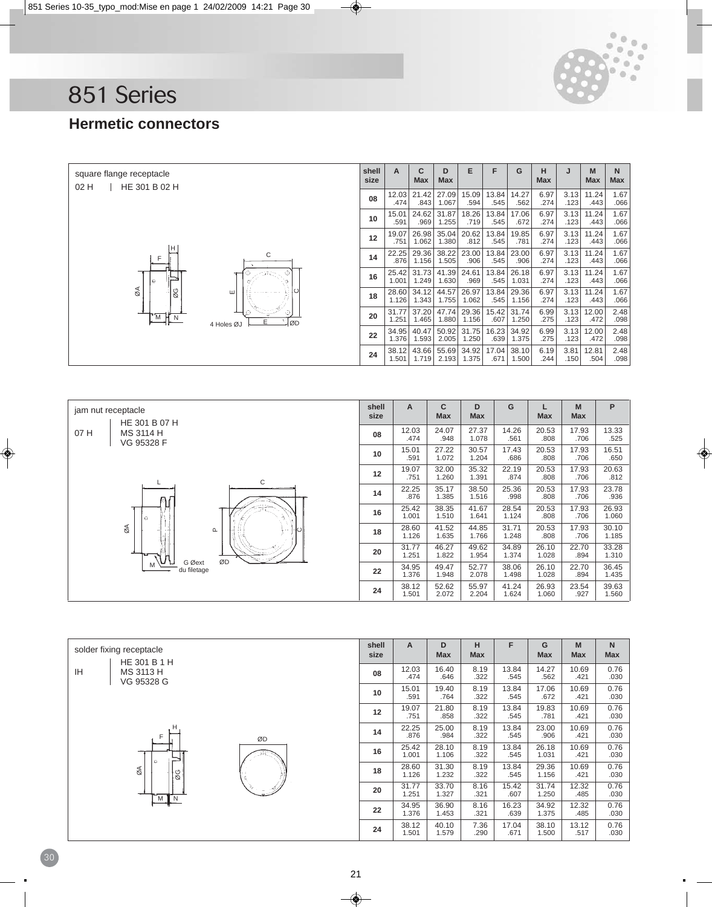# 851 Series

## Hermetic connectors

square flange receptacle

02 H | HE 301 B 02 H

| shell size | A | C Max | D Max | E | F | G | H Max | J | M Max | N Max |
|---|---|---|---|---|---|---|---|---|---|---|
| 08 | 12.03 .474 | 21.42 .843 | 27.09 1.067 | 15.09 .594 | 13.84 .545 | 14.27 .562 | 6.97 .274 | 3.13 .123 | 11.24 .443 | 1.67 .066 |
| 10 | 15.01 .591 | 24.62 .969 | 31.87 1.255 | 18.26 .719 | 13.84 .545 | 17.06 .672 | 6.97 .274 | 3.13 .123 | 11.24 .443 | 1.67 .066 |
| 12 | 19.07 .751 | 26.98 1.062 | 35.04 1.380 | 20.62 .812 | 13.84 .545 | 19.85 .781 | 6.97 .274 | 3.13 .123 | 11.24 .443 | 1.67 .066 |
| 14 | 22.25 .876 | 29.36 1.156 | 38.22 1.505 | 23.00 .906 | 13.84 .545 | 23.00 .906 | 6.97 .274 | 3.13 .123 | 11.24 .443 | 1.67 .066 |
| 16 | 25.42 1.001 | 31.73 1.249 | 41.39 1.630 | 24.61 .969 | 13.84 .545 | 26.18 1.031 | 6.97 .274 | 3.13 .123 | 11.24 .443 | 1.67 .066 |
| 18 | 28.60 1.126 | 34.12 1.343 | 44.57 1.755 | 26.97 1.062 | 13.84 .545 | 29.36 1.156 | 6.97 .274 | 3.13 .123 | 11.24 .443 | 1.67 .066 |
| 20 | 31.77 1.251 | 37.20 1.465 | 47.74 1.880 | 29.36 1.156 | 15.42 .607 | 31.74 1.250 | 6.99 .275 | 3.13 .123 | 12.00 .472 | 2.48 .098 |
| 22 | 34.95 1.376 | 40.47 1.593 | 50.92 2.005 | 31.75 1.250 | 16.23 .639 | 34.92 1.375 | 6.99 .275 | 3.13 .123 | 12.00 .472 | 2.48 .098 |
| 24 | 38.12 1.501 | 43.66 1.719 | 55.69 2.193 | 34.92 1.375 | 17.04 .671 | 38.10 1.500 | 6.19 .244 | 3.81 .150 | 12.81 .504 | 2.48 .098 |

jam nut receptacle

07 H | HE 301 B 07 H, MS 3114 H, VG 95328 F

G Øext du filetage

| shell size | A | C Max | D Max | G | L Max | M Max | P |
|---|---|---|---|---|---|---|---|
| 08 | 12.03 .474 | 24.07 .948 | 27.37 1.078 | 14.26 .561 | 20.53 .808 | 17.93 .706 | 13.33 .525 |
| 10 | 15.01 .591 | 27.22 1.072 | 30.57 1.204 | 17.43 .686 | 20.53 .808 | 17.93 .706 | 16.51 .650 |
| 12 | 19.07 .751 | 32.00 1.260 | 35.32 1.391 | 22.19 .874 | 20.53 .808 | 17.93 .706 | 20.63 .812 |
| 14 | 22.25 .876 | 35.17 1.385 | 38.50 1.516 | 25.36 .998 | 20.53 .808 | 17.93 .706 | 23.78 .936 |
| 16 | 25.42 1.001 | 38.35 1.510 | 41.67 1.641 | 28.54 1.124 | 20.53 .808 | 17.93 .706 | 26.93 1.060 |
| 18 | 28.60 1.126 | 41.52 1.635 | 44.85 1.766 | 31.71 1.248 | 20.53 .808 | 17.93 .706 | 30.10 1.185 |
| 20 | 31.77 1.251 | 46.27 1.822 | 49.62 1.954 | 34.89 1.374 | 26.10 1.028 | 22.70 .894 | 33.28 1.310 |
| 22 | 34.95 1.376 | 49.47 1.948 | 52.77 2.078 | 38.06 1.498 | 26.10 1.028 | 22.70 .894 | 36.45 1.435 |
| 24 | 38.12 1.501 | 52.62 2.072 | 55.97 2.204 | 41.24 1.624 | 26.93 1.060 | 23.54 .927 | 39.63 1.560 |

solder fixing receptacle

IH | HE 301 B 1 H, MS 3113 H, VG 95328 G

| shell size | A | D Max | H Max | F | G Max | M Max | N Max |
|---|---|---|---|---|---|---|---|
| 08 | 12.03 .474 | 16.40 .646 | 8.19 .322 | 13.84 .545 | 14.27 .562 | 10.69 .421 | 0.76 .030 |
| 10 | 15.01 .591 | 19.40 .764 | 8.19 .322 | 13.84 .545 | 17.06 .672 | 10.69 .421 | 0.76 .030 |
| 12 | 19.07 .751 | 21.80 .858 | 8.19 .322 | 13.84 .545 | 19.83 .781 | 10.69 .421 | 0.76 .030 |
| 14 | 22.25 .876 | 25.00 .984 | 8.19 .322 | 13.84 .545 | 23.00 .906 | 10.69 .421 | 0.76 .030 |
| 16 | 25.42 1.001 | 28.10 1.106 | 8.19 .322 | 13.84 .545 | 26.18 1.031 | 10.69 .421 | 0.76 .030 |
| 18 | 28.60 1.126 | 31.30 1.232 | 8.19 .322 | 13.84 .545 | 29.36 1.156 | 10.69 .421 | 0.76 .030 |
| 20 | 31.77 1.251 | 33.70 1.327 | 8.16 .321 | 15.42 .607 | 31.74 1.250 | 12.32 .485 | 0.76 .030 |
| 22 | 34.95 1.376 | 36.90 1.453 | 8.16 .321 | 16.23 .639 | 34.92 1.375 | 12.32 .485 | 0.76 .030 |
| 24 | 38.12 1.501 | 40.10 1.579 | 7.36 .290 | 17.04 .671 | 38.10 1.500 | 13.12 .517 | 0.76 .030 |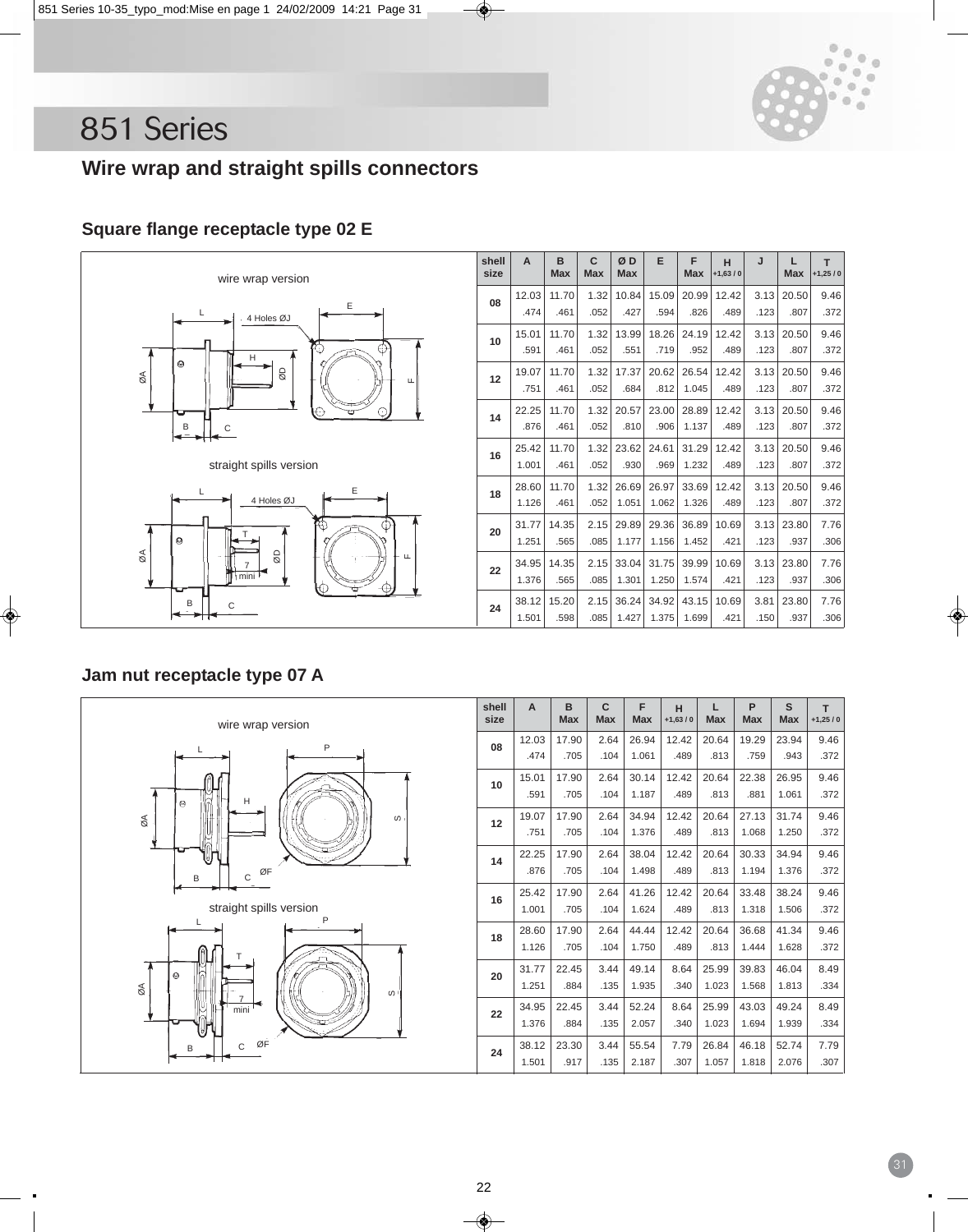# 851 Series

## Wire wrap and straight spills connectors

### Square flange receptacle type 02 E

wire wrap version

straight spills version

| shell size | A | B Max | C Max | Ø D Max | E | F Max | H +1,63 / 0 | J | L Max | T +1,25 / 0 |
|---|---|---|---|---|---|---|---|---|---|---|
| 08 | 12.03 / .474 | 11.70 / .461 | 1.32 / .052 | 10.84 / .427 | 15.09 / .594 | 20.99 / .826 | 12.42 / .489 | 3.13 / .123 | 20.50 / .807 | 9.46 / .372 |
| 10 | 15.01 / .591 | 11.70 / .461 | 1.32 / .052 | 13.99 / .551 | 18.26 / .719 | 24.19 / .952 | 12.42 / .489 | 3.13 / .123 | 20.50 / .807 | 9.46 / .372 |
| 12 | 19.07 / .751 | 11.70 / .461 | 1.32 / .052 | 17.37 / .684 | 20.62 / .812 | 26.54 / 1.045 | 12.42 / .489 | 3.13 / .123 | 20.50 / .807 | 9.46 / .372 |
| 14 | 22.25 / .876 | 11.70 / .461 | 1.32 / .052 | 20.57 / .810 | 23.00 / .906 | 28.89 / 1.137 | 12.42 / .489 | 3.13 / .123 | 20.50 / .807 | 9.46 / .372 |
| 16 | 25.42 / 1.001 | 11.70 / .461 | 1.32 / .052 | 23.62 / .930 | 24.61 / .969 | 31.29 / 1.232 | 12.42 / .489 | 3.13 / .123 | 20.50 / .807 | 9.46 / .372 |
| 18 | 28.60 / 1.126 | 11.70 / .461 | 1.32 / .052 | 26.69 / 1.051 | 26.97 / 1.062 | 33.69 / 1.326 | 12.42 / .489 | 3.13 / .123 | 20.50 / .807 | 9.46 / .372 |
| 20 | 31.77 / 1.251 | 14.35 / .565 | 2.15 / .085 | 29.89 / 1.177 | 29.36 / 1.156 | 36.89 / 1.452 | 10.69 / .421 | 3.13 / .123 | 23.80 / .937 | 7.76 / .306 |
| 22 | 34.95 / 1.376 | 14.35 / .565 | 2.15 / .085 | 33.04 / 1.301 | 31.75 / 1.250 | 39.99 / 1.574 | 10.69 / .421 | 3.13 / .123 | 23.80 / .937 | 7.76 / .306 |
| 24 | 38.12 / 1.501 | 15.20 / .598 | 2.15 / .085 | 36.24 / 1.427 | 34.92 / 1.375 | 43.15 / 1.699 | 10.69 / .421 | 3.81 / .150 | 23.80 / .937 | 7.76 / .306 |

### Jam nut receptacle type 07 A

wire wrap version

straight spills version

| shell size | A | B Max | C Max | F Max | H +1,63 / 0 | L Max | P Max | S Max | T +1,25 / 0 |
|---|---|---|---|---|---|---|---|---|---|
| 08 | 12.03 / .474 | 17.90 / .705 | 2.64 / .104 | 26.94 / 1.061 | 12.42 / .489 | 20.64 / .813 | 19.29 / .759 | 23.94 / .943 | 9.46 / .372 |
| 10 | 15.01 / .591 | 17.90 / .705 | 2.64 / .104 | 30.14 / 1.187 | 12.42 / .489 | 20.64 / .813 | 22.38 / .881 | 26.95 / 1.061 | 9.46 / .372 |
| 12 | 19.07 / .751 | 17.90 / .705 | 2.64 / .104 | 34.94 / 1.376 | 12.42 / .489 | 20.64 / .813 | 27.13 / 1.068 | 31.74 / 1.250 | 9.46 / .372 |
| 14 | 22.25 / .876 | 17.90 / .705 | 2.64 / .104 | 38.04 / 1.498 | 12.42 / .489 | 20.64 / .813 | 30.33 / 1.194 | 34.94 / 1.376 | 9.46 / .372 |
| 16 | 25.42 / 1.001 | 17.90 / .705 | 2.64 / .104 | 41.26 / 1.624 | 12.42 / .489 | 20.64 / .813 | 33.48 / 1.318 | 38.24 / 1.506 | 9.46 / .372 |
| 18 | 28.60 / 1.126 | 17.90 / .705 | 2.64 / .104 | 44.44 / 1.750 | 12.42 / .489 | 20.64 / .813 | 36.68 / 1.444 | 41.34 / 1.628 | 9.46 / .372 |
| 20 | 31.77 / 1.251 | 22.45 / .884 | 3.44 / .135 | 49.14 / 1.935 | 8.64 / .340 | 25.99 / 1.023 | 39.83 / 1.568 | 46.04 / 1.813 | 8.49 / .334 |
| 22 | 34.95 / 1.376 | 22.45 / .884 | 3.44 / .135 | 52.24 / 2.057 | 8.64 / .340 | 25.99 / 1.023 | 43.03 / 1.694 | 49.24 / 1.939 | 8.49 / .334 |
| 24 | 38.12 / 1.501 | 23.30 / .917 | 3.44 / .135 | 55.54 / 2.187 | 7.79 / .307 | 26.84 / 1.057 | 46.18 / 1.818 | 52.74 / 2.076 | 7.79 / .307 |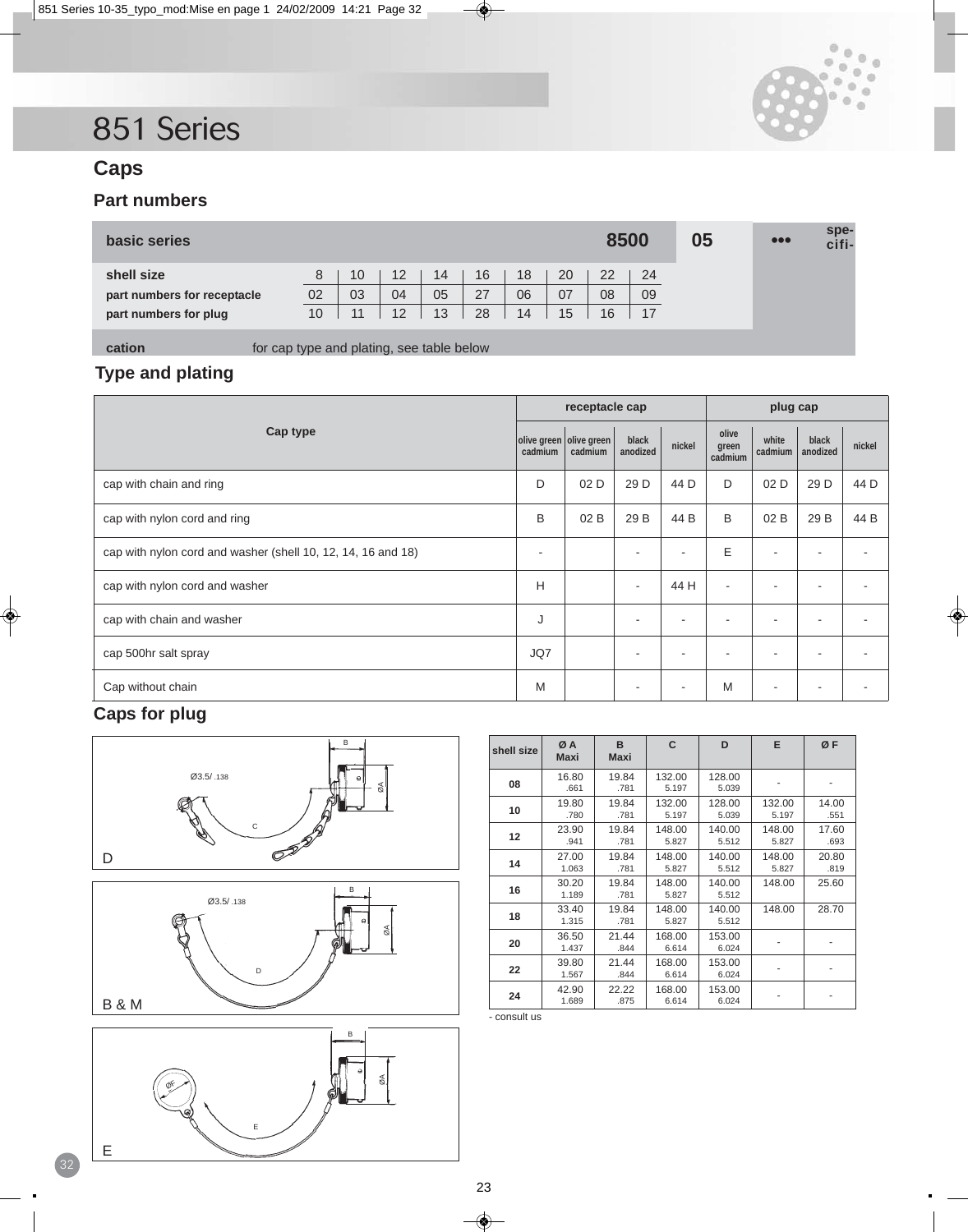# 851 Series

## Caps

### Part numbers

| basic series | | | | | | | | | | 8500 | 05 | ••• | specification |
|---|---|---|---|---|---|---|---|---|---|---|---|---|---|
| shell size | 8 | 10 | 12 | 14 | 16 | 18 | 20 | 22 | 24 | | | | |
| part numbers for receptacle | 02 | 03 | 04 | 05 | 27 | 06 | 07 | 08 | 09 | | | | |
| part numbers for plug | 10 | 11 | 12 | 13 | 28 | 14 | 15 | 16 | 17 | | | | |

specification: for cap type and plating, see table below

### Type and plating

| Cap type | receptacle cap | | | | plug cap | | | |
|---|---|---|---|---|---|---|---|---|
| | olive green cadmium | olive green cadmium | black anodized | nickel | olive green cadmium | white cadmium | black anodized | nickel |
| cap with chain and ring | D | 02 D | 29 D | 44 D | D | 02 D | 29 D | 44 D |
| cap with nylon cord and ring | B | 02 B | 29 B | 44 B | B | 02 B | 29 B | 44 B |
| cap with nylon cord and washer (shell 10, 12, 14, 16 and 18) | - | | - | - | E | - | - | - |
| cap with nylon cord and washer | H | | - | 44 H | - | - | - | - |
| cap with chain and washer | J | | - | - | - | - | - | - |
| cap 500hr salt spray | JQ7 | | - | - | - | - | - | - |
| Cap without chain | M | | - | - | M | - | - | - |

### Caps for plug

D

B & M

E

| shell size | Ø A Maxi | B Maxi | C | D | E | Ø F |
|---|---|---|---|---|---|---|
| 08 | 16.80 .661 | 19.84 .781 | 132.00 5.197 | 128.00 5.039 | - | - |
| 10 | 19.80 .780 | 19.84 .781 | 132.00 5.197 | 128.00 5.039 | 132.00 5.197 | 14.00 .551 |
| 12 | 23.90 .941 | 19.84 .781 | 148.00 5.827 | 140.00 5.512 | 148.00 5.827 | 17.60 .693 |
| 14 | 27.00 1.063 | 19.84 .781 | 148.00 5.827 | 140.00 5.512 | 148.00 5.827 | 20.80 .819 |
| 16 | 30.20 1.189 | 19.84 .781 | 148.00 5.827 | 140.00 5.512 | 148.00 | 25.60 |
| 18 | 33.40 1.315 | 19.84 .781 | 148.00 5.827 | 140.00 5.512 | 148.00 | 28.70 |
| 20 | 36.50 1.437 | 21.44 .844 | 168.00 6.614 | 153.00 6.024 | - | - |
| 22 | 39.80 1.567 | 21.44 .844 | 168.00 6.614 | 153.00 6.024 | - | - |
| 24 | 42.90 1.689 | 22.22 .875 | 168.00 6.614 | 153.00 6.024 | - | - |

- consult us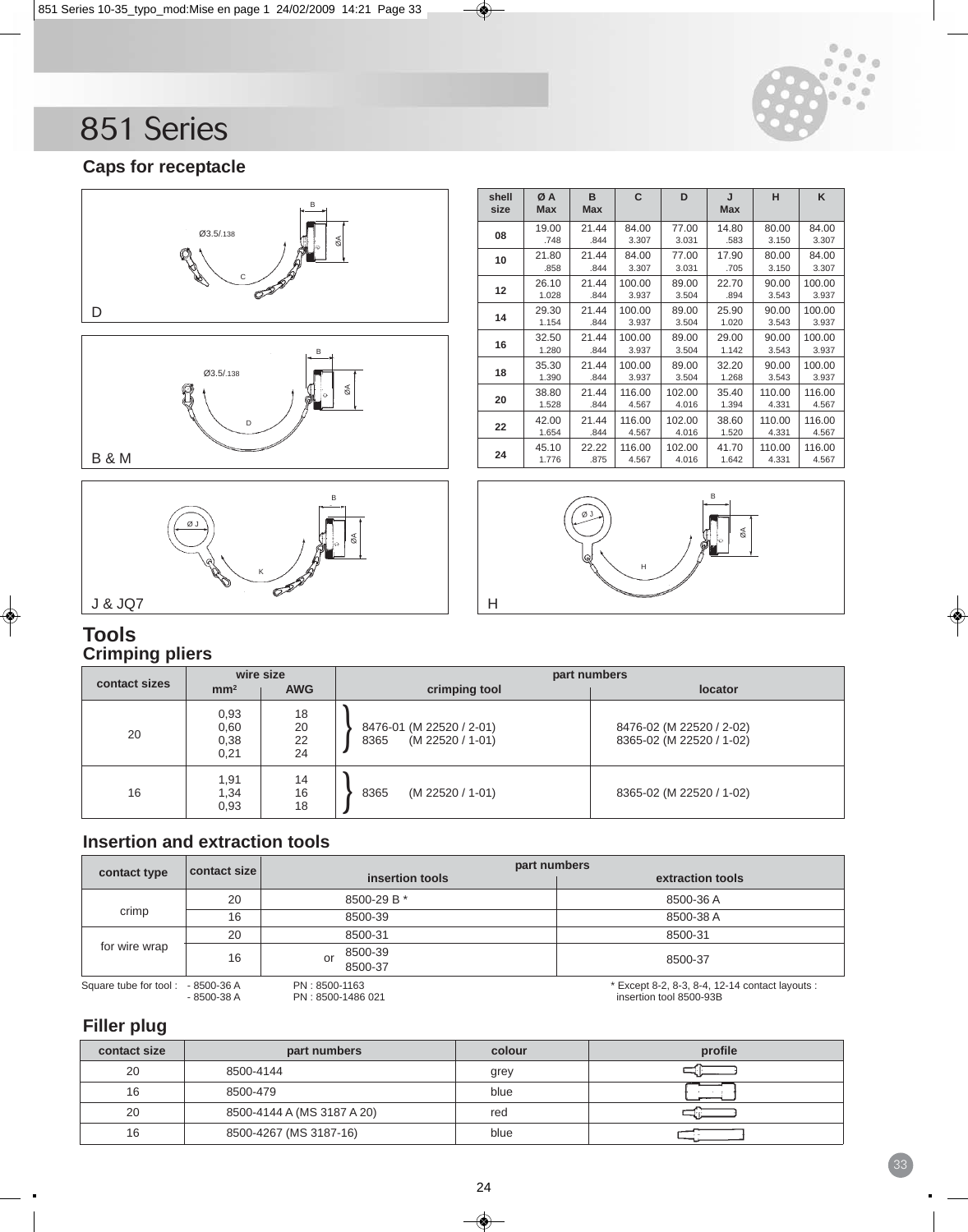# 851 Series

## Caps for receptacle

D

B & M

J & JQ7

H

| shell size | Ø A Max | B Max | C | D | J Max | H | K |
|---|---|---|---|---|---|---|---|
| 08 | 19.00 .748 | 21.44 .844 | 84.00 3.307 | 77.00 3.031 | 14.80 .583 | 80.00 3.150 | 84.00 3.307 |
| 10 | 21.80 .858 | 21.44 .844 | 84.00 3.307 | 77.00 3.031 | 17.90 .705 | 80.00 3.150 | 84.00 3.307 |
| 12 | 26.10 1.028 | 21.44 .844 | 100.00 3.937 | 89.00 3.504 | 22.70 .894 | 90.00 3.543 | 100.00 3.937 |
| 14 | 29.30 1.154 | 21.44 .844 | 100.00 3.937 | 89.00 3.504 | 25.90 1.020 | 90.00 3.543 | 100.00 3.937 |
| 16 | 32.50 1.280 | 21.44 .844 | 100.00 3.937 | 89.00 3.504 | 29.00 1.142 | 90.00 3.543 | 100.00 3.937 |
| 18 | 35.30 1.390 | 21.44 .844 | 100.00 3.937 | 89.00 3.504 | 32.20 1.268 | 90.00 3.543 | 100.00 3.937 |
| 20 | 38.80 1.528 | 21.44 .844 | 116.00 4.567 | 102.00 4.016 | 35.40 1.394 | 110.00 4.331 | 116.00 4.567 |
| 22 | 42.00 1.654 | 21.44 .844 | 116.00 4.567 | 102.00 4.016 | 38.60 1.520 | 110.00 4.331 | 116.00 4.567 |
| 24 | 45.10 1.776 | 22.22 .875 | 116.00 4.567 | 102.00 4.016 | 41.70 1.642 | 110.00 4.331 | 116.00 4.567 |

## Tools

### Crimping pliers

| contact sizes | wire size | | part numbers | |
|---|---|---|---|---|
| | mm² | AWG | crimping tool | locator |
| 20 | 0,93<br>0,60<br>0,38<br>0,21 | 18<br>20<br>22<br>24 | 8476-01 (M 22520 / 2-01)<br>8365 (M 22520 / 1-01) | 8476-02 (M 22520 / 2-02)<br>8365-02 (M 22520 / 1-02) |
| 16 | 1,91<br>1,34<br>0,93 | 14<br>16<br>18 | 8365 (M 22520 / 1-01) | 8365-02 (M 22520 / 1-02) |

### Insertion and extraction tools

| contact type | contact size | part numbers | |
|---|---|---|---|
| | | insertion tools | extraction tools |
| crimp | 20 | 8500-29 B * | 8500-36 A |
| | 16 | 8500-39 | 8500-38 A |
| for wire wrap | 20 | 8500-31 | 8500-31 |
| | 16 | 8500-39 or 8500-37 | 8500-37 |

Square tube for tool : - 8500-36 A PN : 8500-1163
- 8500-38 A PN : 8500-1486 021

* Except 8-2, 8-3, 8-4, 12-14 contact layouts : insertion tool 8500-93B

### Filler plug

| contact size | part numbers | colour | profile |
|---|---|---|---|
| 20 | 8500-4144 | grey | |
| 16 | 8500-479 | blue | |
| 20 | 8500-4144 A (MS 3187 A 20) | red | |
| 16 | 8500-4267 (MS 3187-16) | blue | |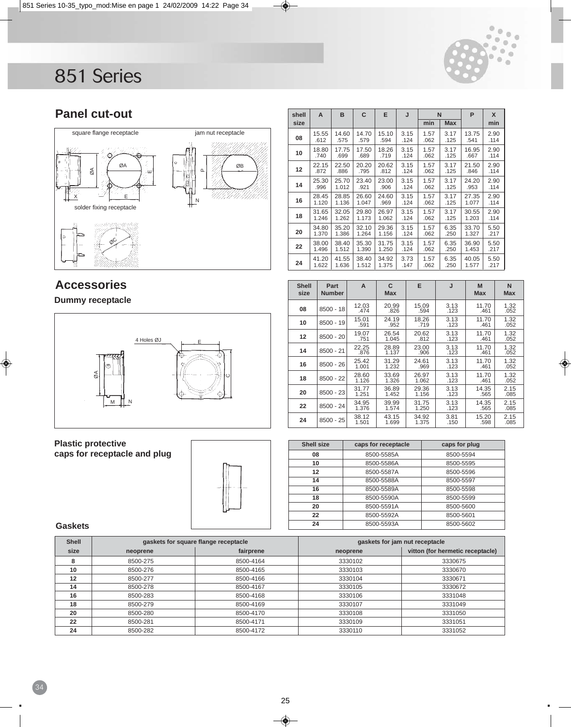# 851 Series

## Panel cut-out

square flange receptacle

jam nut receptacle

solder fixing receptacle

| shell size | A | B | C | E | J | N min | N Max | P | X min |
|---|---|---|---|---|---|---|---|---|---|
| 08 | 15.55 .612 | 14.60 .575 | 14.70 .579 | 15.10 .594 | 3.15 .124 | 1.57 .062 | 3.17 .125 | 13.75 .541 | 2.90 .114 |
| 10 | 18.80 .740 | 17.75 .699 | 17.50 .689 | 18.26 .719 | 3.15 .124 | 1.57 .062 | 3.17 .125 | 16.95 .667 | 2.90 .114 |
| 12 | 22.15 .872 | 22.50 .886 | 20.20 .795 | 20.62 .812 | 3.15 .124 | 1.57 .062 | 3.17 .125 | 21.50 .846 | 2.90 .114 |
| 14 | 25.30 .996 | 25.70 1.012 | 23.40 .921 | 23.00 .906 | 3.15 .124 | 1.57 .062 | 3.17 .125 | 24.20 .953 | 2.90 .114 |
| 16 | 28.45 1.120 | 28.85 1.136 | 26.60 1.047 | 24.60 .969 | 3.15 .124 | 1.57 .062 | 3.17 .125 | 27.35 1.077 | 2.90 .114 |
| 18 | 31.65 1.246 | 32.05 1.262 | 29.80 1.173 | 26.97 1.062 | 3.15 .124 | 1.57 .062 | 3.17 .125 | 30.55 1.203 | 2.90 .114 |
| 20 | 34.80 1.370 | 35.20 1.386 | 32.10 1.264 | 29.36 1.156 | 3.15 .124 | 1.57 .062 | 6.35 .250 | 33.70 1.327 | 5.50 .217 |
| 22 | 38.00 1.496 | 38.40 1.512 | 35.30 1.390 | 31.75 1.250 | 3.15 .124 | 1.57 .062 | 6.35 .250 | 36.90 1.453 | 5.50 .217 |
| 24 | 41.20 1.622 | 41.55 1.636 | 38.40 1.512 | 34.92 1.375 | 3.73 .147 | 1.57 .062 | 6.35 .250 | 40.05 1.577 | 5.50 .217 |

## Accessories

### Dummy receptacle

4 Holes ØJ

| Shell size | Part Number | A | C Max | E | J | M Max | N Max |
|---|---|---|---|---|---|---|---|
| 08 | 8500 - 18 | 12.03 .474 | 20.99 .826 | 15.09 .594 | 3.13 .123 | 11.70 .461 | 1.32 .052 |
| 10 | 8500 - 19 | 15.01 .591 | 24.19 .952 | 18.26 .719 | 3.13 .123 | 11.70 .461 | 1.32 .052 |
| 12 | 8500 - 20 | 19.07 .751 | 26.54 1.045 | 20.62 .812 | 3.13 .123 | 11.70 .461 | 1.32 .052 |
| 14 | 8500 - 21 | 22.25 .876 | 28.89 1.137 | 23.00 .906 | 3.13 .123 | 11.70 .461 | 1.32 .052 |
| 16 | 8500 - 26 | 25.42 1.001 | 31.29 1.232 | 24.61 .969 | 3.13 .123 | 11.70 .461 | 1.32 .052 |
| 18 | 8500 - 22 | 28.60 1.126 | 33.69 1.326 | 26.97 1.062 | 3.13 .123 | 11.70 .461 | 1.32 .052 |
| 20 | 8500 - 23 | 31.77 1.251 | 36.89 1.452 | 29.36 1.156 | 3.13 .123 | 14.35 .565 | 2.15 .085 |
| 22 | 8500 - 24 | 34.95 1.376 | 39.99 1.574 | 31.75 1.250 | 3.13 .123 | 14.35 .565 | 2.15 .085 |
| 24 | 8500 - 25 | 38.12 1.501 | 43.15 1.699 | 34.92 1.375 | 3.81 .150 | 15.20 .598 | 2.15 .085 |

### Plastic protective caps for receptacle and plug

| Shell size | caps for receptacle | caps for plug |
|---|---|---|
| 08 | 8500-5585A | 8500-5594 |
| 10 | 8500-5586A | 8500-5595 |
| 12 | 8500-5587A | 8500-5596 |
| 14 | 8500-5588A | 8500-5597 |
| 16 | 8500-5589A | 8500-5598 |
| 18 | 8500-5590A | 8500-5599 |
| 20 | 8500-5591A | 8500-5600 |
| 22 | 8500-5592A | 8500-5601 |
| 24 | 8500-5593A | 8500-5602 |

### Gaskets

| Shell | gaskets for square flange receptacle | | gaskets for jam nut receptacle | |
|---|---|---|---|---|
| size | neoprene | fairprene | neoprene | vitton (for hermetic receptacle) |
| 8 | 8500-275 | 8500-4164 | 3330102 | 3330675 |
| 10 | 8500-276 | 8500-4165 | 3330103 | 3330670 |
| 12 | 8500-277 | 8500-4166 | 3330104 | 3330671 |
| 14 | 8500-278 | 8500-4167 | 3330105 | 3330672 |
| 16 | 8500-283 | 8500-4168 | 3330106 | 3331048 |
| 18 | 8500-279 | 8500-4169 | 3330107 | 3331049 |
| 20 | 8500-280 | 8500-4170 | 3330108 | 3331050 |
| 22 | 8500-281 | 8500-4171 | 3330109 | 3331051 |
| 24 | 8500-282 | 8500-4172 | 3330110 | 3331052 |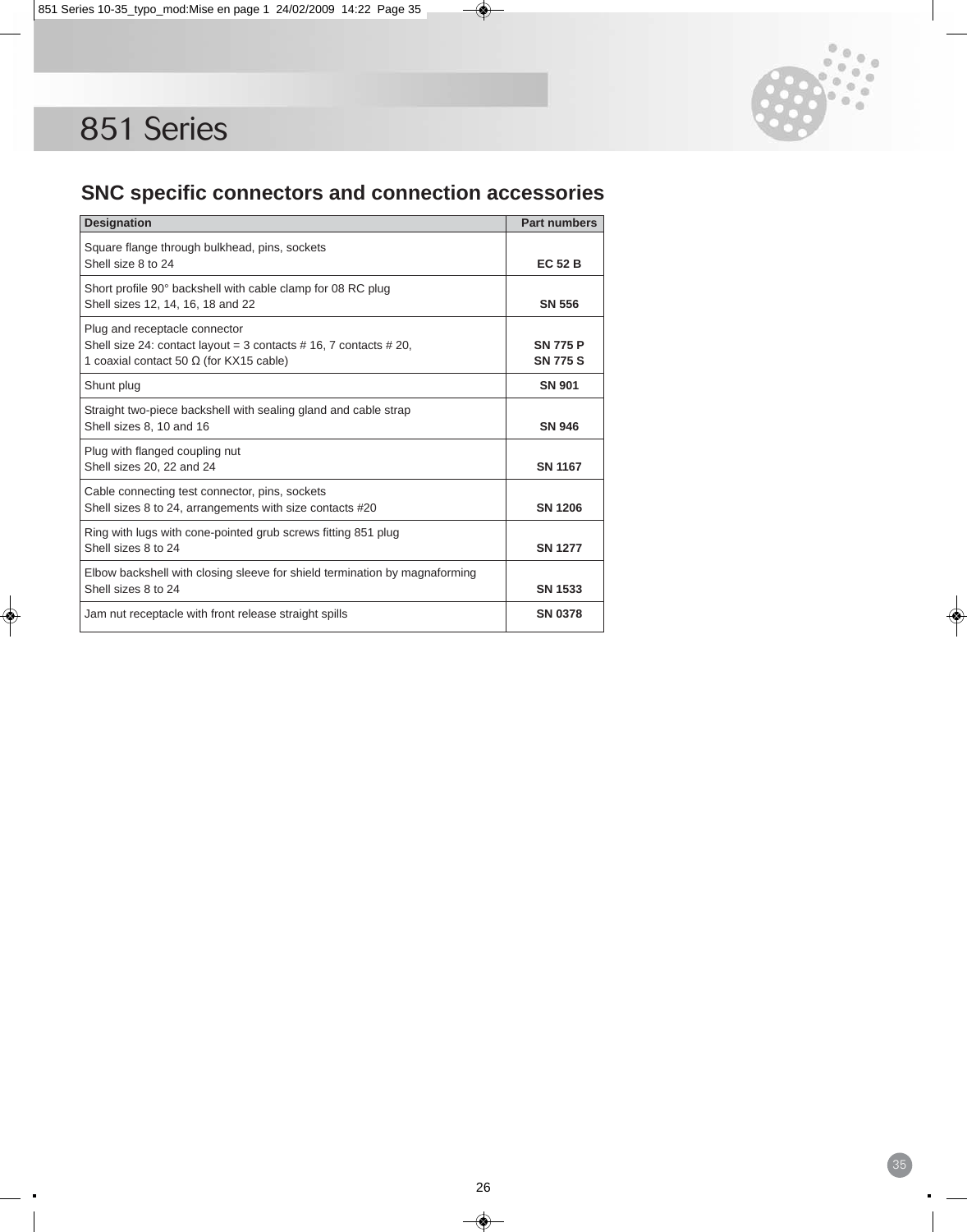# 851 Series

## SNC specific connectors and connection accessories

| Designation | Part numbers |
|---|---|
| Square flange through bulkhead, pins, sockets<br>Shell size 8 to 24 | **EC 52 B** |
| Short profile 90° backshell with cable clamp for 08 RC plug<br>Shell sizes 12, 14, 16, 18 and 22 | **SN 556** |
| Plug and receptacle connector<br>Shell size 24: contact layout = 3 contacts # 16, 7 contacts # 20,<br>1 coaxial contact 50 Ω (for KX15 cable) | **SN 775 P**<br>**SN 775 S** |
| Shunt plug | **SN 901** |
| Straight two-piece backshell with sealing gland and cable strap<br>Shell sizes 8, 10 and 16 | **SN 946** |
| Plug with flanged coupling nut<br>Shell sizes 20, 22 and 24 | **SN 1167** |
| Cable connecting test connector, pins, sockets<br>Shell sizes 8 to 24, arrangements with size contacts #20 | **SN 1206** |
| Ring with lugs with cone-pointed grub screws fitting 851 plug<br>Shell sizes 8 to 24 | **SN 1277** |
| Elbow backshell with closing sleeve for shield termination by magnaforming<br>Shell sizes 8 to 24 | **SN 1533** |
| Jam nut receptacle with front release straight spills | **SN 0378** |